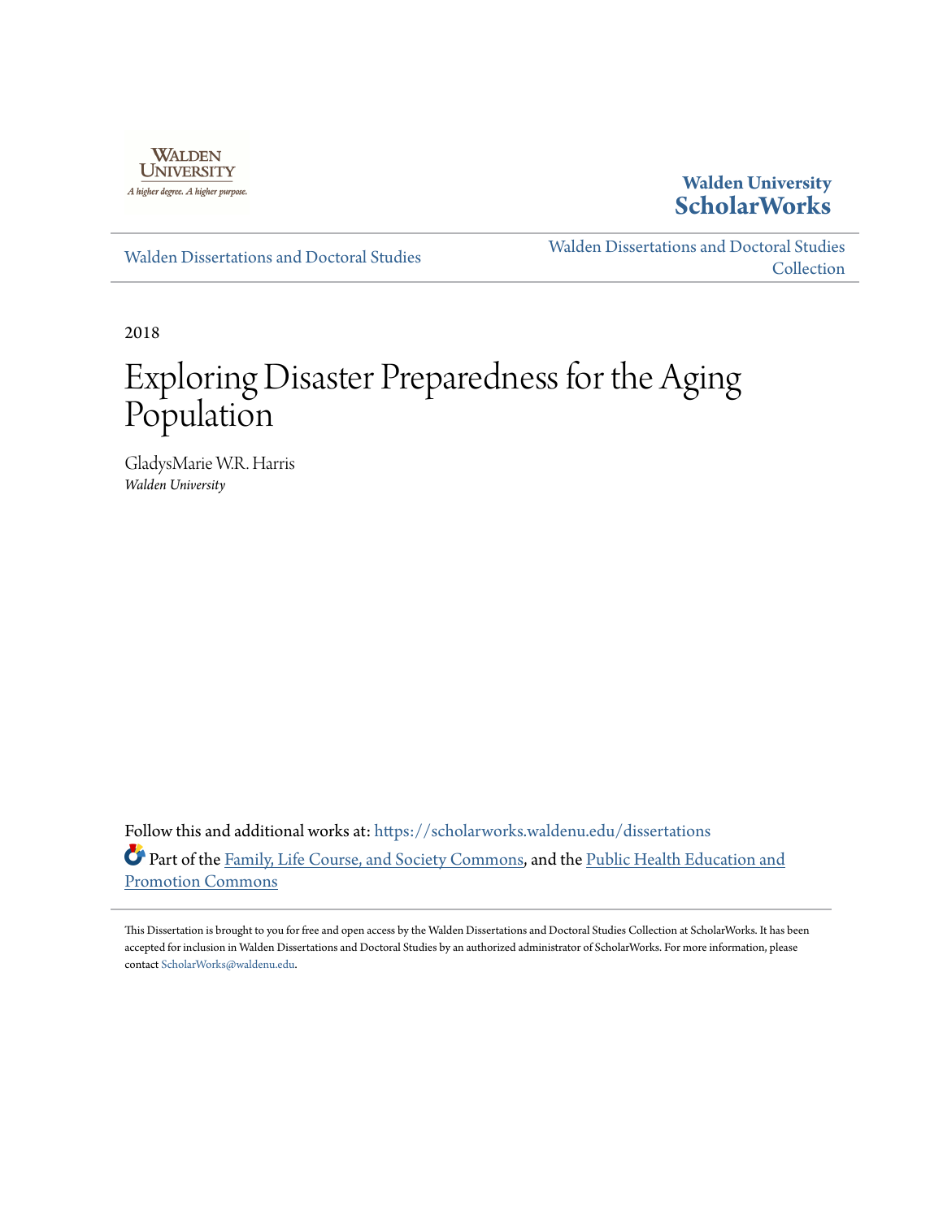Walden University
A higher degree. A higher purpose.

Walden University ScholarWorks

Walden Dissertations and Doctoral Studies

Walden Dissertations and Doctoral Studies Collection

2018

# Exploring Disaster Preparedness for the Aging Population

GladysMarie W.R. Harris
*Walden University*

Follow this and additional works at: https://scholarworks.waldenu.edu/dissertations

Part of the Family, Life Course, and Society Commons, and the Public Health Education and Promotion Commons

This Dissertation is brought to you for free and open access by the Walden Dissertations and Doctoral Studies Collection at ScholarWorks. It has been accepted for inclusion in Walden Dissertations and Doctoral Studies by an authorized administrator of ScholarWorks. For more information, please contact ScholarWorks@waldenu.edu.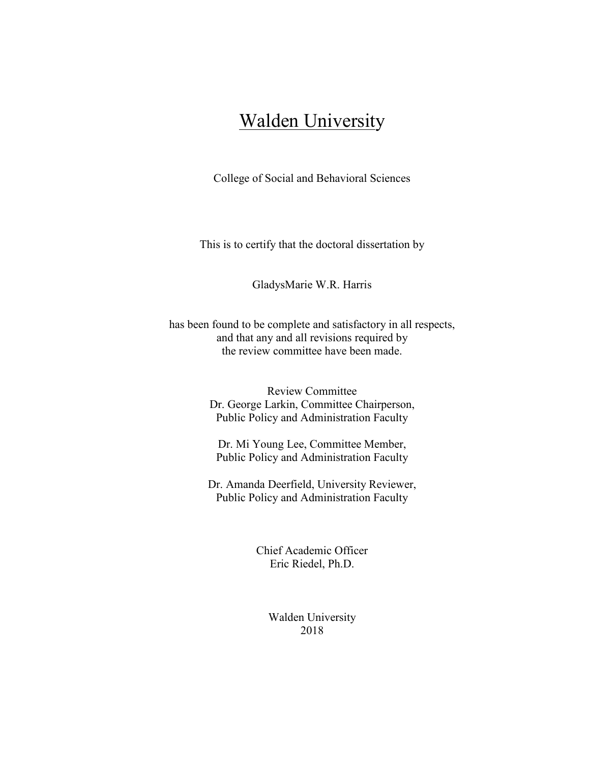# Walden University

College of Social and Behavioral Sciences

This is to certify that the doctoral dissertation by

GladysMarie W.R. Harris

has been found to be complete and satisfactory in all respects,
and that any and all revisions required by
the review committee have been made.

Review Committee
Dr. George Larkin, Committee Chairperson,
Public Policy and Administration Faculty

Dr. Mi Young Lee, Committee Member,
Public Policy and Administration Faculty

Dr. Amanda Deerfield, University Reviewer,
Public Policy and Administration Faculty

Chief Academic Officer
Eric Riedel, Ph.D.

Walden University
2018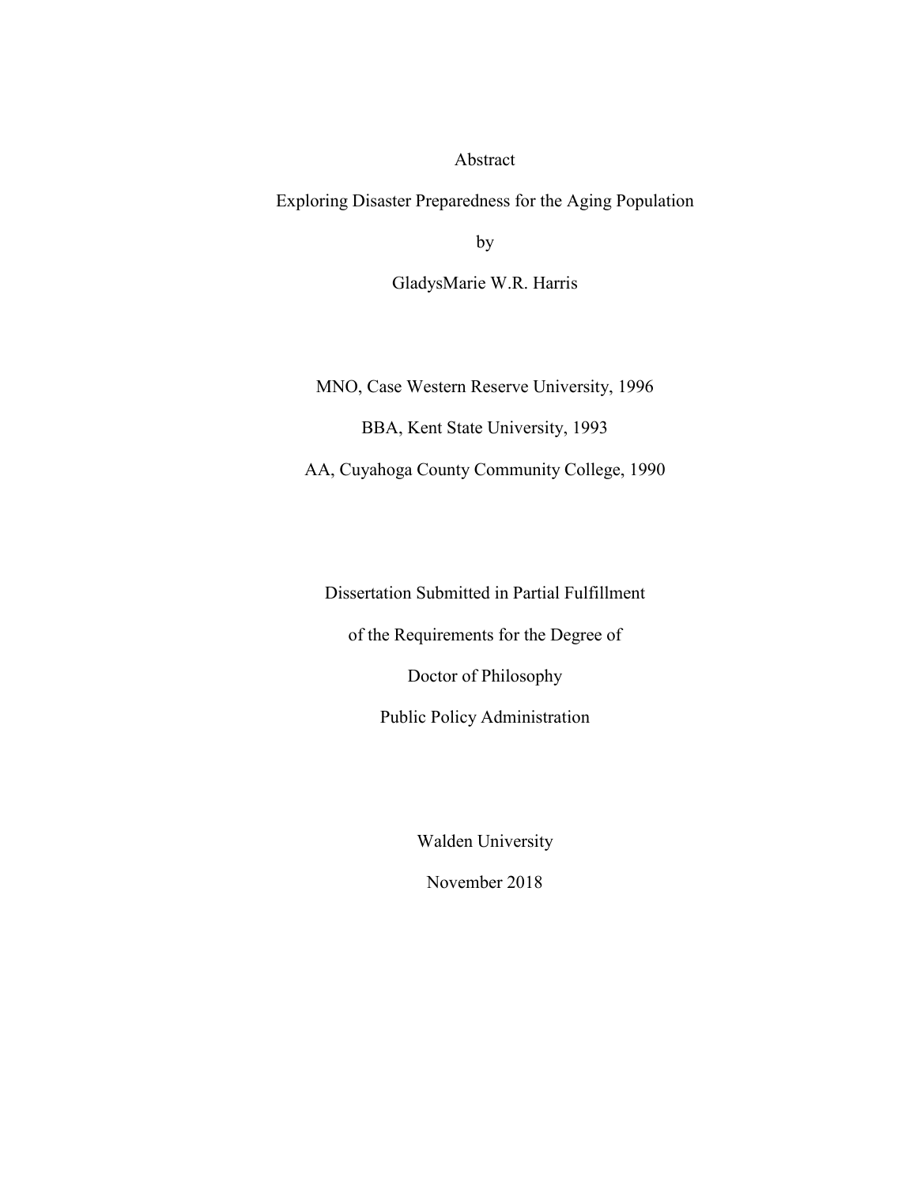Abstract

Exploring Disaster Preparedness for the Aging Population

by

GladysMarie W.R. Harris

MNO, Case Western Reserve University, 1996

BBA, Kent State University, 1993

AA, Cuyahoga County Community College, 1990

Dissertation Submitted in Partial Fulfillment

of the Requirements for the Degree of

Doctor of Philosophy

Public Policy Administration

Walden University

November 2018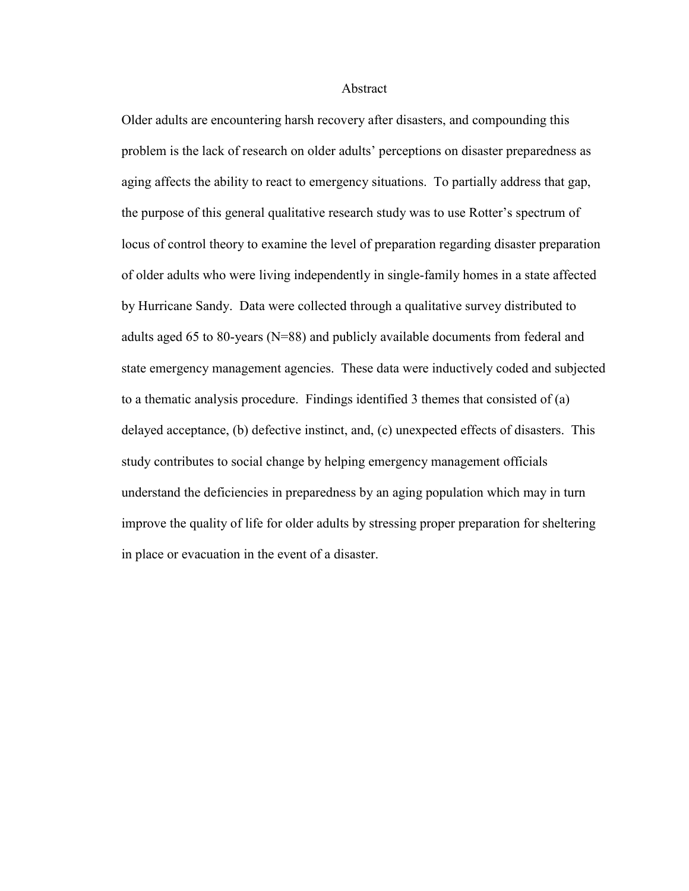# Abstract

Older adults are encountering harsh recovery after disasters, and compounding this problem is the lack of research on older adults' perceptions on disaster preparedness as aging affects the ability to react to emergency situations. To partially address that gap, the purpose of this general qualitative research study was to use Rotter's spectrum of locus of control theory to examine the level of preparation regarding disaster preparation of older adults who were living independently in single-family homes in a state affected by Hurricane Sandy. Data were collected through a qualitative survey distributed to adults aged 65 to 80-years (N=88) and publicly available documents from federal and state emergency management agencies. These data were inductively coded and subjected to a thematic analysis procedure. Findings identified 3 themes that consisted of (a) delayed acceptance, (b) defective instinct, and, (c) unexpected effects of disasters. This study contributes to social change by helping emergency management officials understand the deficiencies in preparedness by an aging population which may in turn improve the quality of life for older adults by stressing proper preparation for sheltering in place or evacuation in the event of a disaster.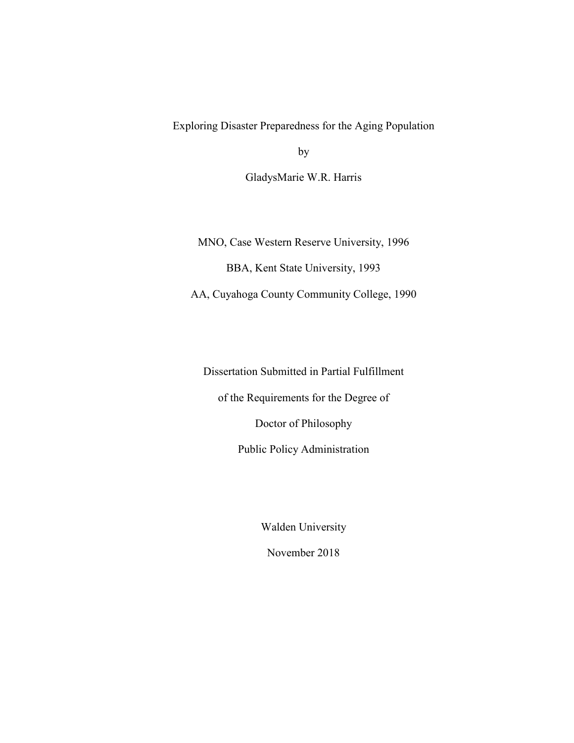Exploring Disaster Preparedness for the Aging Population

by

GladysMarie W.R. Harris

MNO, Case Western Reserve University, 1996

BBA, Kent State University, 1993

AA, Cuyahoga County Community College, 1990

Dissertation Submitted in Partial Fulfillment

of the Requirements for the Degree of

Doctor of Philosophy

Public Policy Administration

Walden University

November 2018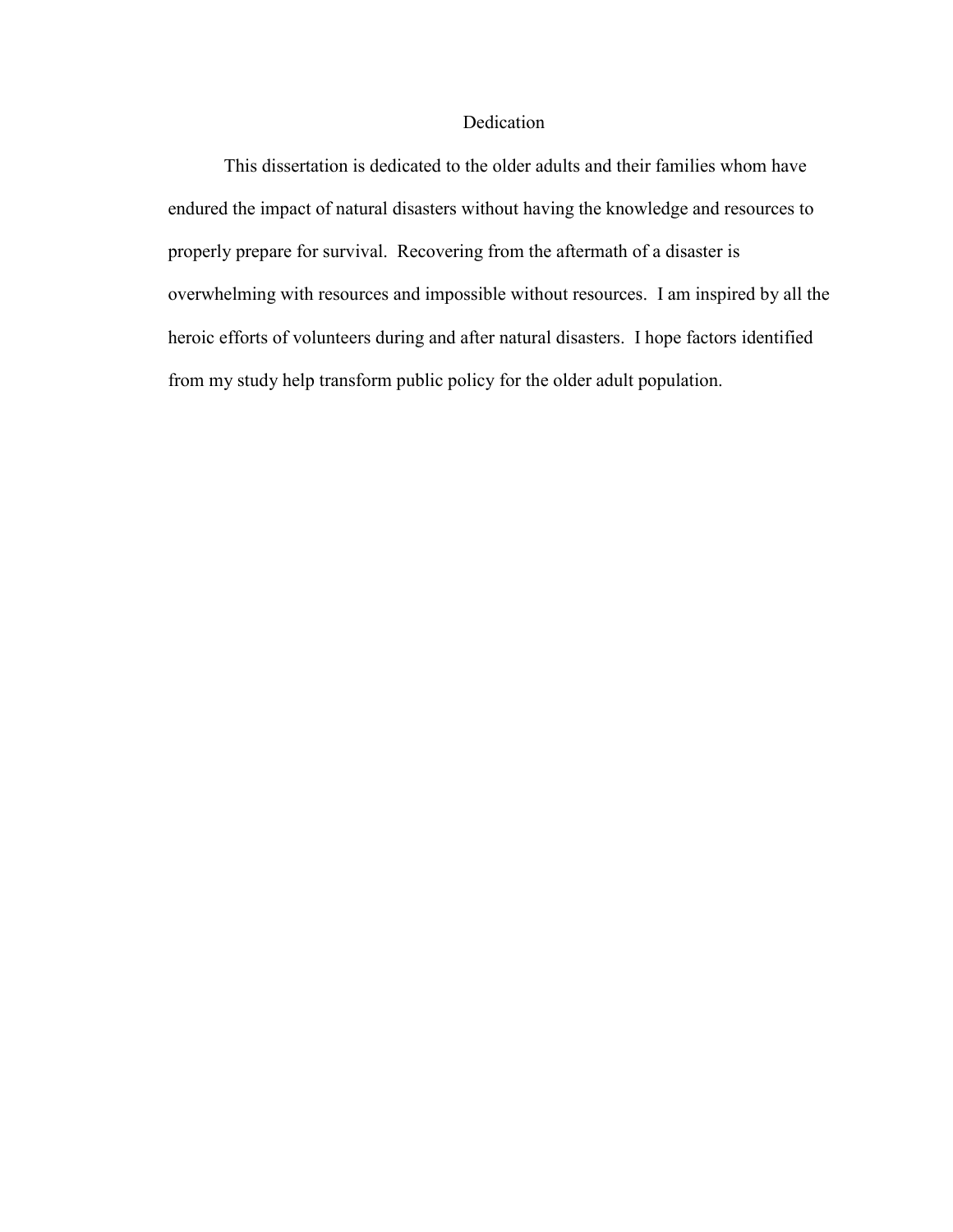# Dedication

This dissertation is dedicated to the older adults and their families whom have endured the impact of natural disasters without having the knowledge and resources to properly prepare for survival. Recovering from the aftermath of a disaster is overwhelming with resources and impossible without resources. I am inspired by all the heroic efforts of volunteers during and after natural disasters. I hope factors identified from my study help transform public policy for the older adult population.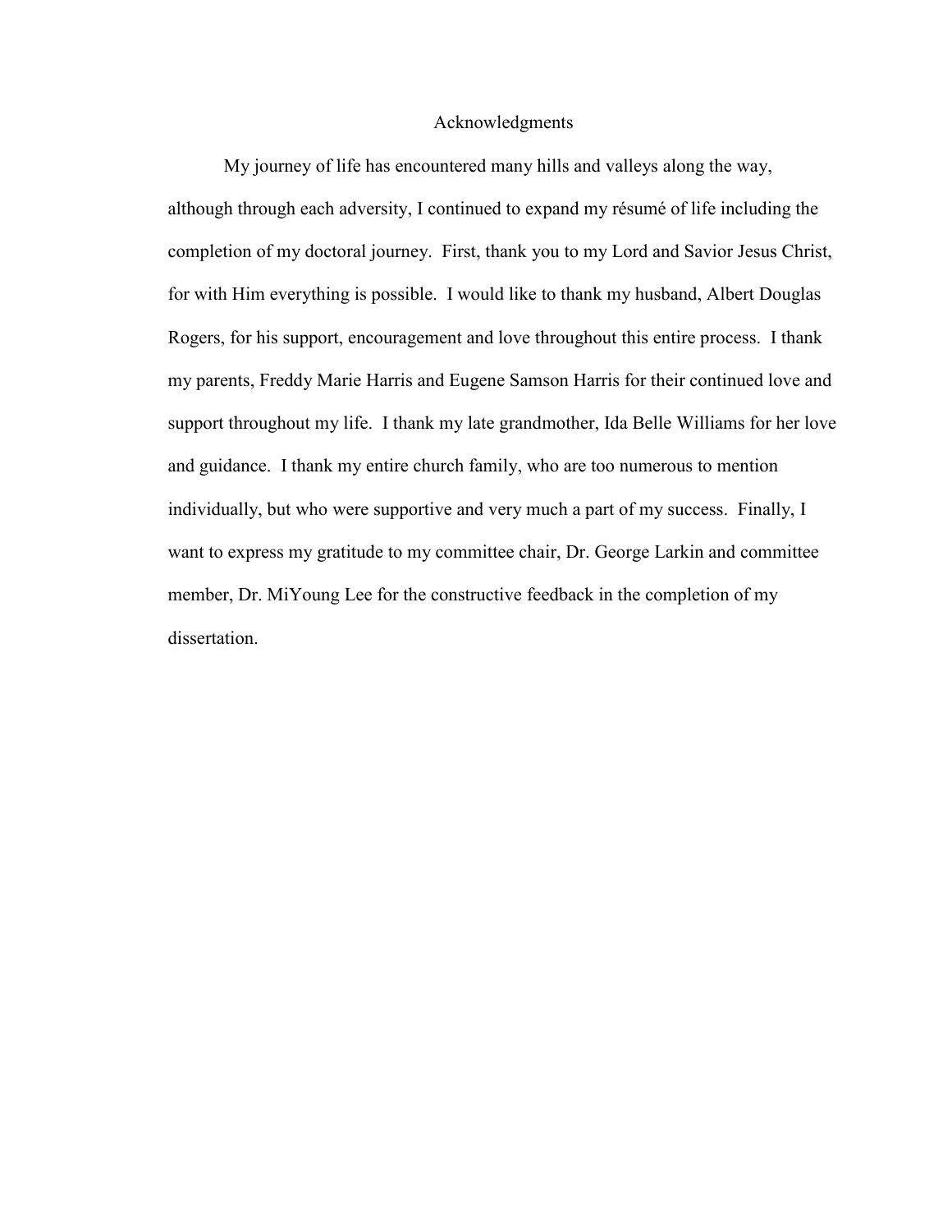# Acknowledgments

My journey of life has encountered many hills and valleys along the way, although through each adversity, I continued to expand my résumé of life including the completion of my doctoral journey. First, thank you to my Lord and Savior Jesus Christ, for with Him everything is possible. I would like to thank my husband, Albert Douglas Rogers, for his support, encouragement and love throughout this entire process. I thank my parents, Freddy Marie Harris and Eugene Samson Harris for their continued love and support throughout my life. I thank my late grandmother, Ida Belle Williams for her love and guidance. I thank my entire church family, who are too numerous to mention individually, but who were supportive and very much a part of my success. Finally, I want to express my gratitude to my committee chair, Dr. George Larkin and committee member, Dr. MiYoung Lee for the constructive feedback in the completion of my dissertation.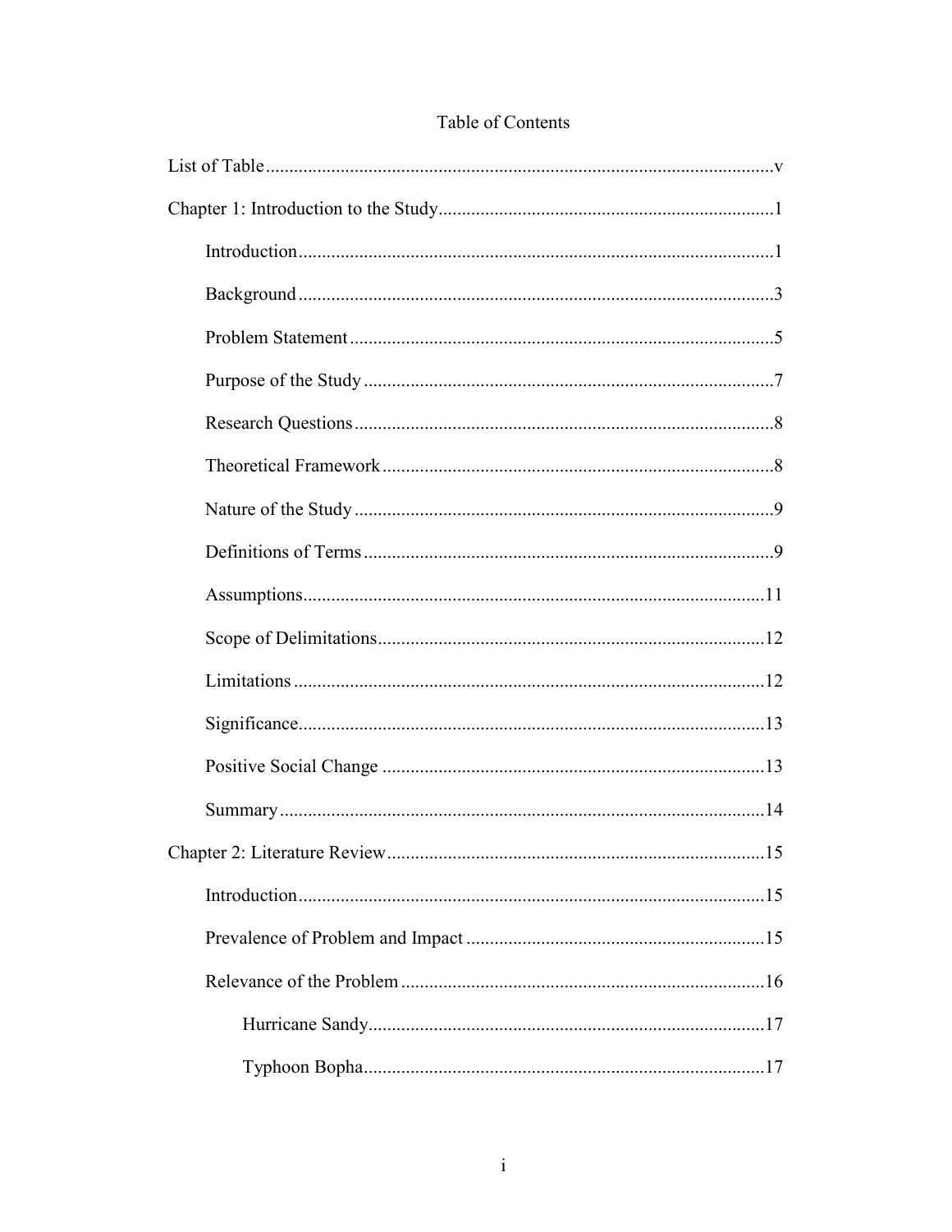# Table of Contents

List of Table ........................................................................................................v

Chapter 1: Introduction to the Study.......................................................................1

- Introduction.....................................................................................................1
- Background.....................................................................................................3
- Problem Statement..........................................................................................5
- Purpose of the Study.......................................................................................7
- Research Questions.........................................................................................8
- Theoretical Framework...................................................................................8
- Nature of the Study.........................................................................................9
- Definitions of Terms.......................................................................................9
- Assumptions..................................................................................................11
- Scope of Delimitations..................................................................................12
- Limitations....................................................................................................12
- Significance...................................................................................................13
- Positive Social Change .................................................................................13
- Summary.......................................................................................................14

Chapter 2: Literature Review................................................................................15

- Introduction...................................................................................................15
- Prevalence of Problem and Impact ...............................................................15
- Relevance of the Problem .............................................................................16
  - Hurricane Sandy....................................................................................17
  - Typhoon Bopha.....................................................................................17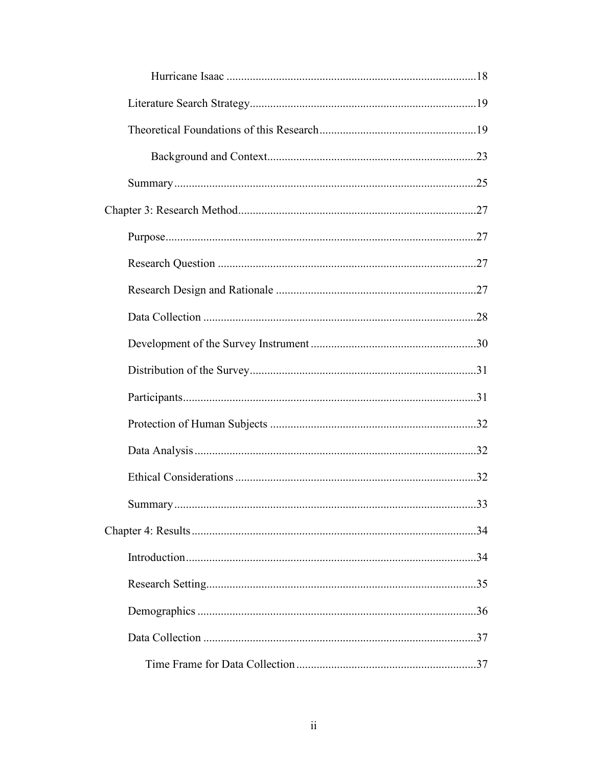Hurricane Isaac .....................................................................................18

Literature Search Strategy.............................................................................19

Theoretical Foundations of this Research.....................................................19

Background and Context.......................................................................23

Summary.......................................................................................................25

Chapter 3: Research Method.................................................................................27

Purpose.........................................................................................................27

Research Question ........................................................................................27

Research Design and Rationale ....................................................................27

Data Collection .............................................................................................28

Development of the Survey Instrument.........................................................30

Distribution of the Survey.............................................................................31

Participants....................................................................................................31

Protection of Human Subjects ......................................................................32

Data Analysis................................................................................................32

Ethical Considerations ..................................................................................32

Summary.......................................................................................................33

Chapter 4: Results.................................................................................................34

Introduction...................................................................................................34

Research Setting............................................................................................35

Demographics ...............................................................................................36

Data Collection .............................................................................................37

Time Frame for Data Collection.............................................................37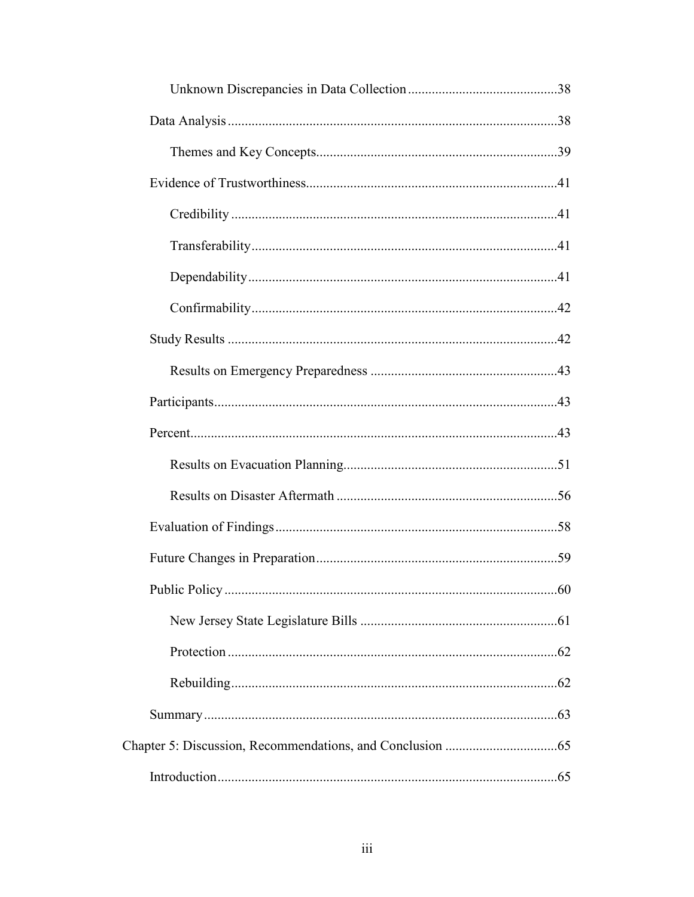Unknown Discrepancies in Data Collection ..........38

Data Analysis ..........38

Themes and Key Concepts ..........39

Evidence of Trustworthiness ..........41

Credibility ..........41

Transferability ..........41

Dependability ..........41

Confirmability ..........42

Study Results ..........42

Results on Emergency Preparedness ..........43

Participants ..........43

Percent ..........43

Results on Evacuation Planning ..........51

Results on Disaster Aftermath ..........56

Evaluation of Findings ..........58

Future Changes in Preparation ..........59

Public Policy ..........60

New Jersey State Legislature Bills ..........61

Protection ..........62

Rebuilding ..........62

Summary ..........63

Chapter 5: Discussion, Recommendations, and Conclusion ..........65

Introduction ..........65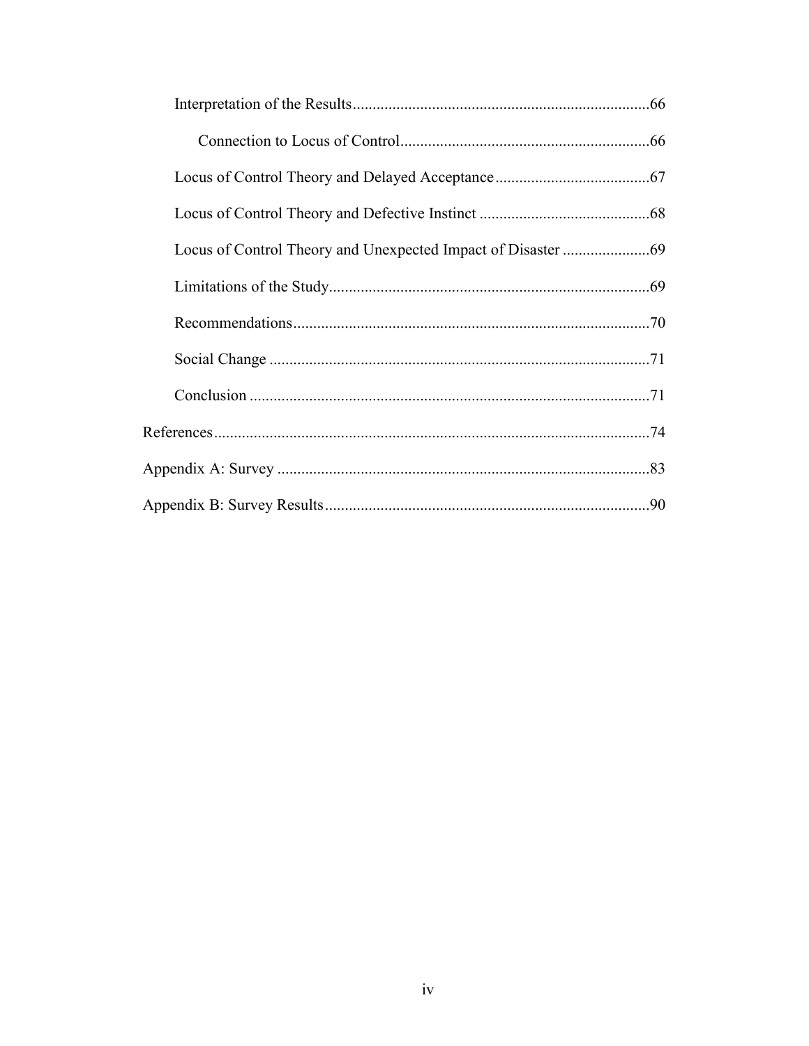Interpretation of the Results ..........66

Connection to Locus of Control ..........66

Locus of Control Theory and Delayed Acceptance ..........67

Locus of Control Theory and Defective Instinct ..........68

Locus of Control Theory and Unexpected Impact of Disaster ..........69

Limitations of the Study ..........69

Recommendations ..........70

Social Change ..........71

Conclusion ..........71

References ..........74

Appendix A: Survey ..........83

Appendix B: Survey Results ..........90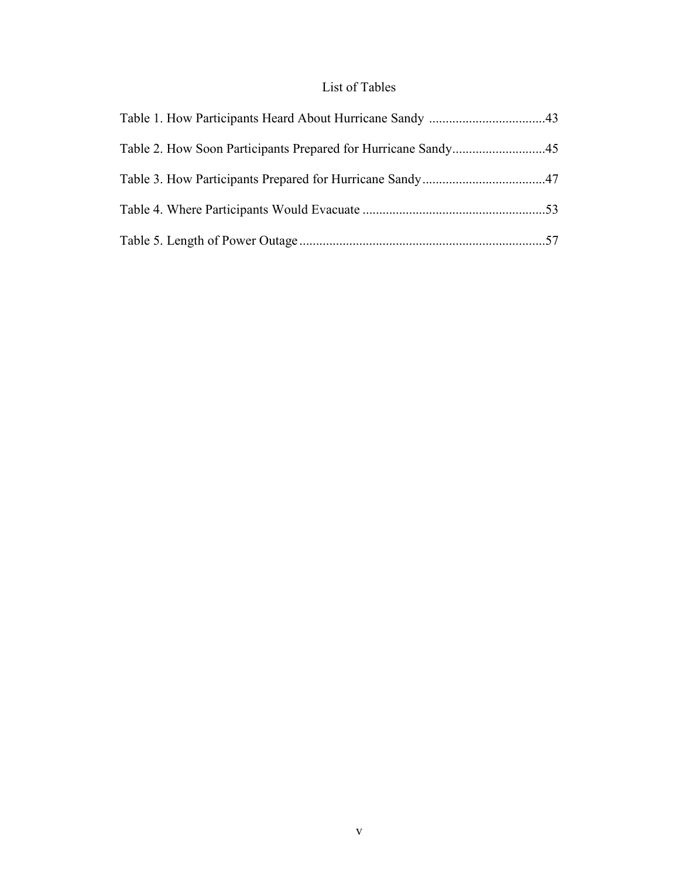# List of Tables

Table 1. How Participants Heard About Hurricane Sandy ..................................43

Table 2. How Soon Participants Prepared for Hurricane Sandy............................45

Table 3. How Participants Prepared for Hurricane Sandy.....................................47

Table 4. Where Participants Would Evacuate .......................................................53

Table 5. Length of Power Outage ..........................................................................57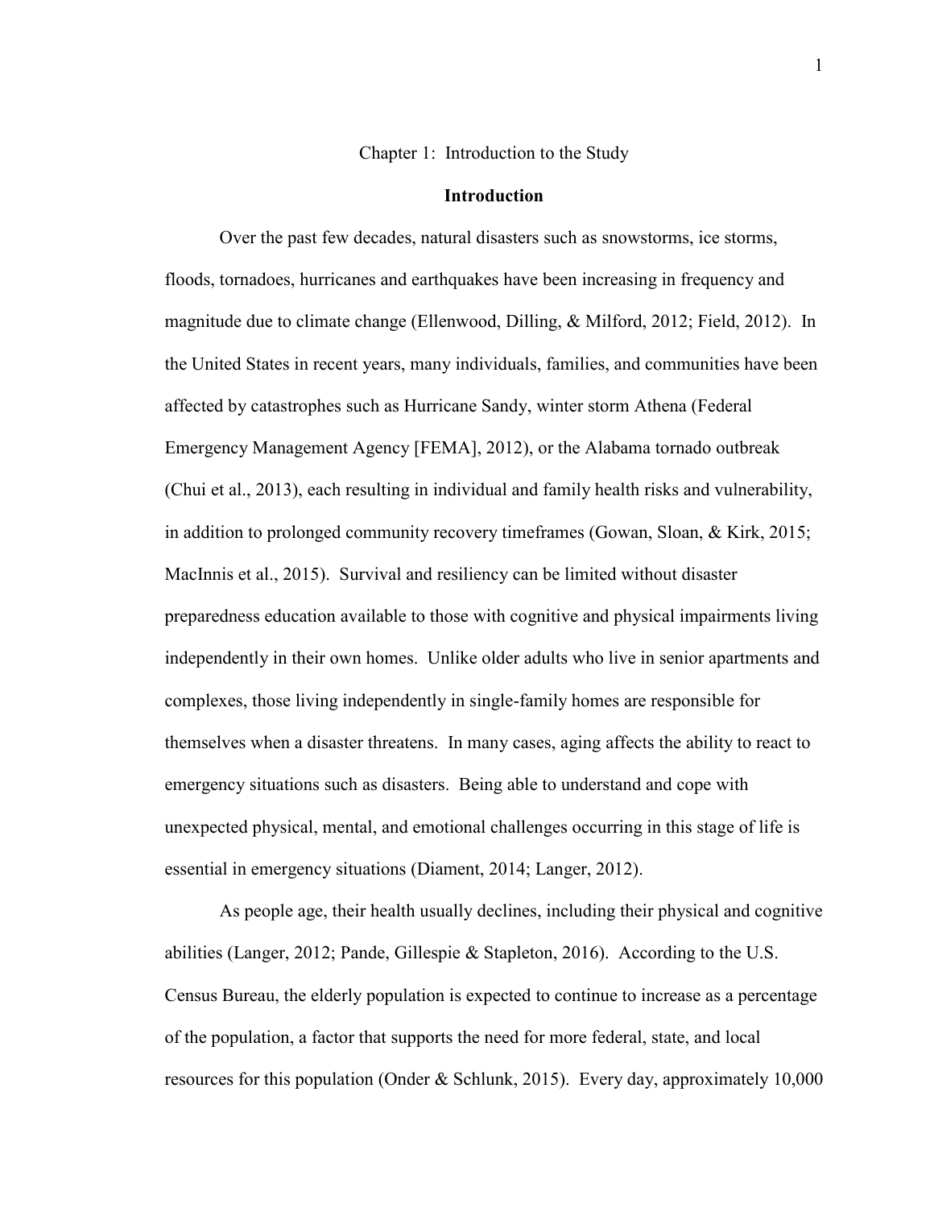# Chapter 1: Introduction to the Study

## Introduction

Over the past few decades, natural disasters such as snowstorms, ice storms, floods, tornadoes, hurricanes and earthquakes have been increasing in frequency and magnitude due to climate change (Ellenwood, Dilling, & Milford, 2012; Field, 2012). In the United States in recent years, many individuals, families, and communities have been affected by catastrophes such as Hurricane Sandy, winter storm Athena (Federal Emergency Management Agency [FEMA], 2012), or the Alabama tornado outbreak (Chui et al., 2013), each resulting in individual and family health risks and vulnerability, in addition to prolonged community recovery timeframes (Gowan, Sloan, & Kirk, 2015; MacInnis et al., 2015). Survival and resiliency can be limited without disaster preparedness education available to those with cognitive and physical impairments living independently in their own homes. Unlike older adults who live in senior apartments and complexes, those living independently in single-family homes are responsible for themselves when a disaster threatens. In many cases, aging affects the ability to react to emergency situations such as disasters. Being able to understand and cope with unexpected physical, mental, and emotional challenges occurring in this stage of life is essential in emergency situations (Diament, 2014; Langer, 2012).

As people age, their health usually declines, including their physical and cognitive abilities (Langer, 2012; Pande, Gillespie & Stapleton, 2016). According to the U.S. Census Bureau, the elderly population is expected to continue to increase as a percentage of the population, a factor that supports the need for more federal, state, and local resources for this population (Onder & Schlunk, 2015). Every day, approximately 10,000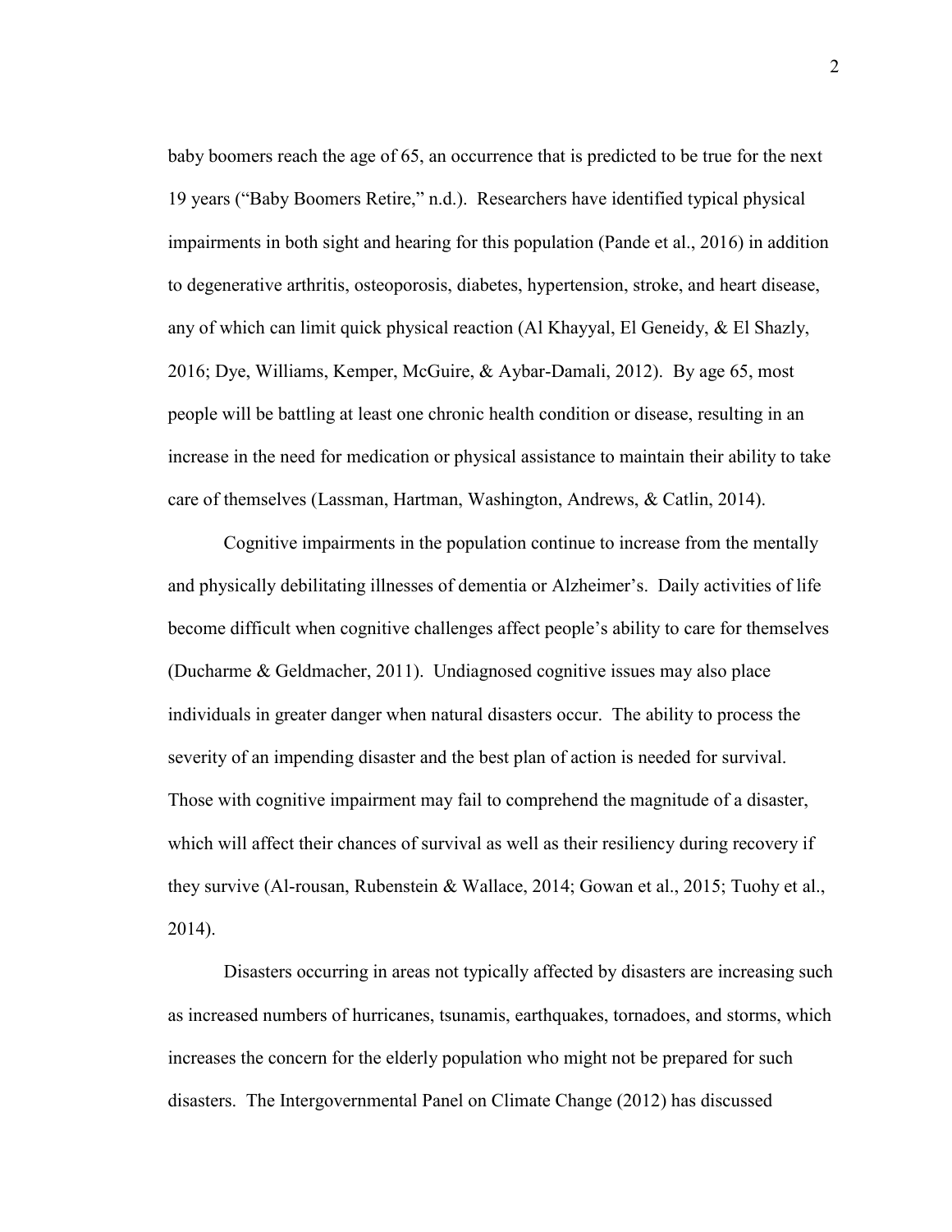baby boomers reach the age of 65, an occurrence that is predicted to be true for the next 19 years ("Baby Boomers Retire," n.d.). Researchers have identified typical physical impairments in both sight and hearing for this population (Pande et al., 2016) in addition to degenerative arthritis, osteoporosis, diabetes, hypertension, stroke, and heart disease, any of which can limit quick physical reaction (Al Khayyal, El Geneidy, & El Shazly, 2016; Dye, Williams, Kemper, McGuire, & Aybar-Damali, 2012). By age 65, most people will be battling at least one chronic health condition or disease, resulting in an increase in the need for medication or physical assistance to maintain their ability to take care of themselves (Lassman, Hartman, Washington, Andrews, & Catlin, 2014).

Cognitive impairments in the population continue to increase from the mentally and physically debilitating illnesses of dementia or Alzheimer's. Daily activities of life become difficult when cognitive challenges affect people's ability to care for themselves (Ducharme & Geldmacher, 2011). Undiagnosed cognitive issues may also place individuals in greater danger when natural disasters occur. The ability to process the severity of an impending disaster and the best plan of action is needed for survival. Those with cognitive impairment may fail to comprehend the magnitude of a disaster, which will affect their chances of survival as well as their resiliency during recovery if they survive (Al-rousan, Rubenstein & Wallace, 2014; Gowan et al., 2015; Tuohy et al., 2014).

Disasters occurring in areas not typically affected by disasters are increasing such as increased numbers of hurricanes, tsunamis, earthquakes, tornadoes, and storms, which increases the concern for the elderly population who might not be prepared for such disasters. The Intergovernmental Panel on Climate Change (2012) has discussed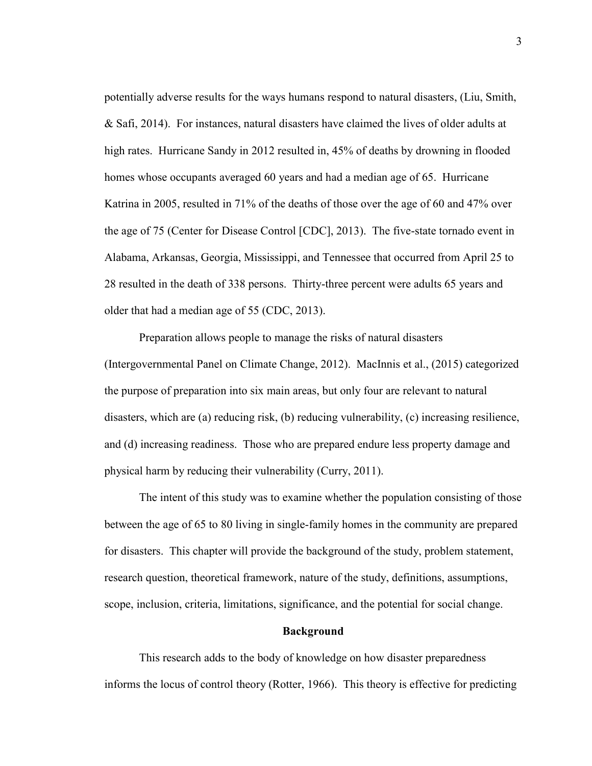potentially adverse results for the ways humans respond to natural disasters, (Liu, Smith, & Safi, 2014). For instances, natural disasters have claimed the lives of older adults at high rates. Hurricane Sandy in 2012 resulted in, 45% of deaths by drowning in flooded homes whose occupants averaged 60 years and had a median age of 65. Hurricane Katrina in 2005, resulted in 71% of the deaths of those over the age of 60 and 47% over the age of 75 (Center for Disease Control [CDC], 2013). The five-state tornado event in Alabama, Arkansas, Georgia, Mississippi, and Tennessee that occurred from April 25 to 28 resulted in the death of 338 persons. Thirty-three percent were adults 65 years and older that had a median age of 55 (CDC, 2013).

Preparation allows people to manage the risks of natural disasters (Intergovernmental Panel on Climate Change, 2012). MacInnis et al., (2015) categorized the purpose of preparation into six main areas, but only four are relevant to natural disasters, which are (a) reducing risk, (b) reducing vulnerability, (c) increasing resilience, and (d) increasing readiness. Those who are prepared endure less property damage and physical harm by reducing their vulnerability (Curry, 2011).

The intent of this study was to examine whether the population consisting of those between the age of 65 to 80 living in single-family homes in the community are prepared for disasters. This chapter will provide the background of the study, problem statement, research question, theoretical framework, nature of the study, definitions, assumptions, scope, inclusion, criteria, limitations, significance, and the potential for social change.

## Background

This research adds to the body of knowledge on how disaster preparedness informs the locus of control theory (Rotter, 1966). This theory is effective for predicting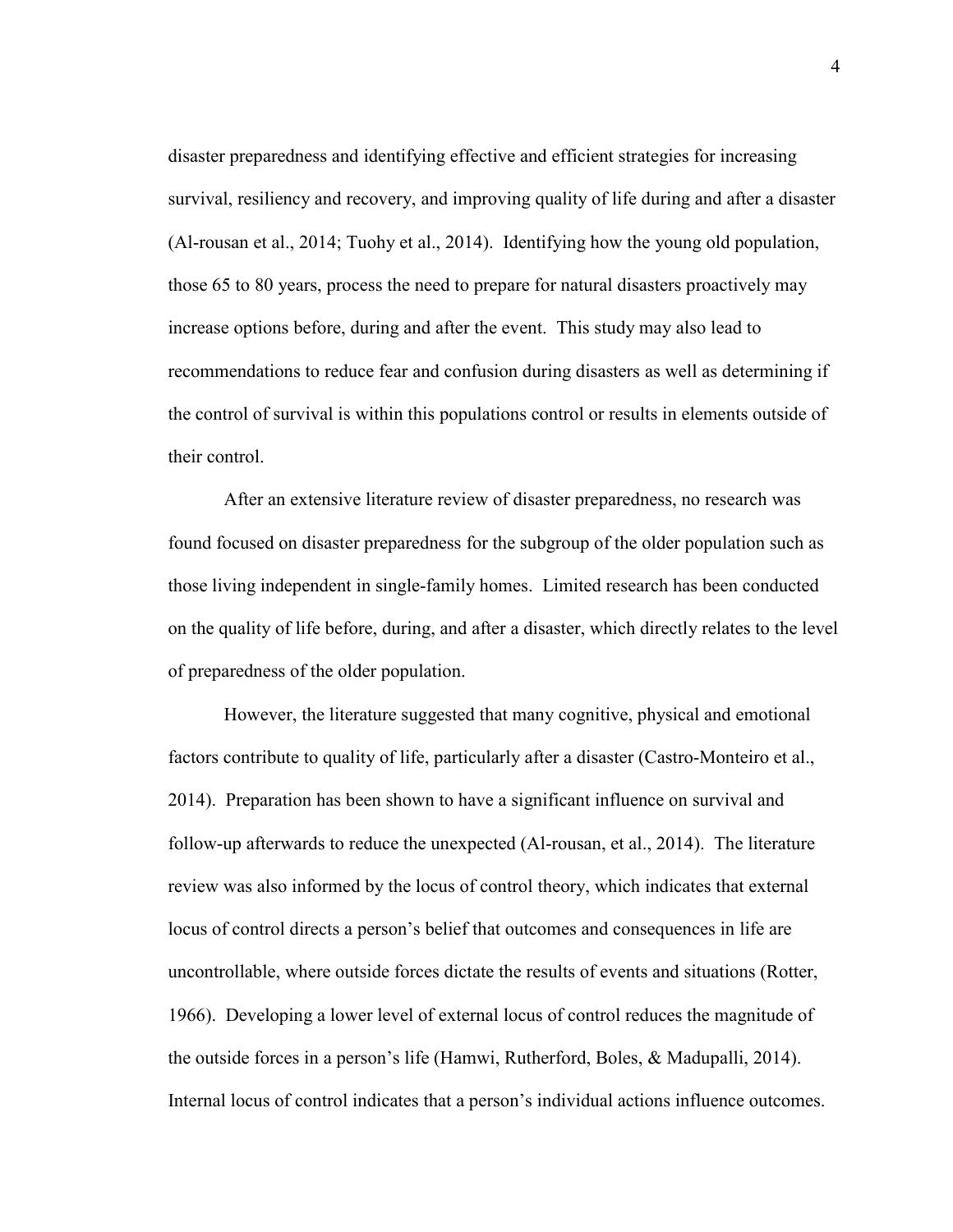disaster preparedness and identifying effective and efficient strategies for increasing survival, resiliency and recovery, and improving quality of life during and after a disaster (Al-rousan et al., 2014; Tuohy et al., 2014). Identifying how the young old population, those 65 to 80 years, process the need to prepare for natural disasters proactively may increase options before, during and after the event. This study may also lead to recommendations to reduce fear and confusion during disasters as well as determining if the control of survival is within this populations control or results in elements outside of their control.

After an extensive literature review of disaster preparedness, no research was found focused on disaster preparedness for the subgroup of the older population such as those living independent in single-family homes. Limited research has been conducted on the quality of life before, during, and after a disaster, which directly relates to the level of preparedness of the older population.

However, the literature suggested that many cognitive, physical and emotional factors contribute to quality of life, particularly after a disaster (Castro-Monteiro et al., 2014). Preparation has been shown to have a significant influence on survival and follow-up afterwards to reduce the unexpected (Al-rousan, et al., 2014). The literature review was also informed by the locus of control theory, which indicates that external locus of control directs a person's belief that outcomes and consequences in life are uncontrollable, where outside forces dictate the results of events and situations (Rotter, 1966). Developing a lower level of external locus of control reduces the magnitude of the outside forces in a person's life (Hamwi, Rutherford, Boles, & Madupalli, 2014). Internal locus of control indicates that a person's individual actions influence outcomes.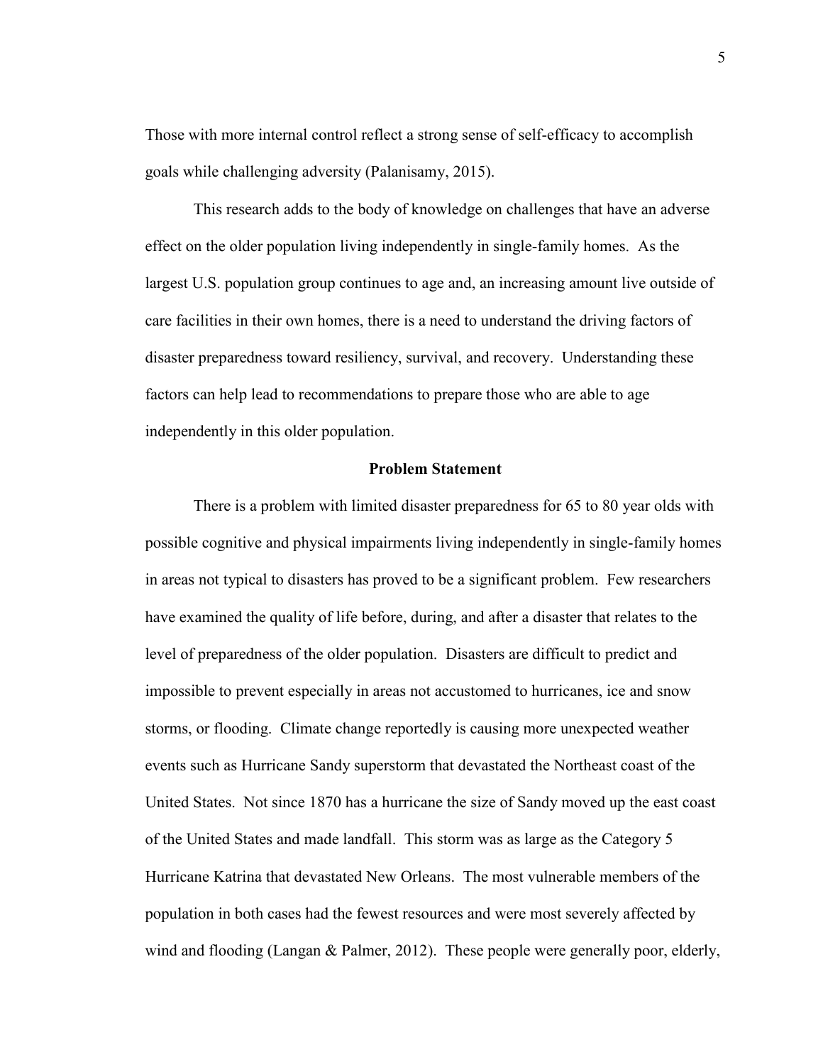Those with more internal control reflect a strong sense of self-efficacy to accomplish goals while challenging adversity (Palanisamy, 2015).

This research adds to the body of knowledge on challenges that have an adverse effect on the older population living independently in single-family homes. As the largest U.S. population group continues to age and, an increasing amount live outside of care facilities in their own homes, there is a need to understand the driving factors of disaster preparedness toward resiliency, survival, and recovery. Understanding these factors can help lead to recommendations to prepare those who are able to age independently in this older population.

## Problem Statement

There is a problem with limited disaster preparedness for 65 to 80 year olds with possible cognitive and physical impairments living independently in single-family homes in areas not typical to disasters has proved to be a significant problem. Few researchers have examined the quality of life before, during, and after a disaster that relates to the level of preparedness of the older population. Disasters are difficult to predict and impossible to prevent especially in areas not accustomed to hurricanes, ice and snow storms, or flooding. Climate change reportedly is causing more unexpected weather events such as Hurricane Sandy superstorm that devastated the Northeast coast of the United States. Not since 1870 has a hurricane the size of Sandy moved up the east coast of the United States and made landfall. This storm was as large as the Category 5 Hurricane Katrina that devastated New Orleans. The most vulnerable members of the population in both cases had the fewest resources and were most severely affected by wind and flooding (Langan & Palmer, 2012). These people were generally poor, elderly,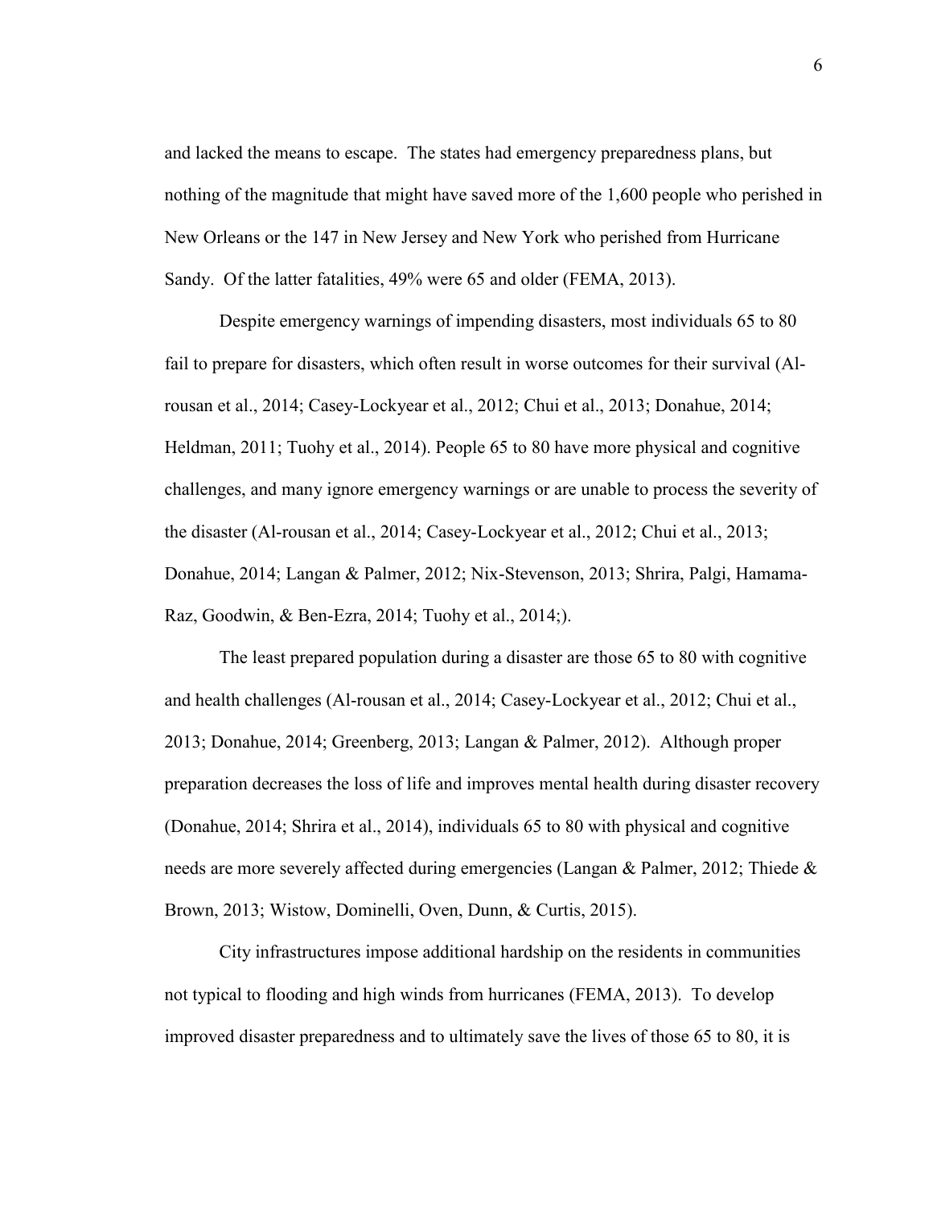and lacked the means to escape. The states had emergency preparedness plans, but nothing of the magnitude that might have saved more of the 1,600 people who perished in New Orleans or the 147 in New Jersey and New York who perished from Hurricane Sandy. Of the latter fatalities, 49% were 65 and older (FEMA, 2013).

Despite emergency warnings of impending disasters, most individuals 65 to 80 fail to prepare for disasters, which often result in worse outcomes for their survival (Al-rousan et al., 2014; Casey-Lockyear et al., 2012; Chui et al., 2013; Donahue, 2014; Heldman, 2011; Tuohy et al., 2014). People 65 to 80 have more physical and cognitive challenges, and many ignore emergency warnings or are unable to process the severity of the disaster (Al-rousan et al., 2014; Casey-Lockyear et al., 2012; Chui et al., 2013; Donahue, 2014; Langan & Palmer, 2012; Nix-Stevenson, 2013; Shrira, Palgi, Hamama-Raz, Goodwin, & Ben-Ezra, 2014; Tuohy et al., 2014;).

The least prepared population during a disaster are those 65 to 80 with cognitive and health challenges (Al-rousan et al., 2014; Casey-Lockyear et al., 2012; Chui et al., 2013; Donahue, 2014; Greenberg, 2013; Langan & Palmer, 2012). Although proper preparation decreases the loss of life and improves mental health during disaster recovery (Donahue, 2014; Shrira et al., 2014), individuals 65 to 80 with physical and cognitive needs are more severely affected during emergencies (Langan & Palmer, 2012; Thiede & Brown, 2013; Wistow, Dominelli, Oven, Dunn, & Curtis, 2015).

City infrastructures impose additional hardship on the residents in communities not typical to flooding and high winds from hurricanes (FEMA, 2013). To develop improved disaster preparedness and to ultimately save the lives of those 65 to 80, it is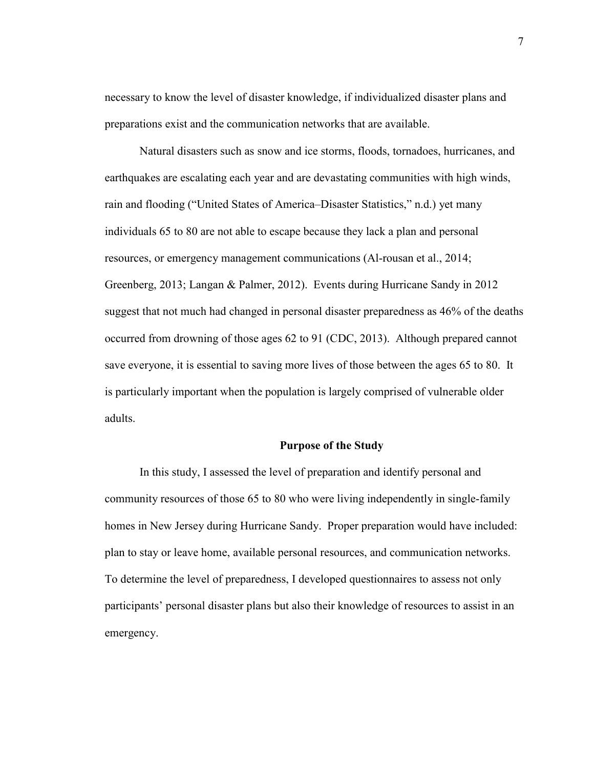necessary to know the level of disaster knowledge, if individualized disaster plans and preparations exist and the communication networks that are available.

Natural disasters such as snow and ice storms, floods, tornadoes, hurricanes, and earthquakes are escalating each year and are devastating communities with high winds, rain and flooding ("United States of America–Disaster Statistics," n.d.) yet many individuals 65 to 80 are not able to escape because they lack a plan and personal resources, or emergency management communications (Al-rousan et al., 2014; Greenberg, 2013; Langan & Palmer, 2012). Events during Hurricane Sandy in 2012 suggest that not much had changed in personal disaster preparedness as 46% of the deaths occurred from drowning of those ages 62 to 91 (CDC, 2013). Although prepared cannot save everyone, it is essential to saving more lives of those between the ages 65 to 80. It is particularly important when the population is largely comprised of vulnerable older adults.

## Purpose of the Study

In this study, I assessed the level of preparation and identify personal and community resources of those 65 to 80 who were living independently in single-family homes in New Jersey during Hurricane Sandy. Proper preparation would have included: plan to stay or leave home, available personal resources, and communication networks. To determine the level of preparedness, I developed questionnaires to assess not only participants' personal disaster plans but also their knowledge of resources to assist in an emergency.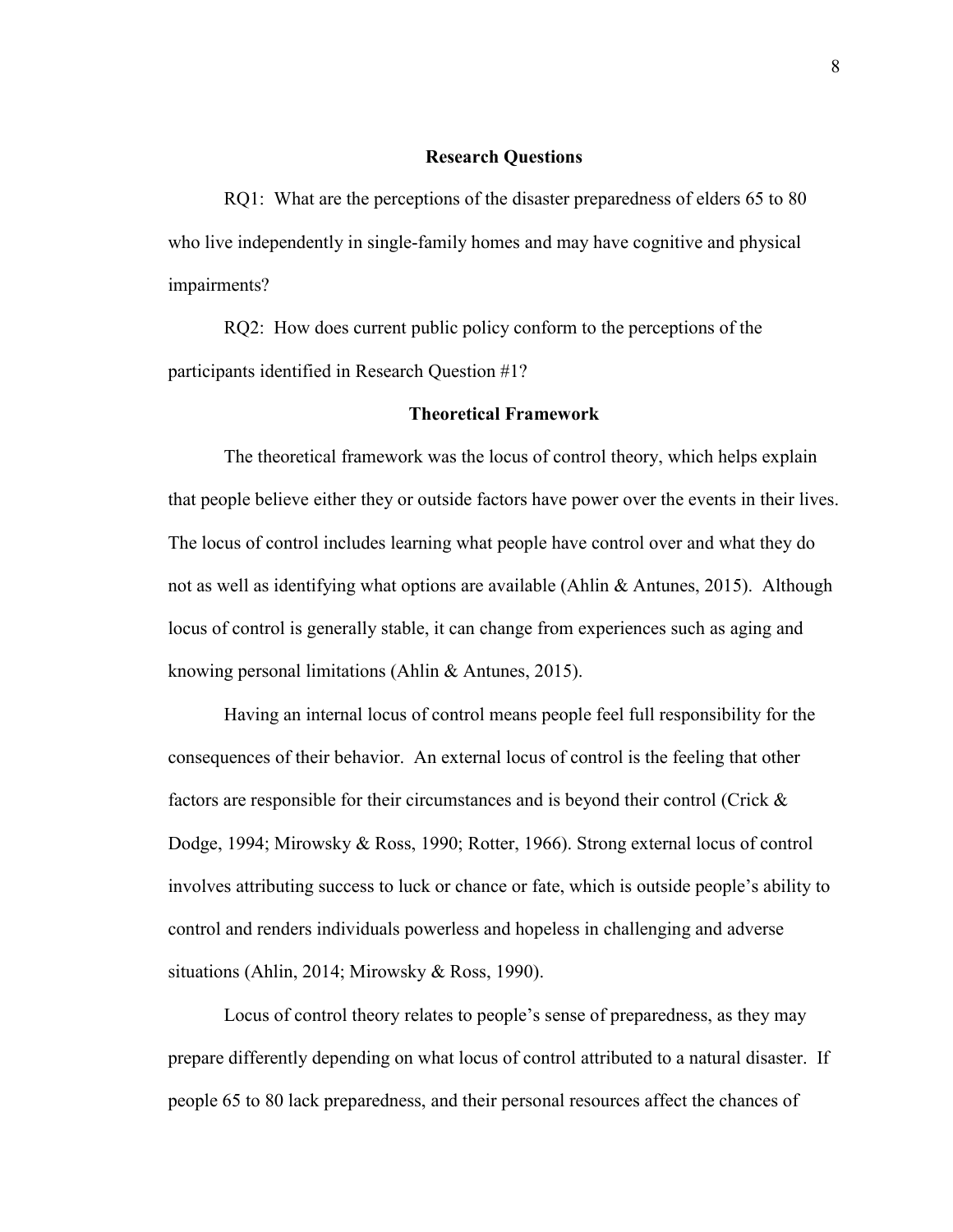## Research Questions

RQ1: What are the perceptions of the disaster preparedness of elders 65 to 80 who live independently in single-family homes and may have cognitive and physical impairments?

RQ2: How does current public policy conform to the perceptions of the participants identified in Research Question #1?

## Theoretical Framework

The theoretical framework was the locus of control theory, which helps explain that people believe either they or outside factors have power over the events in their lives. The locus of control includes learning what people have control over and what they do not as well as identifying what options are available (Ahlin & Antunes, 2015). Although locus of control is generally stable, it can change from experiences such as aging and knowing personal limitations (Ahlin & Antunes, 2015).

Having an internal locus of control means people feel full responsibility for the consequences of their behavior. An external locus of control is the feeling that other factors are responsible for their circumstances and is beyond their control (Crick & Dodge, 1994; Mirowsky & Ross, 1990; Rotter, 1966). Strong external locus of control involves attributing success to luck or chance or fate, which is outside people's ability to control and renders individuals powerless and hopeless in challenging and adverse situations (Ahlin, 2014; Mirowsky & Ross, 1990).

Locus of control theory relates to people's sense of preparedness, as they may prepare differently depending on what locus of control attributed to a natural disaster. If people 65 to 80 lack preparedness, and their personal resources affect the chances of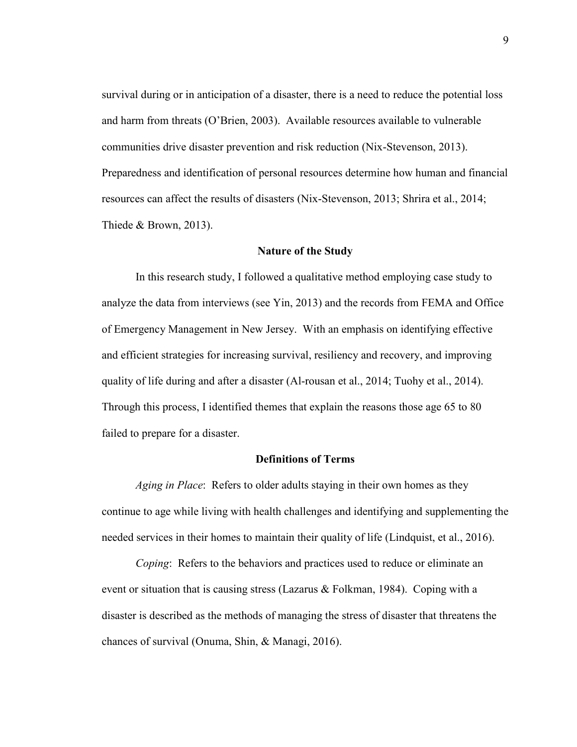survival during or in anticipation of a disaster, there is a need to reduce the potential loss and harm from threats (O'Brien, 2003). Available resources available to vulnerable communities drive disaster prevention and risk reduction (Nix-Stevenson, 2013). Preparedness and identification of personal resources determine how human and financial resources can affect the results of disasters (Nix-Stevenson, 2013; Shrira et al., 2014; Thiede & Brown, 2013).

## Nature of the Study

In this research study, I followed a qualitative method employing case study to analyze the data from interviews (see Yin, 2013) and the records from FEMA and Office of Emergency Management in New Jersey. With an emphasis on identifying effective and efficient strategies for increasing survival, resiliency and recovery, and improving quality of life during and after a disaster (Al-rousan et al., 2014; Tuohy et al., 2014). Through this process, I identified themes that explain the reasons those age 65 to 80 failed to prepare for a disaster.

## Definitions of Terms

*Aging in Place*: Refers to older adults staying in their own homes as they continue to age while living with health challenges and identifying and supplementing the needed services in their homes to maintain their quality of life (Lindquist, et al., 2016).

*Coping*: Refers to the behaviors and practices used to reduce or eliminate an event or situation that is causing stress (Lazarus & Folkman, 1984). Coping with a disaster is described as the methods of managing the stress of disaster that threatens the chances of survival (Onuma, Shin, & Managi, 2016).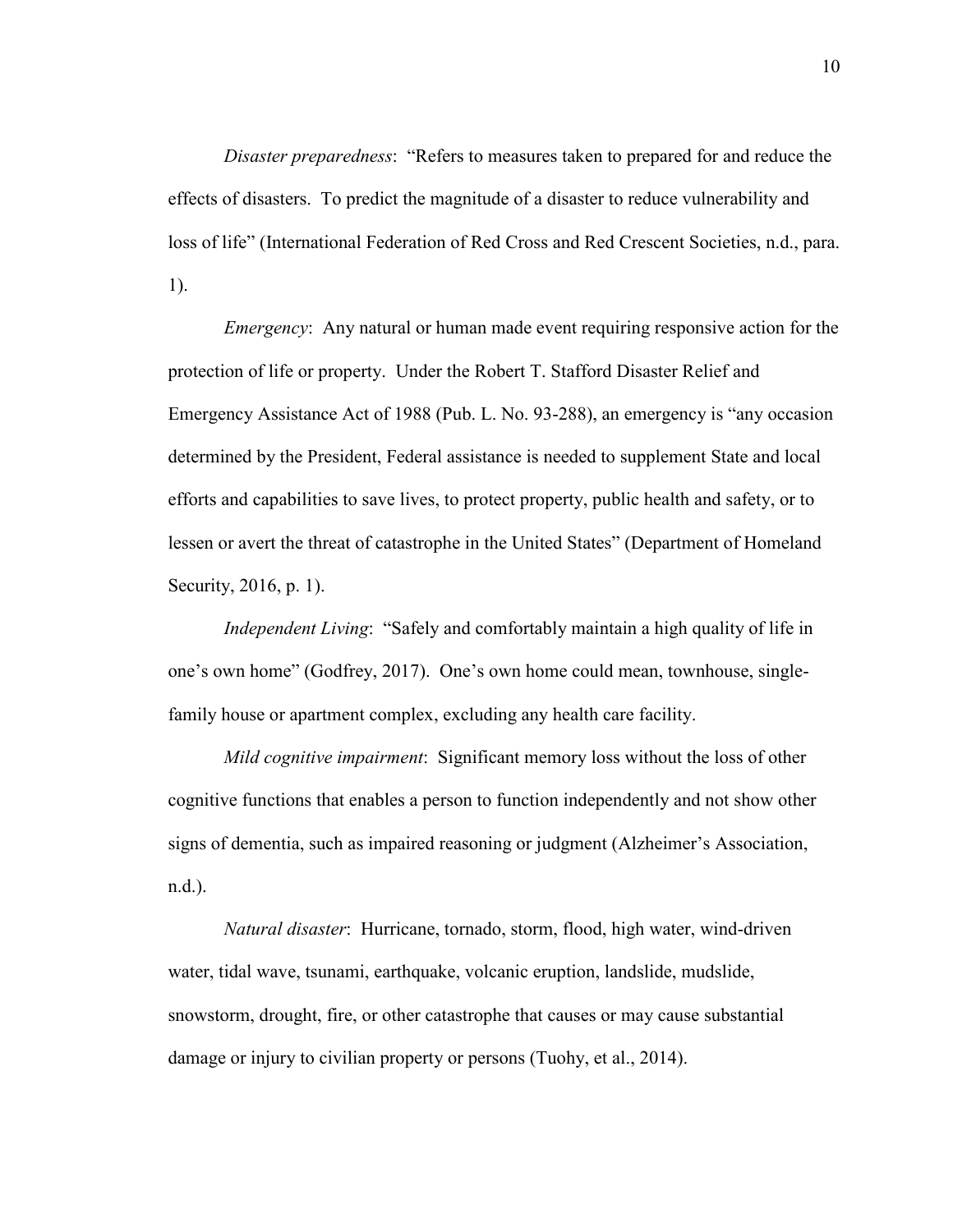*Disaster preparedness*: "Refers to measures taken to prepared for and reduce the effects of disasters. To predict the magnitude of a disaster to reduce vulnerability and loss of life" (International Federation of Red Cross and Red Crescent Societies, n.d., para. 1).

*Emergency*: Any natural or human made event requiring responsive action for the protection of life or property. Under the Robert T. Stafford Disaster Relief and Emergency Assistance Act of 1988 (Pub. L. No. 93-288), an emergency is "any occasion determined by the President, Federal assistance is needed to supplement State and local efforts and capabilities to save lives, to protect property, public health and safety, or to lessen or avert the threat of catastrophe in the United States" (Department of Homeland Security, 2016, p. 1).

*Independent Living*: "Safely and comfortably maintain a high quality of life in one's own home" (Godfrey, 2017). One's own home could mean, townhouse, single-family house or apartment complex, excluding any health care facility.

*Mild cognitive impairment*: Significant memory loss without the loss of other cognitive functions that enables a person to function independently and not show other signs of dementia, such as impaired reasoning or judgment (Alzheimer's Association, n.d.).

*Natural disaster*: Hurricane, tornado, storm, flood, high water, wind-driven water, tidal wave, tsunami, earthquake, volcanic eruption, landslide, mudslide, snowstorm, drought, fire, or other catastrophe that causes or may cause substantial damage or injury to civilian property or persons (Tuohy, et al., 2014).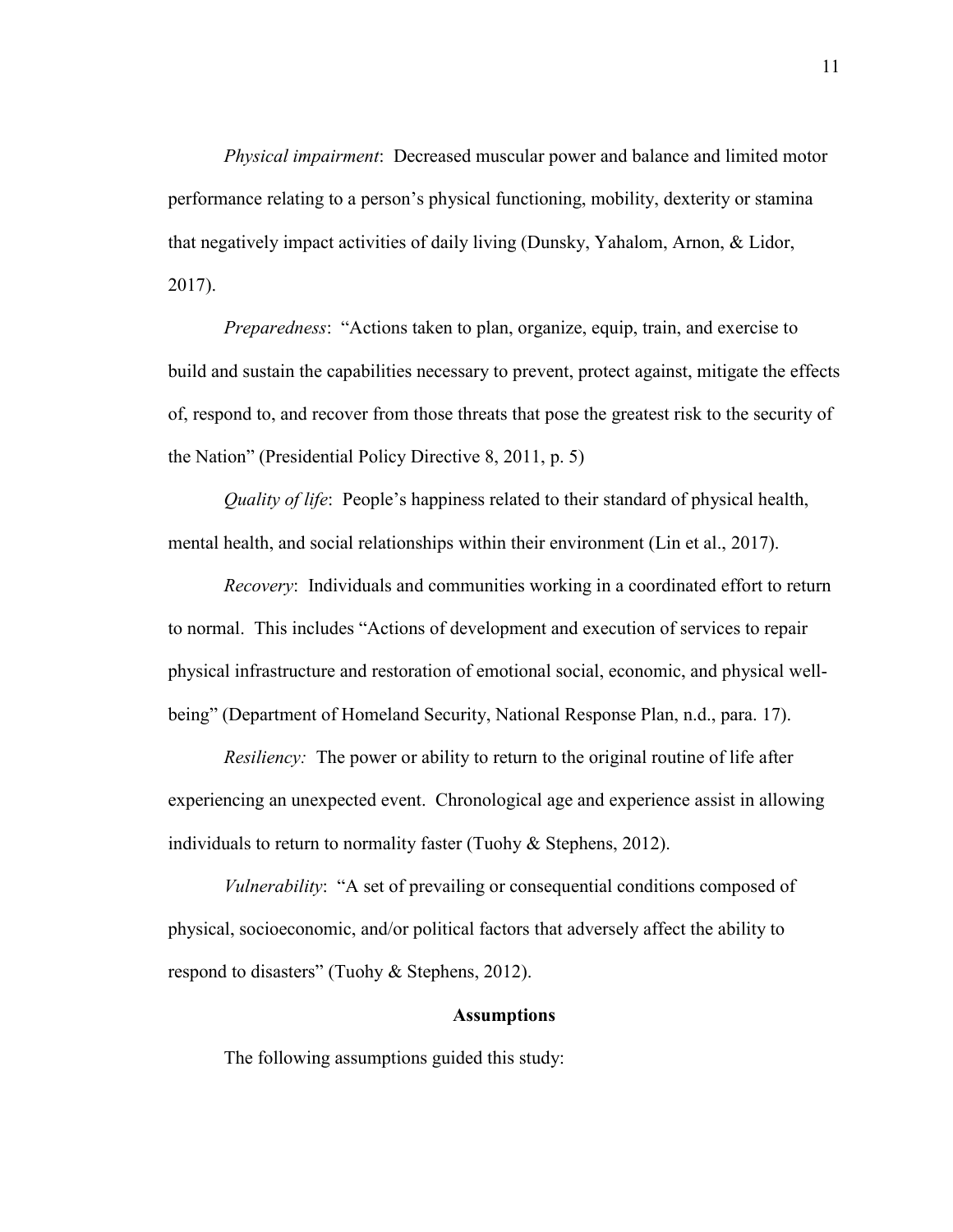*Physical impairment*: Decreased muscular power and balance and limited motor performance relating to a person's physical functioning, mobility, dexterity or stamina that negatively impact activities of daily living (Dunsky, Yahalom, Arnon, & Lidor, 2017).

*Preparedness*: "Actions taken to plan, organize, equip, train, and exercise to build and sustain the capabilities necessary to prevent, protect against, mitigate the effects of, respond to, and recover from those threats that pose the greatest risk to the security of the Nation" (Presidential Policy Directive 8, 2011, p. 5)

*Quality of life*: People's happiness related to their standard of physical health, mental health, and social relationships within their environment (Lin et al., 2017).

*Recovery*: Individuals and communities working in a coordinated effort to return to normal. This includes "Actions of development and execution of services to repair physical infrastructure and restoration of emotional social, economic, and physical well-being" (Department of Homeland Security, National Response Plan, n.d., para. 17).

*Resiliency:* The power or ability to return to the original routine of life after experiencing an unexpected event. Chronological age and experience assist in allowing individuals to return to normality faster (Tuohy & Stephens, 2012).

*Vulnerability*: "A set of prevailing or consequential conditions composed of physical, socioeconomic, and/or political factors that adversely affect the ability to respond to disasters" (Tuohy & Stephens, 2012).

## Assumptions

The following assumptions guided this study: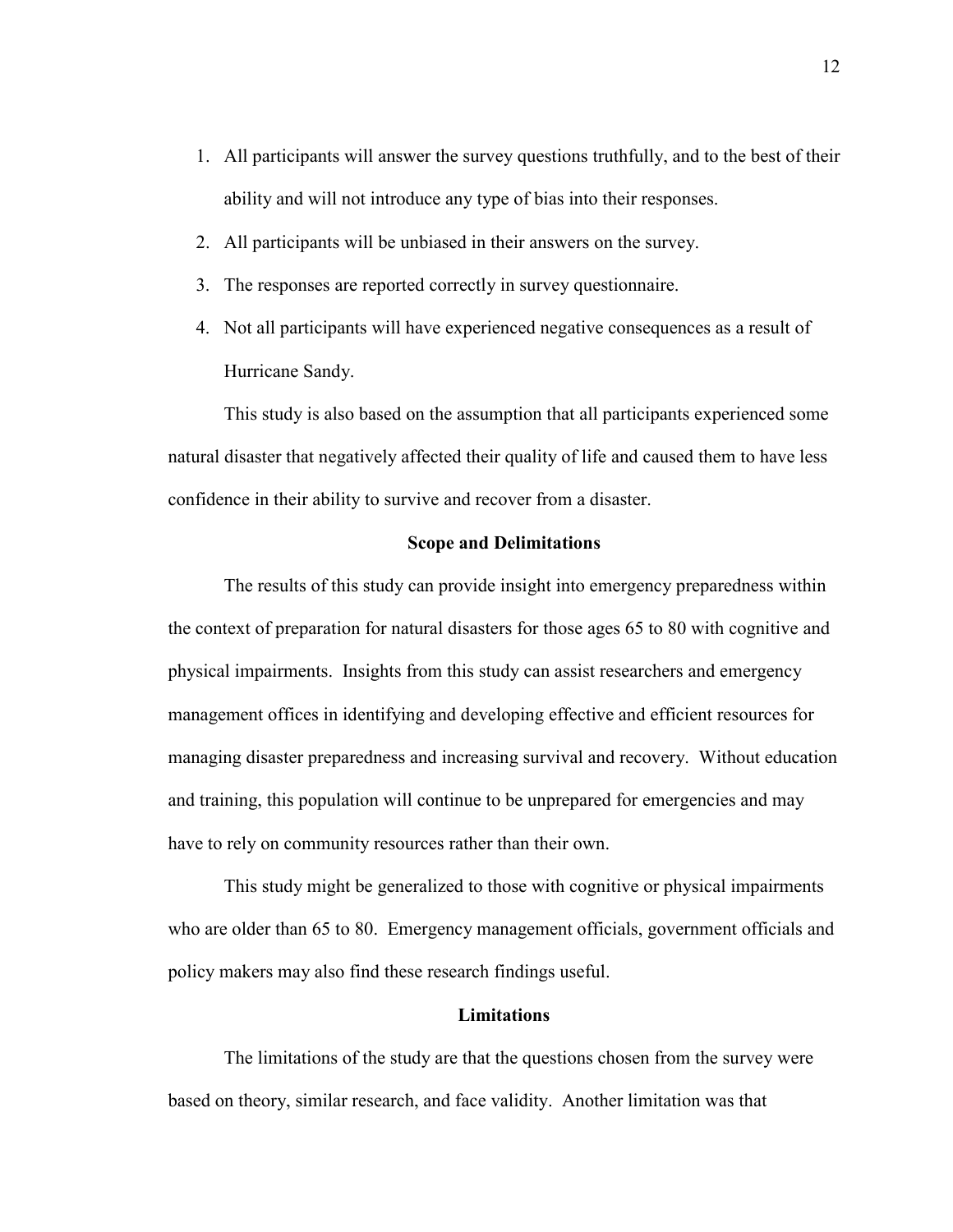1. All participants will answer the survey questions truthfully, and to the best of their ability and will not introduce any type of bias into their responses.
2. All participants will be unbiased in their answers on the survey.
3. The responses are reported correctly in survey questionnaire.
4. Not all participants will have experienced negative consequences as a result of Hurricane Sandy.

This study is also based on the assumption that all participants experienced some natural disaster that negatively affected their quality of life and caused them to have less confidence in their ability to survive and recover from a disaster.

### Scope and Delimitations

The results of this study can provide insight into emergency preparedness within the context of preparation for natural disasters for those ages 65 to 80 with cognitive and physical impairments. Insights from this study can assist researchers and emergency management offices in identifying and developing effective and efficient resources for managing disaster preparedness and increasing survival and recovery. Without education and training, this population will continue to be unprepared for emergencies and may have to rely on community resources rather than their own.

This study might be generalized to those with cognitive or physical impairments who are older than 65 to 80. Emergency management officials, government officials and policy makers may also find these research findings useful.

### Limitations

The limitations of the study are that the questions chosen from the survey were based on theory, similar research, and face validity. Another limitation was that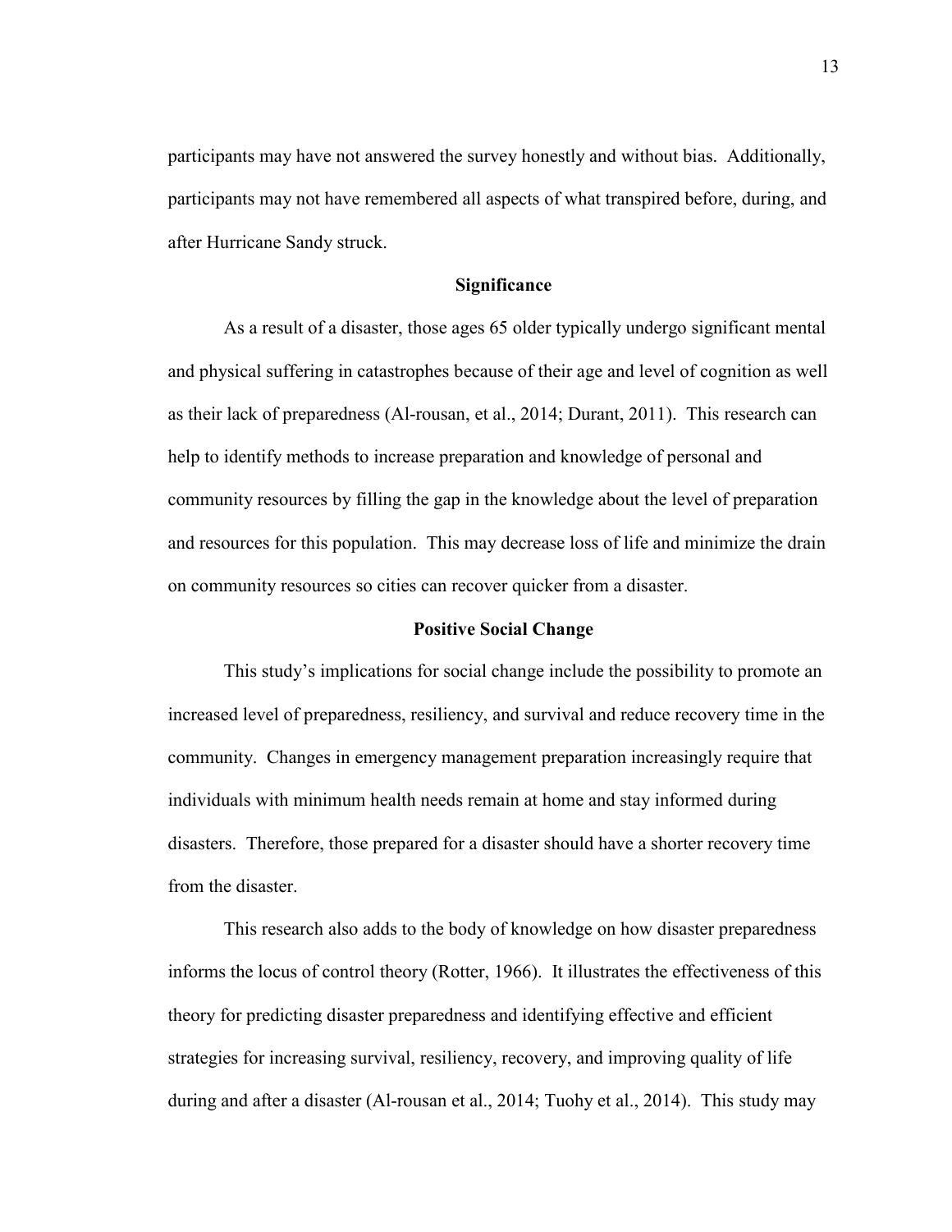participants may have not answered the survey honestly and without bias. Additionally, participants may not have remembered all aspects of what transpired before, during, and after Hurricane Sandy struck.

## Significance

As a result of a disaster, those ages 65 older typically undergo significant mental and physical suffering in catastrophes because of their age and level of cognition as well as their lack of preparedness (Al-rousan, et al., 2014; Durant, 2011). This research can help to identify methods to increase preparation and knowledge of personal and community resources by filling the gap in the knowledge about the level of preparation and resources for this population. This may decrease loss of life and minimize the drain on community resources so cities can recover quicker from a disaster.

## Positive Social Change

This study's implications for social change include the possibility to promote an increased level of preparedness, resiliency, and survival and reduce recovery time in the community. Changes in emergency management preparation increasingly require that individuals with minimum health needs remain at home and stay informed during disasters. Therefore, those prepared for a disaster should have a shorter recovery time from the disaster.

This research also adds to the body of knowledge on how disaster preparedness informs the locus of control theory (Rotter, 1966). It illustrates the effectiveness of this theory for predicting disaster preparedness and identifying effective and efficient strategies for increasing survival, resiliency, recovery, and improving quality of life during and after a disaster (Al-rousan et al., 2014; Tuohy et al., 2014). This study may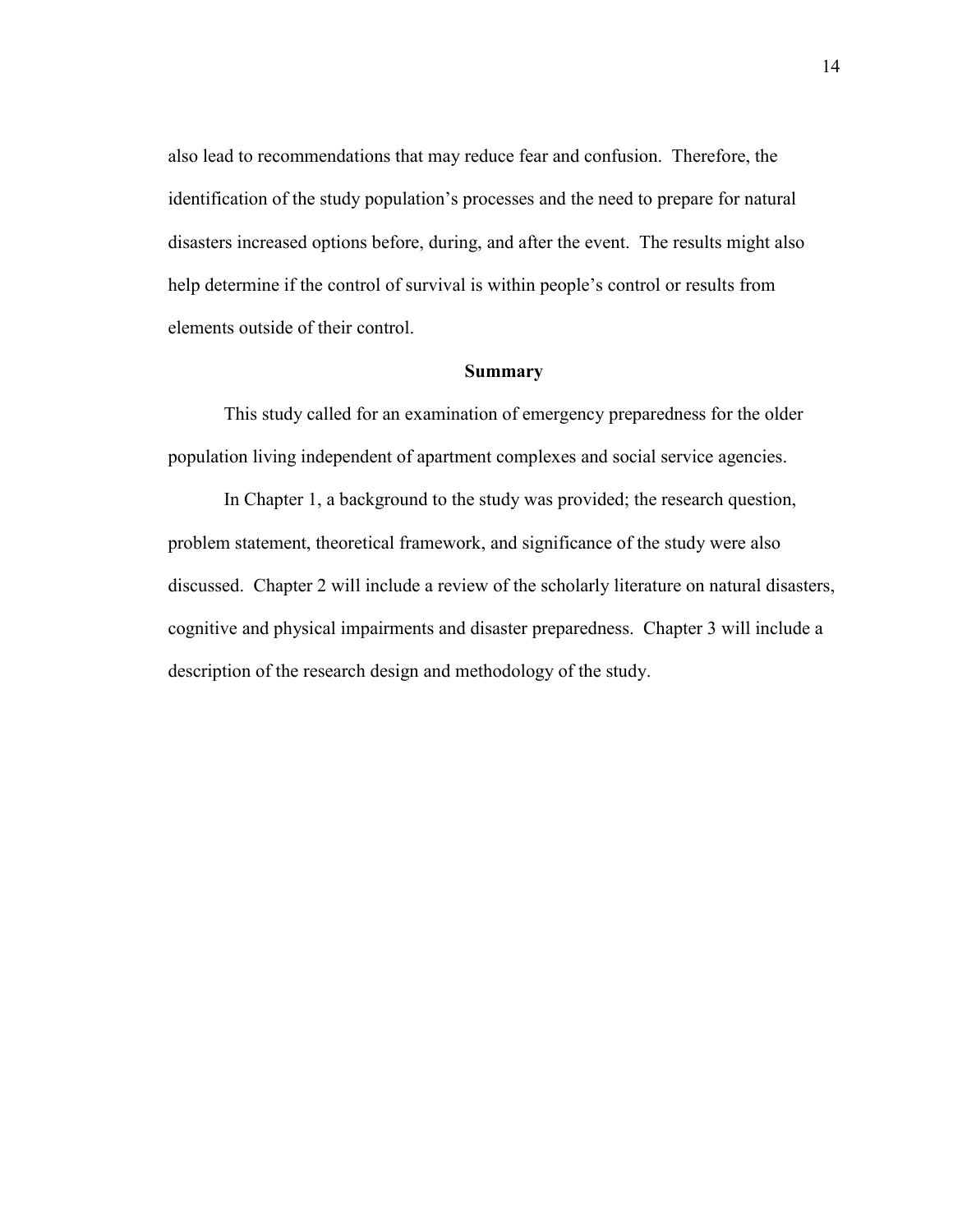also lead to recommendations that may reduce fear and confusion. Therefore, the identification of the study population's processes and the need to prepare for natural disasters increased options before, during, and after the event. The results might also help determine if the control of survival is within people's control or results from elements outside of their control.

## Summary

This study called for an examination of emergency preparedness for the older population living independent of apartment complexes and social service agencies.

In Chapter 1, a background to the study was provided; the research question, problem statement, theoretical framework, and significance of the study were also discussed. Chapter 2 will include a review of the scholarly literature on natural disasters, cognitive and physical impairments and disaster preparedness. Chapter 3 will include a description of the research design and methodology of the study.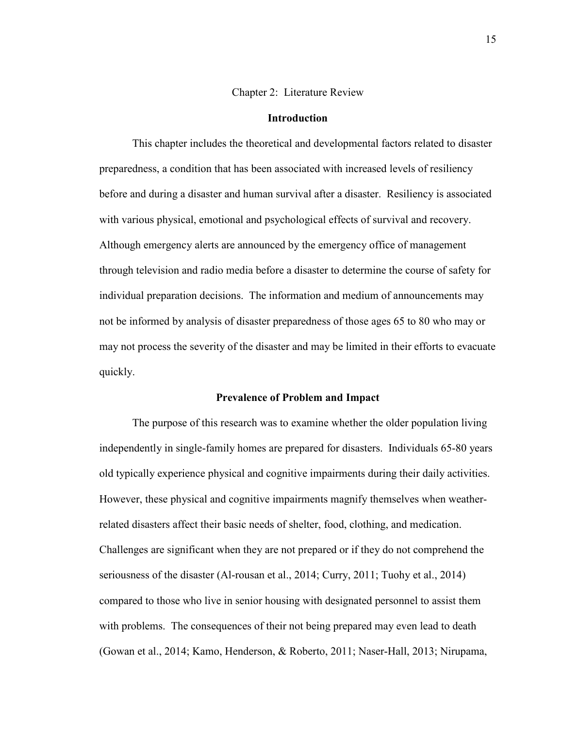# Chapter 2: Literature Review

## Introduction

This chapter includes the theoretical and developmental factors related to disaster preparedness, a condition that has been associated with increased levels of resiliency before and during a disaster and human survival after a disaster. Resiliency is associated with various physical, emotional and psychological effects of survival and recovery. Although emergency alerts are announced by the emergency office of management through television and radio media before a disaster to determine the course of safety for individual preparation decisions. The information and medium of announcements may not be informed by analysis of disaster preparedness of those ages 65 to 80 who may or may not process the severity of the disaster and may be limited in their efforts to evacuate quickly.

## Prevalence of Problem and Impact

The purpose of this research was to examine whether the older population living independently in single-family homes are prepared for disasters. Individuals 65-80 years old typically experience physical and cognitive impairments during their daily activities. However, these physical and cognitive impairments magnify themselves when weather-related disasters affect their basic needs of shelter, food, clothing, and medication. Challenges are significant when they are not prepared or if they do not comprehend the seriousness of the disaster (Al-rousan et al., 2014; Curry, 2011; Tuohy et al., 2014) compared to those who live in senior housing with designated personnel to assist them with problems. The consequences of their not being prepared may even lead to death (Gowan et al., 2014; Kamo, Henderson, & Roberto, 2011; Naser-Hall, 2013; Nirupama,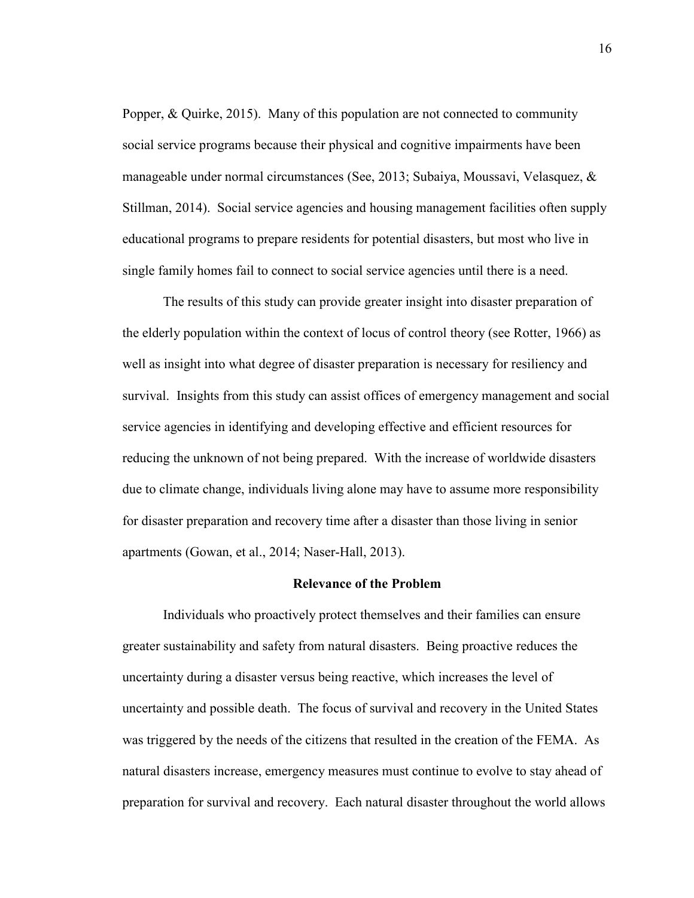Popper, & Quirke, 2015). Many of this population are not connected to community social service programs because their physical and cognitive impairments have been manageable under normal circumstances (See, 2013; Subaiya, Moussavi, Velasquez, & Stillman, 2014). Social service agencies and housing management facilities often supply educational programs to prepare residents for potential disasters, but most who live in single family homes fail to connect to social service agencies until there is a need.

The results of this study can provide greater insight into disaster preparation of the elderly population within the context of locus of control theory (see Rotter, 1966) as well as insight into what degree of disaster preparation is necessary for resiliency and survival. Insights from this study can assist offices of emergency management and social service agencies in identifying and developing effective and efficient resources for reducing the unknown of not being prepared. With the increase of worldwide disasters due to climate change, individuals living alone may have to assume more responsibility for disaster preparation and recovery time after a disaster than those living in senior apartments (Gowan, et al., 2014; Naser-Hall, 2013).

## Relevance of the Problem

Individuals who proactively protect themselves and their families can ensure greater sustainability and safety from natural disasters. Being proactive reduces the uncertainty during a disaster versus being reactive, which increases the level of uncertainty and possible death. The focus of survival and recovery in the United States was triggered by the needs of the citizens that resulted in the creation of the FEMA. As natural disasters increase, emergency measures must continue to evolve to stay ahead of preparation for survival and recovery. Each natural disaster throughout the world allows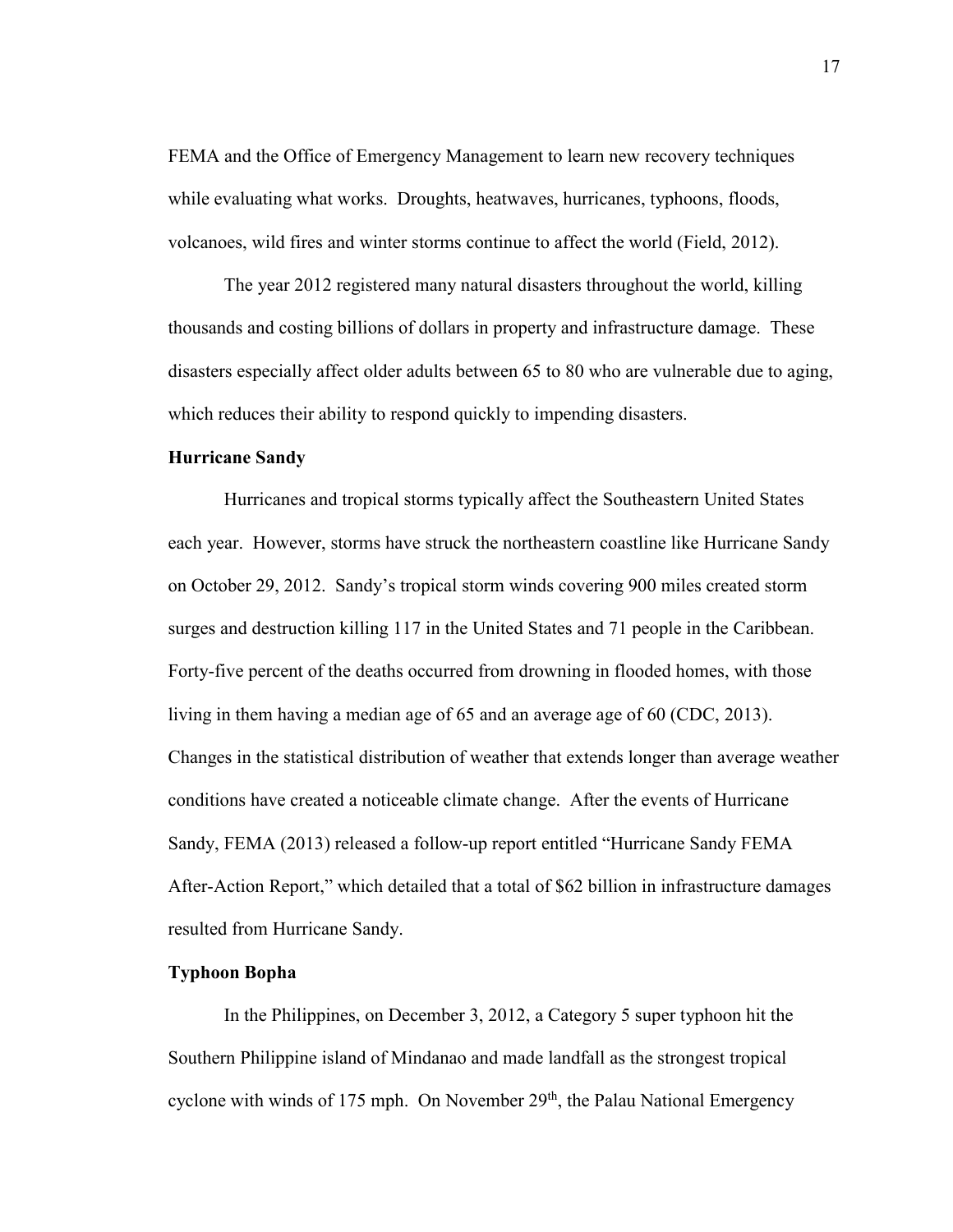FEMA and the Office of Emergency Management to learn new recovery techniques while evaluating what works. Droughts, heatwaves, hurricanes, typhoons, floods, volcanoes, wild fires and winter storms continue to affect the world (Field, 2012).

The year 2012 registered many natural disasters throughout the world, killing thousands and costing billions of dollars in property and infrastructure damage. These disasters especially affect older adults between 65 to 80 who are vulnerable due to aging, which reduces their ability to respond quickly to impending disasters.

**Hurricane Sandy**

Hurricanes and tropical storms typically affect the Southeastern United States each year. However, storms have struck the northeastern coastline like Hurricane Sandy on October 29, 2012. Sandy's tropical storm winds covering 900 miles created storm surges and destruction killing 117 in the United States and 71 people in the Caribbean. Forty-five percent of the deaths occurred from drowning in flooded homes, with those living in them having a median age of 65 and an average age of 60 (CDC, 2013). Changes in the statistical distribution of weather that extends longer than average weather conditions have created a noticeable climate change. After the events of Hurricane Sandy, FEMA (2013) released a follow-up report entitled "Hurricane Sandy FEMA After-Action Report," which detailed that a total of $62 billion in infrastructure damages resulted from Hurricane Sandy.

**Typhoon Bopha**

In the Philippines, on December 3, 2012, a Category 5 super typhoon hit the Southern Philippine island of Mindanao and made landfall as the strongest tropical cyclone with winds of 175 mph. On November 29th, the Palau National Emergency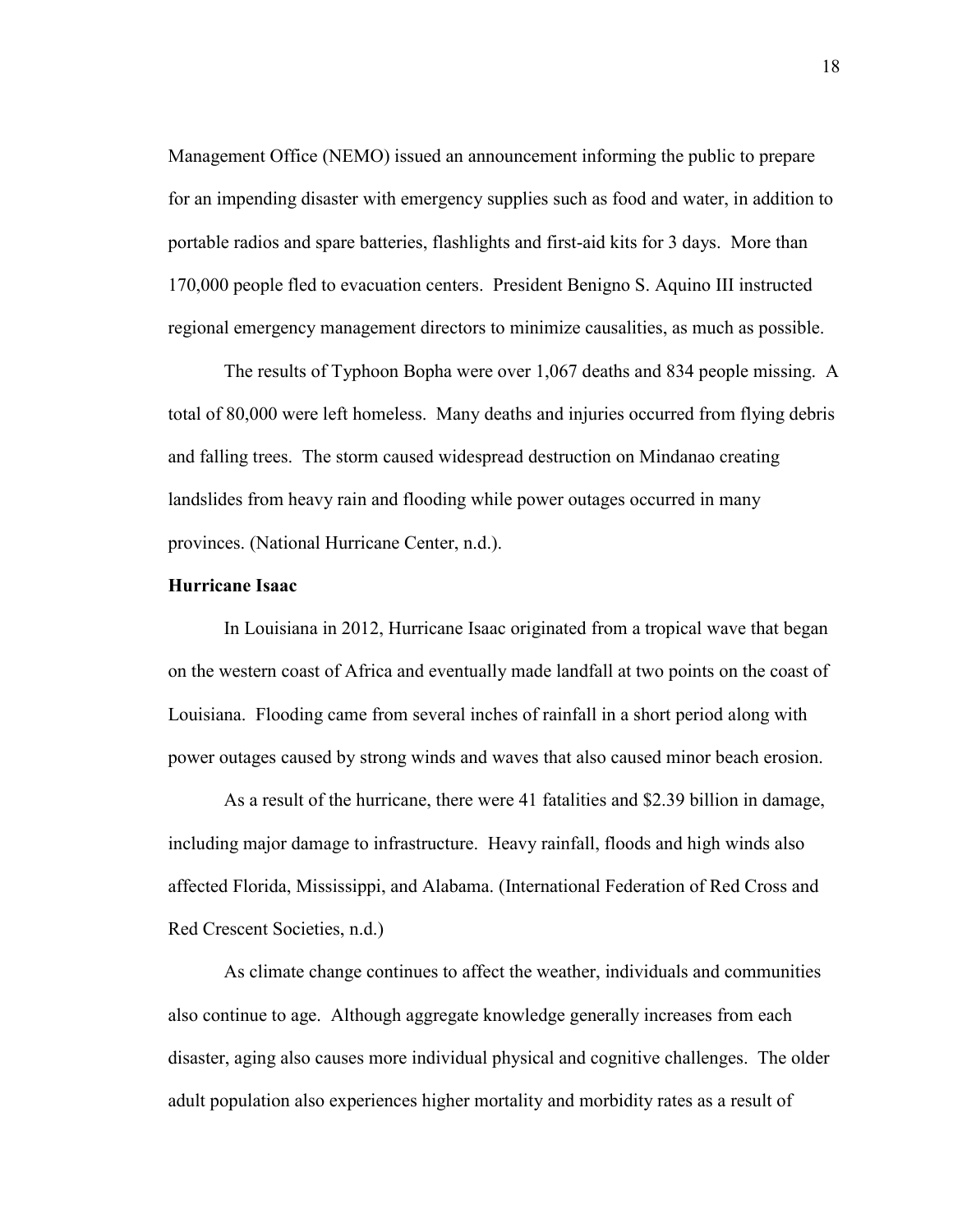Management Office (NEMO) issued an announcement informing the public to prepare for an impending disaster with emergency supplies such as food and water, in addition to portable radios and spare batteries, flashlights and first-aid kits for 3 days. More than 170,000 people fled to evacuation centers. President Benigno S. Aquino III instructed regional emergency management directors to minimize causalities, as much as possible.

The results of Typhoon Bopha were over 1,067 deaths and 834 people missing. A total of 80,000 were left homeless. Many deaths and injuries occurred from flying debris and falling trees. The storm caused widespread destruction on Mindanao creating landslides from heavy rain and flooding while power outages occurred in many provinces. (National Hurricane Center, n.d.).

**Hurricane Isaac**

In Louisiana in 2012, Hurricane Isaac originated from a tropical wave that began on the western coast of Africa and eventually made landfall at two points on the coast of Louisiana. Flooding came from several inches of rainfall in a short period along with power outages caused by strong winds and waves that also caused minor beach erosion.

As a result of the hurricane, there were 41 fatalities and $2.39 billion in damage, including major damage to infrastructure. Heavy rainfall, floods and high winds also affected Florida, Mississippi, and Alabama. (International Federation of Red Cross and Red Crescent Societies, n.d.)

As climate change continues to affect the weather, individuals and communities also continue to age. Although aggregate knowledge generally increases from each disaster, aging also causes more individual physical and cognitive challenges. The older adult population also experiences higher mortality and morbidity rates as a result of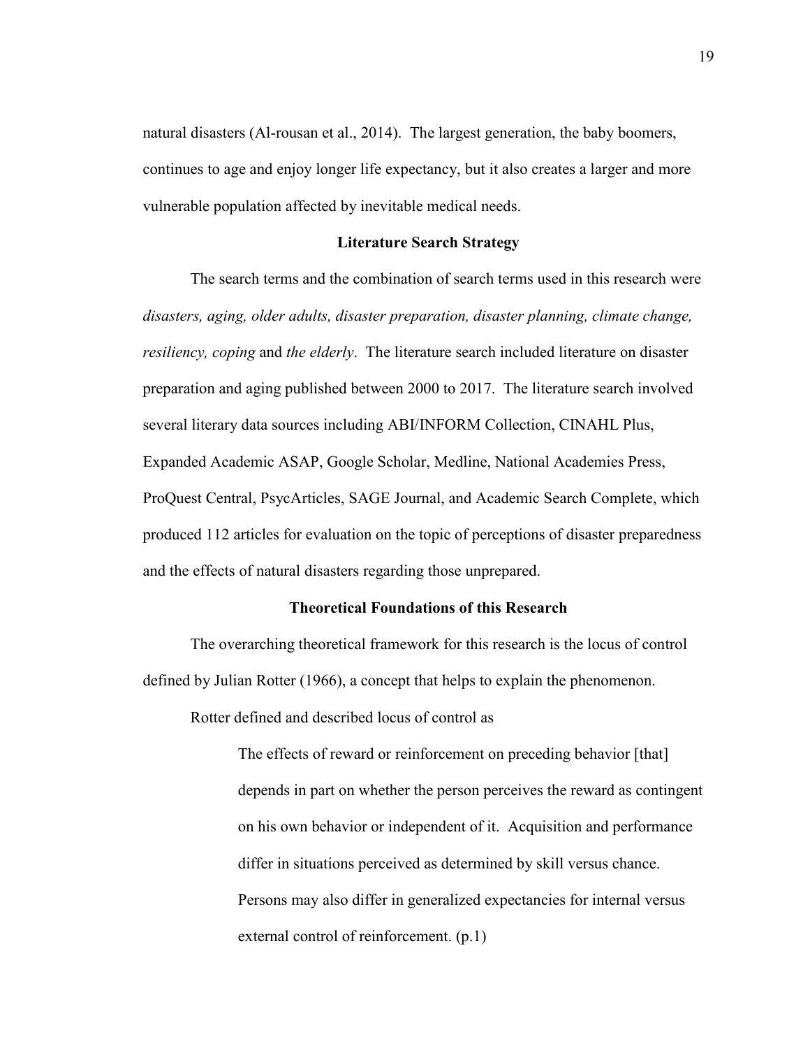natural disasters (Al-rousan et al., 2014). The largest generation, the baby boomers, continues to age and enjoy longer life expectancy, but it also creates a larger and more vulnerable population affected by inevitable medical needs.

## Literature Search Strategy

The search terms and the combination of search terms used in this research were *disasters, aging, older adults, disaster preparation, disaster planning, climate change, resiliency, coping* and *the elderly*. The literature search included literature on disaster preparation and aging published between 2000 to 2017. The literature search involved several literary data sources including ABI/INFORM Collection, CINAHL Plus, Expanded Academic ASAP, Google Scholar, Medline, National Academies Press, ProQuest Central, PsycArticles, SAGE Journal, and Academic Search Complete, which produced 112 articles for evaluation on the topic of perceptions of disaster preparedness and the effects of natural disasters regarding those unprepared.

## Theoretical Foundations of this Research

The overarching theoretical framework for this research is the locus of control defined by Julian Rotter (1966), a concept that helps to explain the phenomenon.

Rotter defined and described locus of control as

> The effects of reward or reinforcement on preceding behavior [that] depends in part on whether the person perceives the reward as contingent on his own behavior or independent of it. Acquisition and performance differ in situations perceived as determined by skill versus chance. Persons may also differ in generalized expectancies for internal versus external control of reinforcement. (p.1)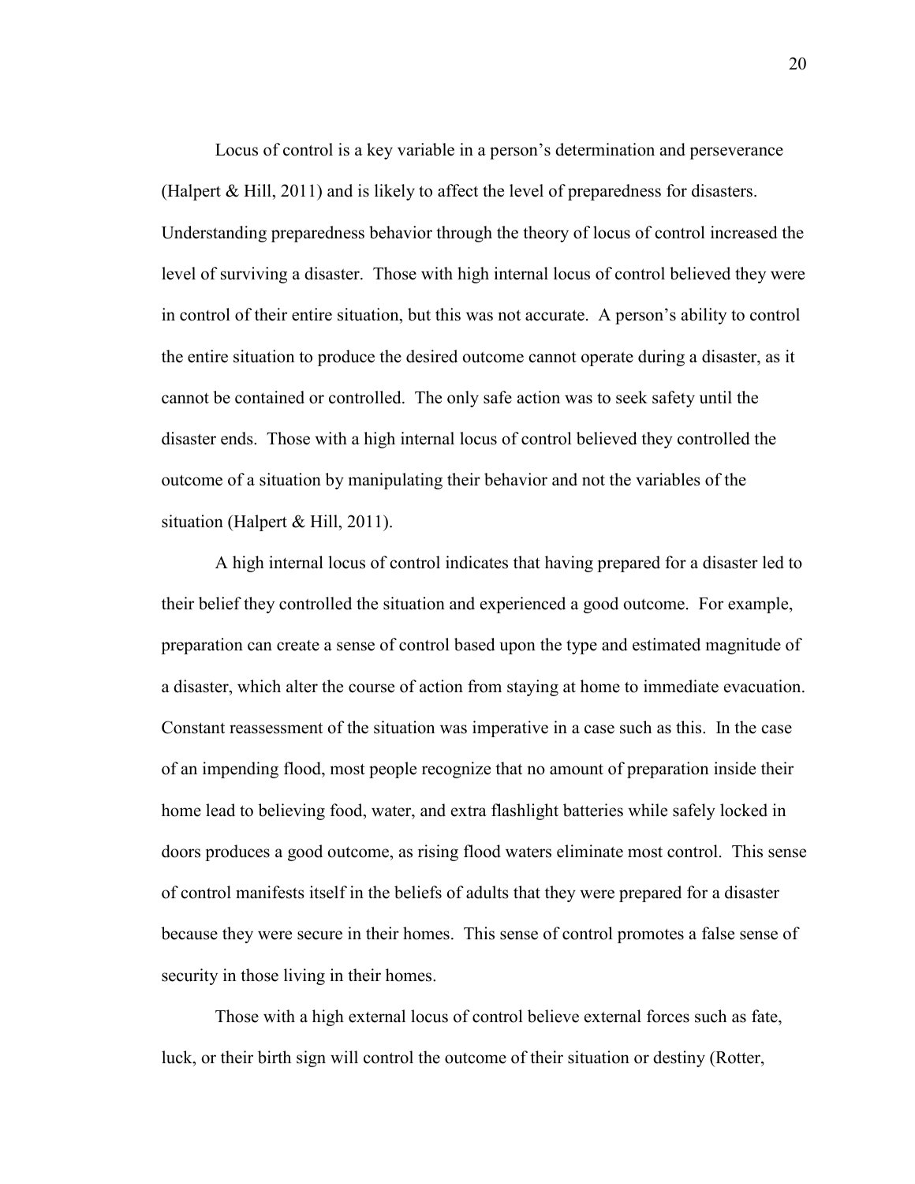Locus of control is a key variable in a person's determination and perseverance (Halpert & Hill, 2011) and is likely to affect the level of preparedness for disasters. Understanding preparedness behavior through the theory of locus of control increased the level of surviving a disaster. Those with high internal locus of control believed they were in control of their entire situation, but this was not accurate. A person's ability to control the entire situation to produce the desired outcome cannot operate during a disaster, as it cannot be contained or controlled. The only safe action was to seek safety until the disaster ends. Those with a high internal locus of control believed they controlled the outcome of a situation by manipulating their behavior and not the variables of the situation (Halpert & Hill, 2011).

A high internal locus of control indicates that having prepared for a disaster led to their belief they controlled the situation and experienced a good outcome. For example, preparation can create a sense of control based upon the type and estimated magnitude of a disaster, which alter the course of action from staying at home to immediate evacuation. Constant reassessment of the situation was imperative in a case such as this. In the case of an impending flood, most people recognize that no amount of preparation inside their home lead to believing food, water, and extra flashlight batteries while safely locked in doors produces a good outcome, as rising flood waters eliminate most control. This sense of control manifests itself in the beliefs of adults that they were prepared for a disaster because they were secure in their homes. This sense of control promotes a false sense of security in those living in their homes.

Those with a high external locus of control believe external forces such as fate, luck, or their birth sign will control the outcome of their situation or destiny (Rotter,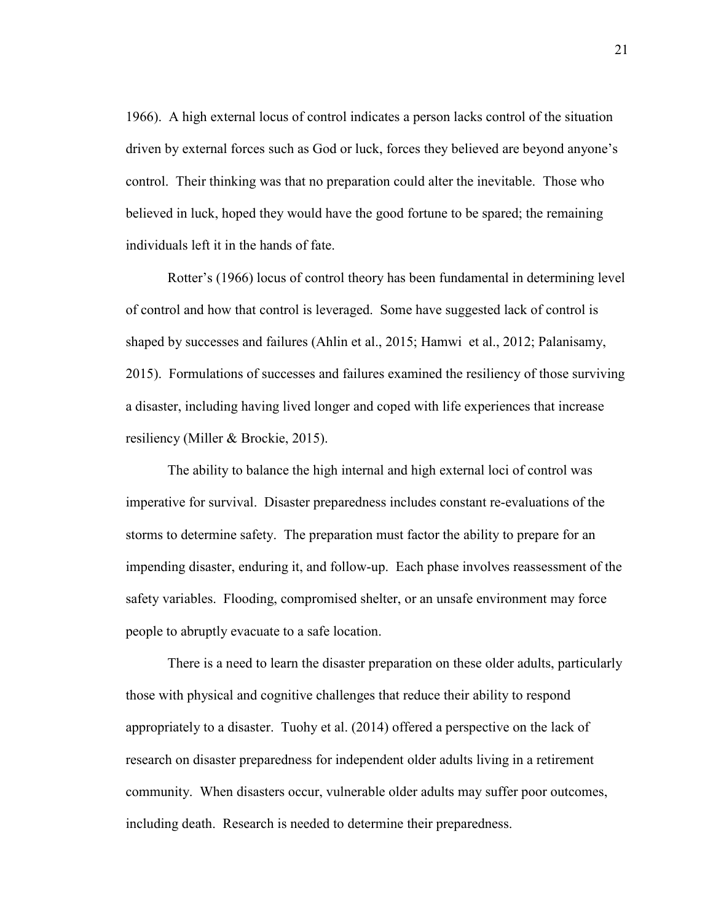1966). A high external locus of control indicates a person lacks control of the situation driven by external forces such as God or luck, forces they believed are beyond anyone's control. Their thinking was that no preparation could alter the inevitable. Those who believed in luck, hoped they would have the good fortune to be spared; the remaining individuals left it in the hands of fate.

Rotter's (1966) locus of control theory has been fundamental in determining level of control and how that control is leveraged. Some have suggested lack of control is shaped by successes and failures (Ahlin et al., 2015; Hamwi et al., 2012; Palanisamy, 2015). Formulations of successes and failures examined the resiliency of those surviving a disaster, including having lived longer and coped with life experiences that increase resiliency (Miller & Brockie, 2015).

The ability to balance the high internal and high external loci of control was imperative for survival. Disaster preparedness includes constant re-evaluations of the storms to determine safety. The preparation must factor the ability to prepare for an impending disaster, enduring it, and follow-up. Each phase involves reassessment of the safety variables. Flooding, compromised shelter, or an unsafe environment may force people to abruptly evacuate to a safe location.

There is a need to learn the disaster preparation on these older adults, particularly those with physical and cognitive challenges that reduce their ability to respond appropriately to a disaster. Tuohy et al. (2014) offered a perspective on the lack of research on disaster preparedness for independent older adults living in a retirement community. When disasters occur, vulnerable older adults may suffer poor outcomes, including death. Research is needed to determine their preparedness.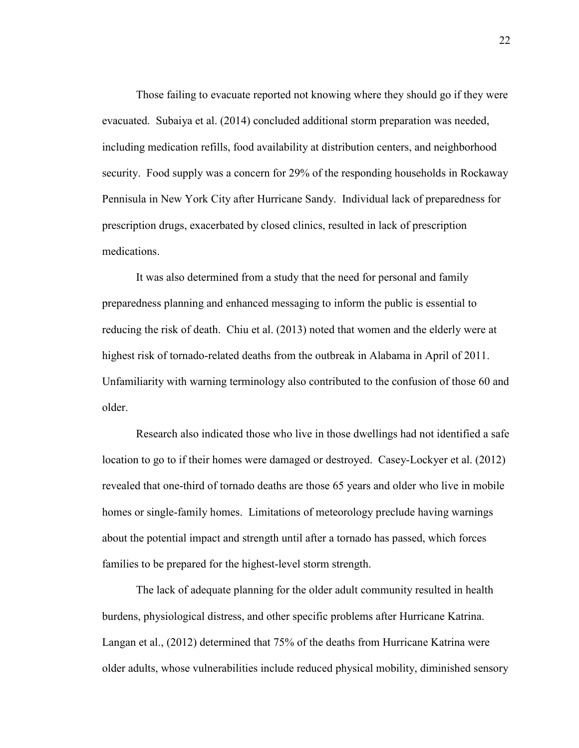Those failing to evacuate reported not knowing where they should go if they were evacuated. Subaiya et al. (2014) concluded additional storm preparation was needed, including medication refills, food availability at distribution centers, and neighborhood security. Food supply was a concern for 29% of the responding households in Rockaway Pennisula in New York City after Hurricane Sandy. Individual lack of preparedness for prescription drugs, exacerbated by closed clinics, resulted in lack of prescription medications.

It was also determined from a study that the need for personal and family preparedness planning and enhanced messaging to inform the public is essential to reducing the risk of death. Chiu et al. (2013) noted that women and the elderly were at highest risk of tornado-related deaths from the outbreak in Alabama in April of 2011. Unfamiliarity with warning terminology also contributed to the confusion of those 60 and older.

Research also indicated those who live in those dwellings had not identified a safe location to go to if their homes were damaged or destroyed. Casey-Lockyer et al. (2012) revealed that one-third of tornado deaths are those 65 years and older who live in mobile homes or single-family homes. Limitations of meteorology preclude having warnings about the potential impact and strength until after a tornado has passed, which forces families to be prepared for the highest-level storm strength.

The lack of adequate planning for the older adult community resulted in health burdens, physiological distress, and other specific problems after Hurricane Katrina. Langan et al., (2012) determined that 75% of the deaths from Hurricane Katrina were older adults, whose vulnerabilities include reduced physical mobility, diminished sensory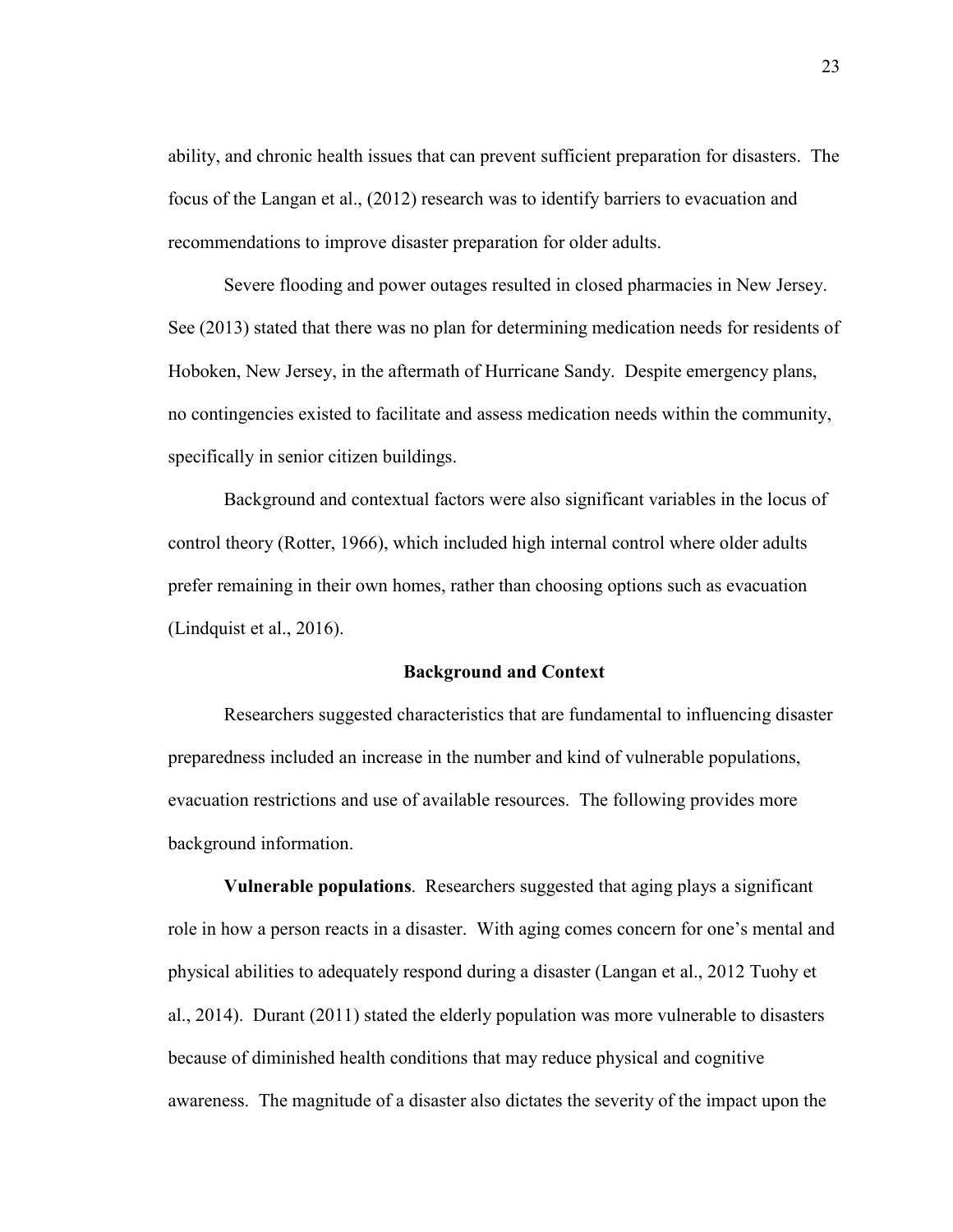ability, and chronic health issues that can prevent sufficient preparation for disasters. The focus of the Langan et al., (2012) research was to identify barriers to evacuation and recommendations to improve disaster preparation for older adults.

Severe flooding and power outages resulted in closed pharmacies in New Jersey. See (2013) stated that there was no plan for determining medication needs for residents of Hoboken, New Jersey, in the aftermath of Hurricane Sandy. Despite emergency plans, no contingencies existed to facilitate and assess medication needs within the community, specifically in senior citizen buildings.

Background and contextual factors were also significant variables in the locus of control theory (Rotter, 1966), which included high internal control where older adults prefer remaining in their own homes, rather than choosing options such as evacuation (Lindquist et al., 2016).

## Background and Context

Researchers suggested characteristics that are fundamental to influencing disaster preparedness included an increase in the number and kind of vulnerable populations, evacuation restrictions and use of available resources. The following provides more background information.

**Vulnerable populations**. Researchers suggested that aging plays a significant role in how a person reacts in a disaster. With aging comes concern for one's mental and physical abilities to adequately respond during a disaster (Langan et al., 2012 Tuohy et al., 2014). Durant (2011) stated the elderly population was more vulnerable to disasters because of diminished health conditions that may reduce physical and cognitive awareness. The magnitude of a disaster also dictates the severity of the impact upon the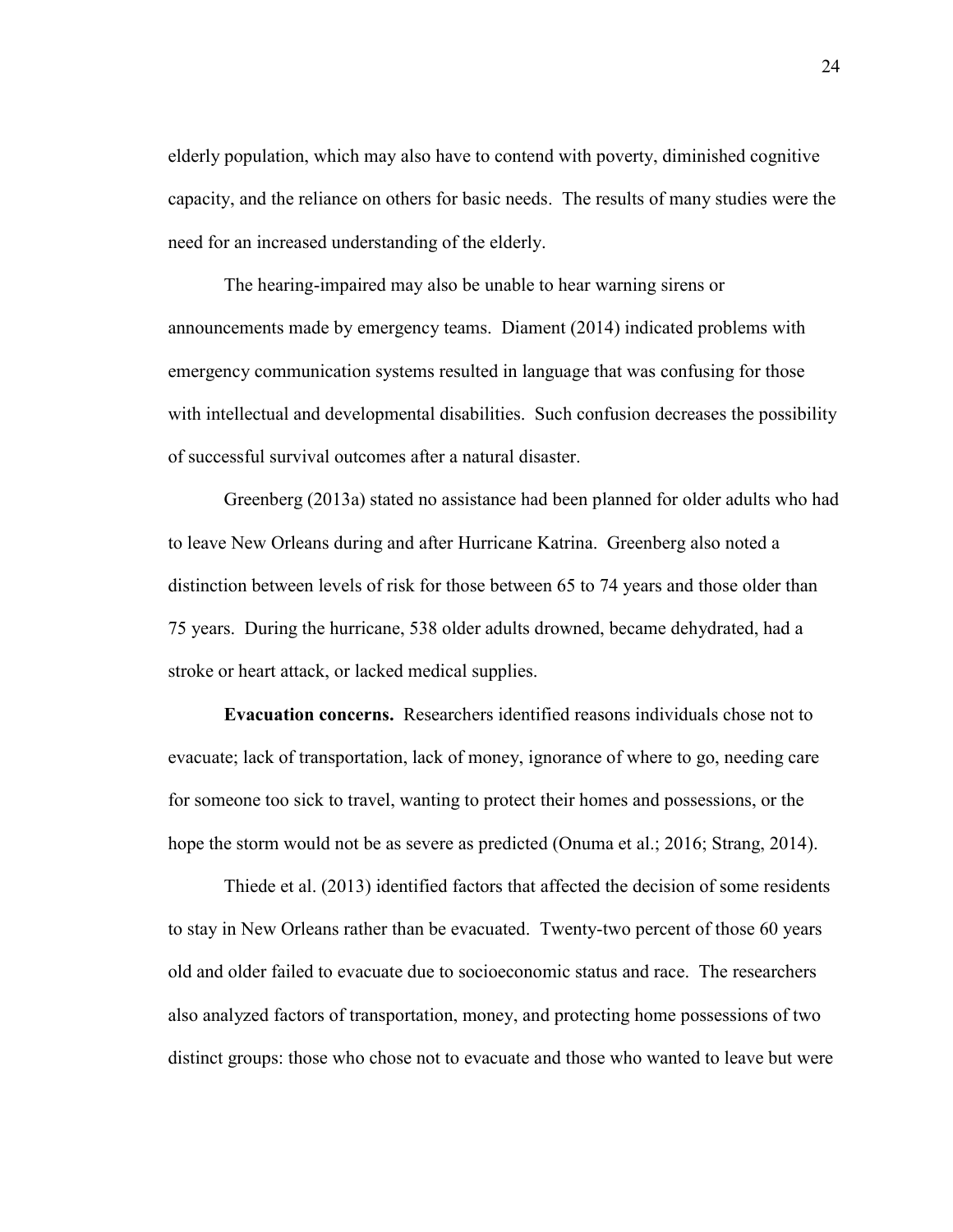elderly population, which may also have to contend with poverty, diminished cognitive capacity, and the reliance on others for basic needs. The results of many studies were the need for an increased understanding of the elderly.

The hearing-impaired may also be unable to hear warning sirens or announcements made by emergency teams. Diament (2014) indicated problems with emergency communication systems resulted in language that was confusing for those with intellectual and developmental disabilities. Such confusion decreases the possibility of successful survival outcomes after a natural disaster.

Greenberg (2013a) stated no assistance had been planned for older adults who had to leave New Orleans during and after Hurricane Katrina. Greenberg also noted a distinction between levels of risk for those between 65 to 74 years and those older than 75 years. During the hurricane, 538 older adults drowned, became dehydrated, had a stroke or heart attack, or lacked medical supplies.

**Evacuation concerns.** Researchers identified reasons individuals chose not to evacuate; lack of transportation, lack of money, ignorance of where to go, needing care for someone too sick to travel, wanting to protect their homes and possessions, or the hope the storm would not be as severe as predicted (Onuma et al.; 2016; Strang, 2014).

Thiede et al. (2013) identified factors that affected the decision of some residents to stay in New Orleans rather than be evacuated. Twenty-two percent of those 60 years old and older failed to evacuate due to socioeconomic status and race. The researchers also analyzed factors of transportation, money, and protecting home possessions of two distinct groups: those who chose not to evacuate and those who wanted to leave but were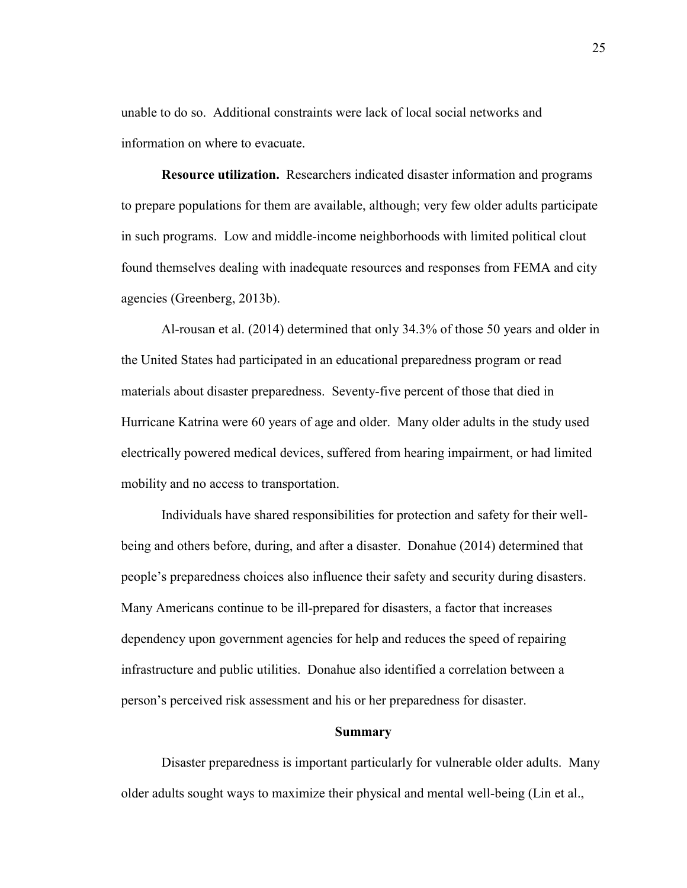unable to do so. Additional constraints were lack of local social networks and information on where to evacuate.

**Resource utilization.** Researchers indicated disaster information and programs to prepare populations for them are available, although; very few older adults participate in such programs. Low and middle-income neighborhoods with limited political clout found themselves dealing with inadequate resources and responses from FEMA and city agencies (Greenberg, 2013b).

Al-rousan et al. (2014) determined that only 34.3% of those 50 years and older in the United States had participated in an educational preparedness program or read materials about disaster preparedness. Seventy-five percent of those that died in Hurricane Katrina were 60 years of age and older. Many older adults in the study used electrically powered medical devices, suffered from hearing impairment, or had limited mobility and no access to transportation.

Individuals have shared responsibilities for protection and safety for their well-being and others before, during, and after a disaster. Donahue (2014) determined that people's preparedness choices also influence their safety and security during disasters. Many Americans continue to be ill-prepared for disasters, a factor that increases dependency upon government agencies for help and reduces the speed of repairing infrastructure and public utilities. Donahue also identified a correlation between a person's perceived risk assessment and his or her preparedness for disaster.

## Summary

Disaster preparedness is important particularly for vulnerable older adults. Many older adults sought ways to maximize their physical and mental well-being (Lin et al.,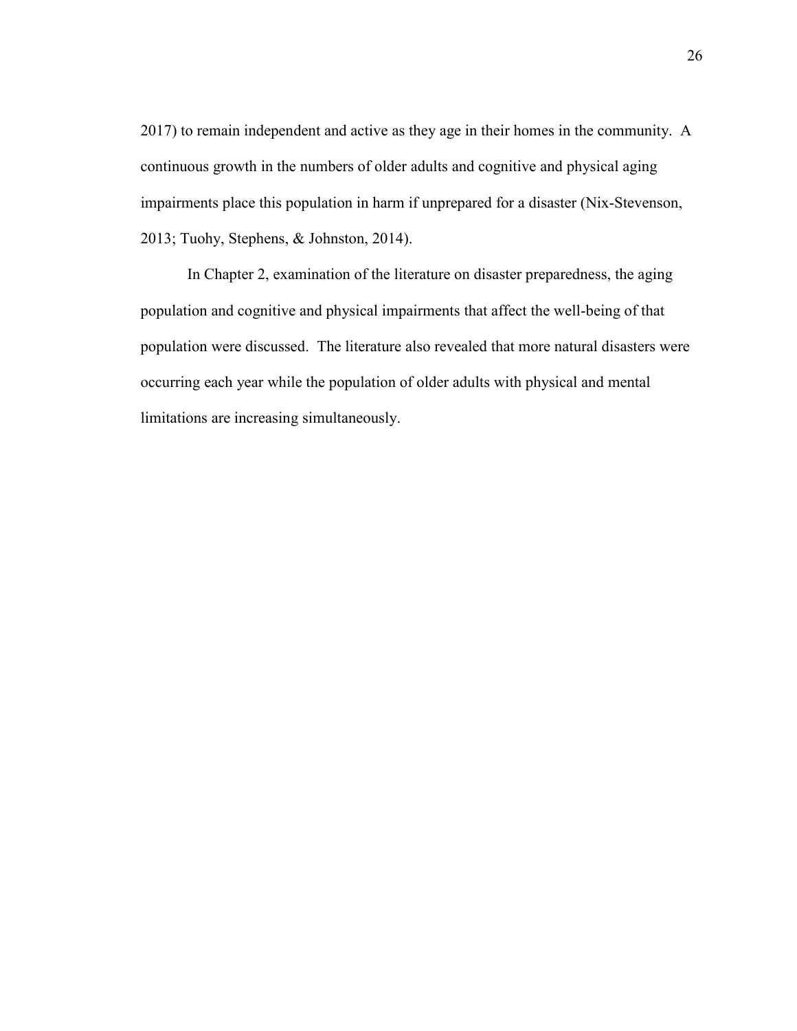2017) to remain independent and active as they age in their homes in the community. A continuous growth in the numbers of older adults and cognitive and physical aging impairments place this population in harm if unprepared for a disaster (Nix-Stevenson, 2013; Tuohy, Stephens, & Johnston, 2014).

In Chapter 2, examination of the literature on disaster preparedness, the aging population and cognitive and physical impairments that affect the well-being of that population were discussed. The literature also revealed that more natural disasters were occurring each year while the population of older adults with physical and mental limitations are increasing simultaneously.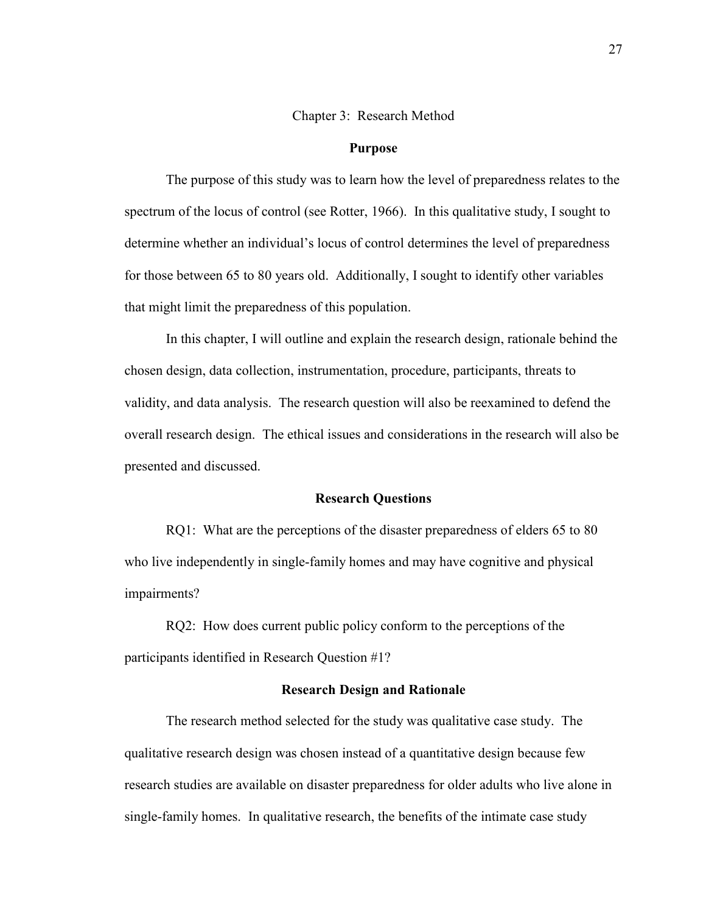# Chapter 3: Research Method

## Purpose

The purpose of this study was to learn how the level of preparedness relates to the spectrum of the locus of control (see Rotter, 1966). In this qualitative study, I sought to determine whether an individual's locus of control determines the level of preparedness for those between 65 to 80 years old. Additionally, I sought to identify other variables that might limit the preparedness of this population.

In this chapter, I will outline and explain the research design, rationale behind the chosen design, data collection, instrumentation, procedure, participants, threats to validity, and data analysis. The research question will also be reexamined to defend the overall research design. The ethical issues and considerations in the research will also be presented and discussed.

## Research Questions

RQ1: What are the perceptions of the disaster preparedness of elders 65 to 80 who live independently in single-family homes and may have cognitive and physical impairments?

RQ2: How does current public policy conform to the perceptions of the participants identified in Research Question #1?

## Research Design and Rationale

The research method selected for the study was qualitative case study. The qualitative research design was chosen instead of a quantitative design because few research studies are available on disaster preparedness for older adults who live alone in single-family homes. In qualitative research, the benefits of the intimate case study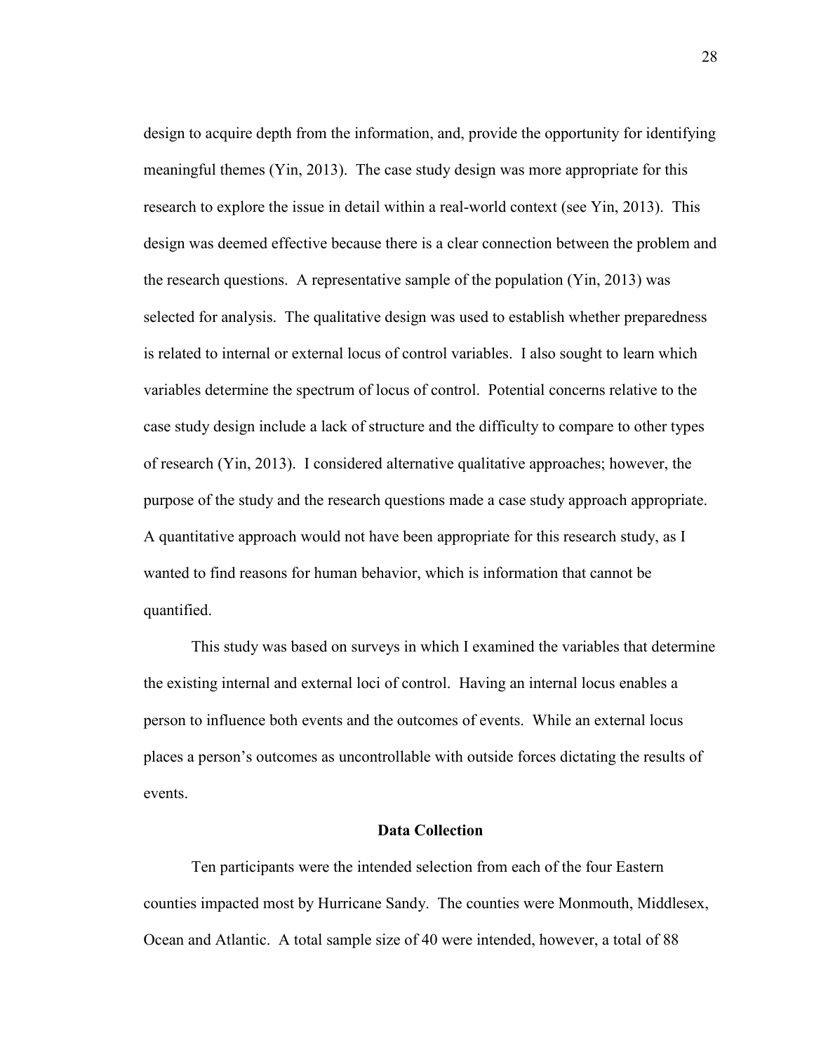design to acquire depth from the information, and, provide the opportunity for identifying meaningful themes (Yin, 2013). The case study design was more appropriate for this research to explore the issue in detail within a real-world context (see Yin, 2013). This design was deemed effective because there is a clear connection between the problem and the research questions. A representative sample of the population (Yin, 2013) was selected for analysis. The qualitative design was used to establish whether preparedness is related to internal or external locus of control variables. I also sought to learn which variables determine the spectrum of locus of control. Potential concerns relative to the case study design include a lack of structure and the difficulty to compare to other types of research (Yin, 2013). I considered alternative qualitative approaches; however, the purpose of the study and the research questions made a case study approach appropriate. A quantitative approach would not have been appropriate for this research study, as I wanted to find reasons for human behavior, which is information that cannot be quantified.

This study was based on surveys in which I examined the variables that determine the existing internal and external loci of control. Having an internal locus enables a person to influence both events and the outcomes of events. While an external locus places a person's outcomes as uncontrollable with outside forces dictating the results of events.

## Data Collection

Ten participants were the intended selection from each of the four Eastern counties impacted most by Hurricane Sandy. The counties were Monmouth, Middlesex, Ocean and Atlantic. A total sample size of 40 were intended, however, a total of 88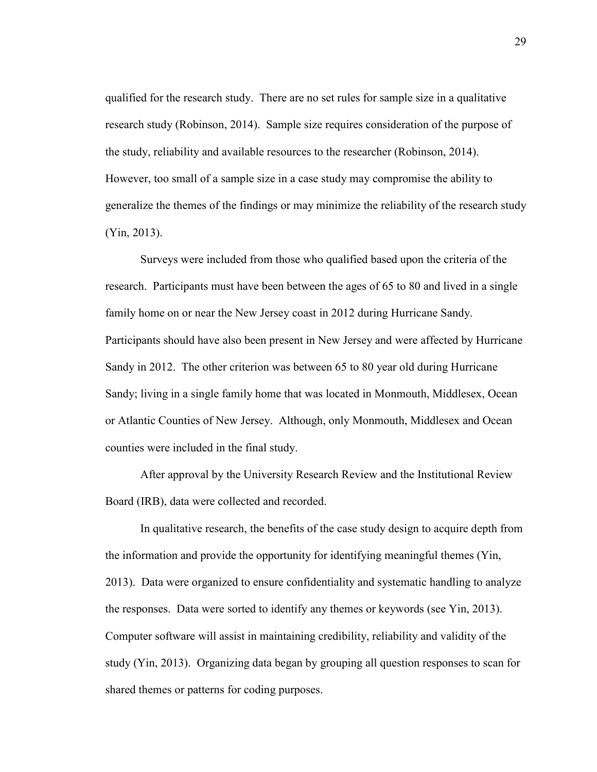qualified for the research study. There are no set rules for sample size in a qualitative research study (Robinson, 2014). Sample size requires consideration of the purpose of the study, reliability and available resources to the researcher (Robinson, 2014). However, too small of a sample size in a case study may compromise the ability to generalize the themes of the findings or may minimize the reliability of the research study (Yin, 2013).

Surveys were included from those who qualified based upon the criteria of the research. Participants must have been between the ages of 65 to 80 and lived in a single family home on or near the New Jersey coast in 2012 during Hurricane Sandy. Participants should have also been present in New Jersey and were affected by Hurricane Sandy in 2012. The other criterion was between 65 to 80 year old during Hurricane Sandy; living in a single family home that was located in Monmouth, Middlesex, Ocean or Atlantic Counties of New Jersey. Although, only Monmouth, Middlesex and Ocean counties were included in the final study.

After approval by the University Research Review and the Institutional Review Board (IRB), data were collected and recorded.

In qualitative research, the benefits of the case study design to acquire depth from the information and provide the opportunity for identifying meaningful themes (Yin, 2013). Data were organized to ensure confidentiality and systematic handling to analyze the responses. Data were sorted to identify any themes or keywords (see Yin, 2013). Computer software will assist in maintaining credibility, reliability and validity of the study (Yin, 2013). Organizing data began by grouping all question responses to scan for shared themes or patterns for coding purposes.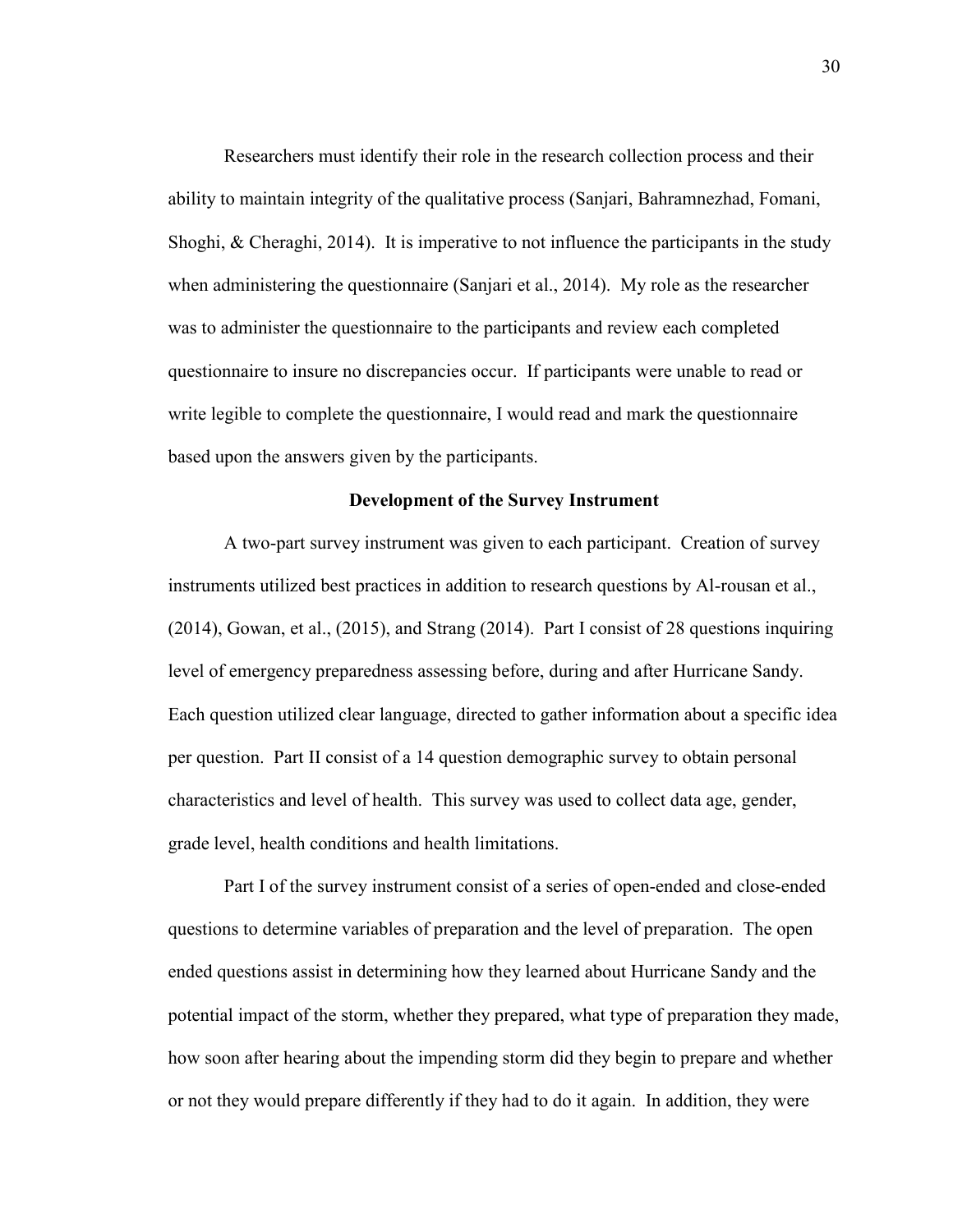Researchers must identify their role in the research collection process and their ability to maintain integrity of the qualitative process (Sanjari, Bahramnezhad, Fomani, Shoghi, & Cheraghi, 2014). It is imperative to not influence the participants in the study when administering the questionnaire (Sanjari et al., 2014). My role as the researcher was to administer the questionnaire to the participants and review each completed questionnaire to insure no discrepancies occur. If participants were unable to read or write legible to complete the questionnaire, I would read and mark the questionnaire based upon the answers given by the participants.

## Development of the Survey Instrument

A two-part survey instrument was given to each participant. Creation of survey instruments utilized best practices in addition to research questions by Al-rousan et al., (2014), Gowan, et al., (2015), and Strang (2014). Part I consist of 28 questions inquiring level of emergency preparedness assessing before, during and after Hurricane Sandy. Each question utilized clear language, directed to gather information about a specific idea per question. Part II consist of a 14 question demographic survey to obtain personal characteristics and level of health. This survey was used to collect data age, gender, grade level, health conditions and health limitations.

Part I of the survey instrument consist of a series of open-ended and close-ended questions to determine variables of preparation and the level of preparation. The open ended questions assist in determining how they learned about Hurricane Sandy and the potential impact of the storm, whether they prepared, what type of preparation they made, how soon after hearing about the impending storm did they begin to prepare and whether or not they would prepare differently if they had to do it again. In addition, they were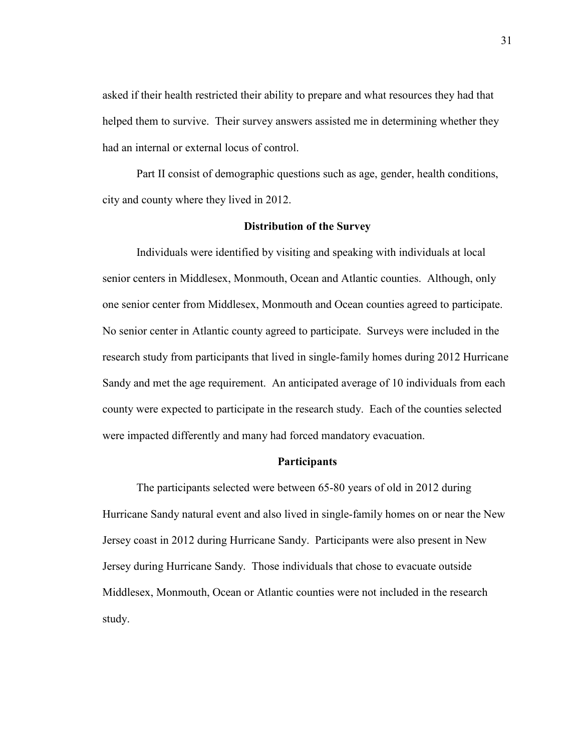asked if their health restricted their ability to prepare and what resources they had that helped them to survive. Their survey answers assisted me in determining whether they had an internal or external locus of control.

Part II consist of demographic questions such as age, gender, health conditions, city and county where they lived in 2012.

### Distribution of the Survey

Individuals were identified by visiting and speaking with individuals at local senior centers in Middlesex, Monmouth, Ocean and Atlantic counties. Although, only one senior center from Middlesex, Monmouth and Ocean counties agreed to participate. No senior center in Atlantic county agreed to participate. Surveys were included in the research study from participants that lived in single-family homes during 2012 Hurricane Sandy and met the age requirement. An anticipated average of 10 individuals from each county were expected to participate in the research study. Each of the counties selected were impacted differently and many had forced mandatory evacuation.

### Participants

The participants selected were between 65-80 years of old in 2012 during Hurricane Sandy natural event and also lived in single-family homes on or near the New Jersey coast in 2012 during Hurricane Sandy. Participants were also present in New Jersey during Hurricane Sandy. Those individuals that chose to evacuate outside Middlesex, Monmouth, Ocean or Atlantic counties were not included in the research study.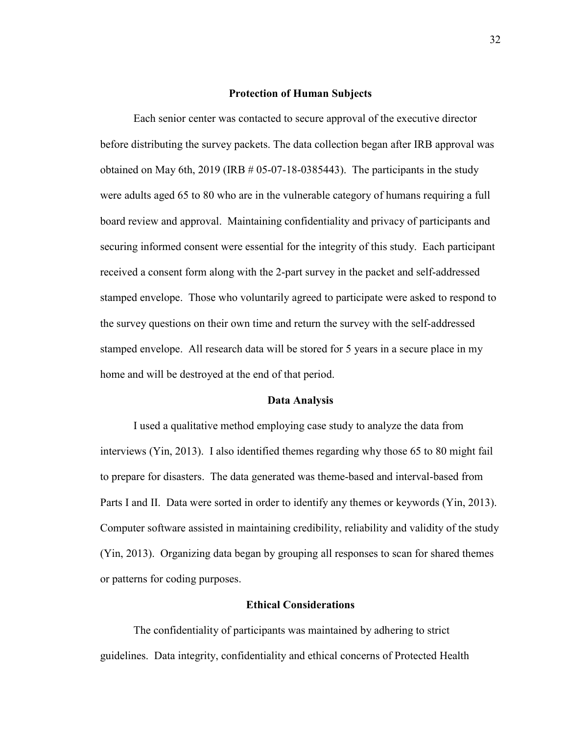## Protection of Human Subjects

Each senior center was contacted to secure approval of the executive director before distributing the survey packets. The data collection began after IRB approval was obtained on May 6th, 2019 (IRB # 05-07-18-0385443). The participants in the study were adults aged 65 to 80 who are in the vulnerable category of humans requiring a full board review and approval. Maintaining confidentiality and privacy of participants and securing informed consent were essential for the integrity of this study. Each participant received a consent form along with the 2-part survey in the packet and self-addressed stamped envelope. Those who voluntarily agreed to participate were asked to respond to the survey questions on their own time and return the survey with the self-addressed stamped envelope. All research data will be stored for 5 years in a secure place in my home and will be destroyed at the end of that period.

## Data Analysis

I used a qualitative method employing case study to analyze the data from interviews (Yin, 2013). I also identified themes regarding why those 65 to 80 might fail to prepare for disasters. The data generated was theme-based and interval-based from Parts I and II. Data were sorted in order to identify any themes or keywords (Yin, 2013). Computer software assisted in maintaining credibility, reliability and validity of the study (Yin, 2013). Organizing data began by grouping all responses to scan for shared themes or patterns for coding purposes.

## Ethical Considerations

The confidentiality of participants was maintained by adhering to strict guidelines. Data integrity, confidentiality and ethical concerns of Protected Health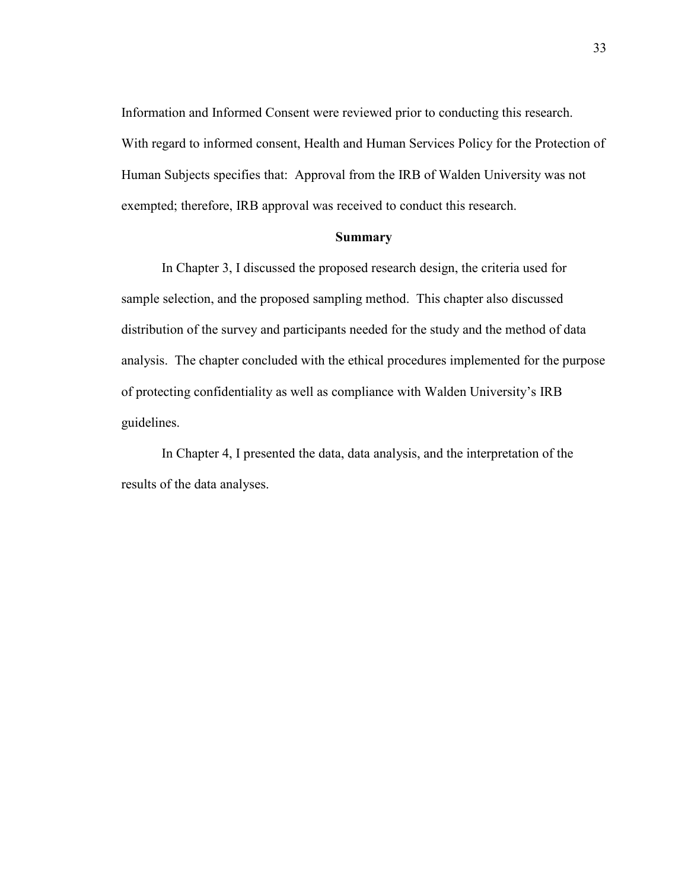Information and Informed Consent were reviewed prior to conducting this research. With regard to informed consent, Health and Human Services Policy for the Protection of Human Subjects specifies that: Approval from the IRB of Walden University was not exempted; therefore, IRB approval was received to conduct this research.

## Summary

In Chapter 3, I discussed the proposed research design, the criteria used for sample selection, and the proposed sampling method. This chapter also discussed distribution of the survey and participants needed for the study and the method of data analysis. The chapter concluded with the ethical procedures implemented for the purpose of protecting confidentiality as well as compliance with Walden University's IRB guidelines.

In Chapter 4, I presented the data, data analysis, and the interpretation of the results of the data analyses.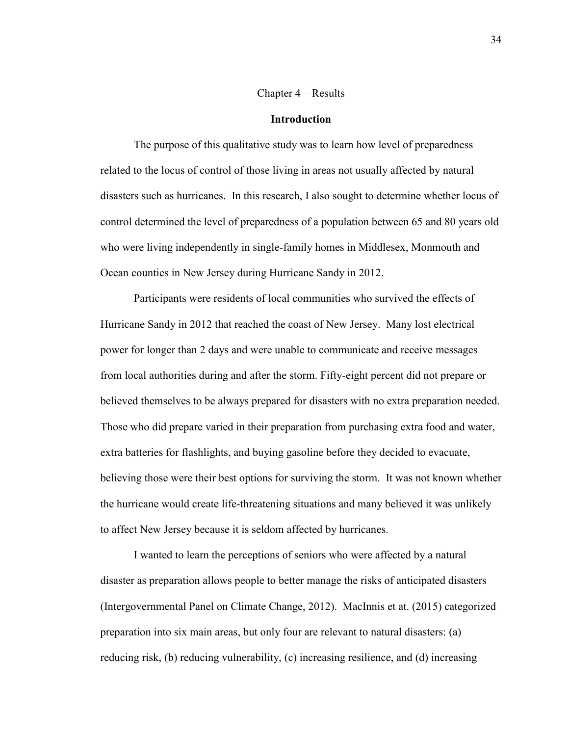# Chapter 4 – Results

## Introduction

The purpose of this qualitative study was to learn how level of preparedness related to the locus of control of those living in areas not usually affected by natural disasters such as hurricanes. In this research, I also sought to determine whether locus of control determined the level of preparedness of a population between 65 and 80 years old who were living independently in single-family homes in Middlesex, Monmouth and Ocean counties in New Jersey during Hurricane Sandy in 2012.

Participants were residents of local communities who survived the effects of Hurricane Sandy in 2012 that reached the coast of New Jersey. Many lost electrical power for longer than 2 days and were unable to communicate and receive messages from local authorities during and after the storm. Fifty-eight percent did not prepare or believed themselves to be always prepared for disasters with no extra preparation needed. Those who did prepare varied in their preparation from purchasing extra food and water, extra batteries for flashlights, and buying gasoline before they decided to evacuate, believing those were their best options for surviving the storm. It was not known whether the hurricane would create life-threatening situations and many believed it was unlikely to affect New Jersey because it is seldom affected by hurricanes.

I wanted to learn the perceptions of seniors who were affected by a natural disaster as preparation allows people to better manage the risks of anticipated disasters (Intergovernmental Panel on Climate Change, 2012). MacInnis et at. (2015) categorized preparation into six main areas, but only four are relevant to natural disasters: (a) reducing risk, (b) reducing vulnerability, (c) increasing resilience, and (d) increasing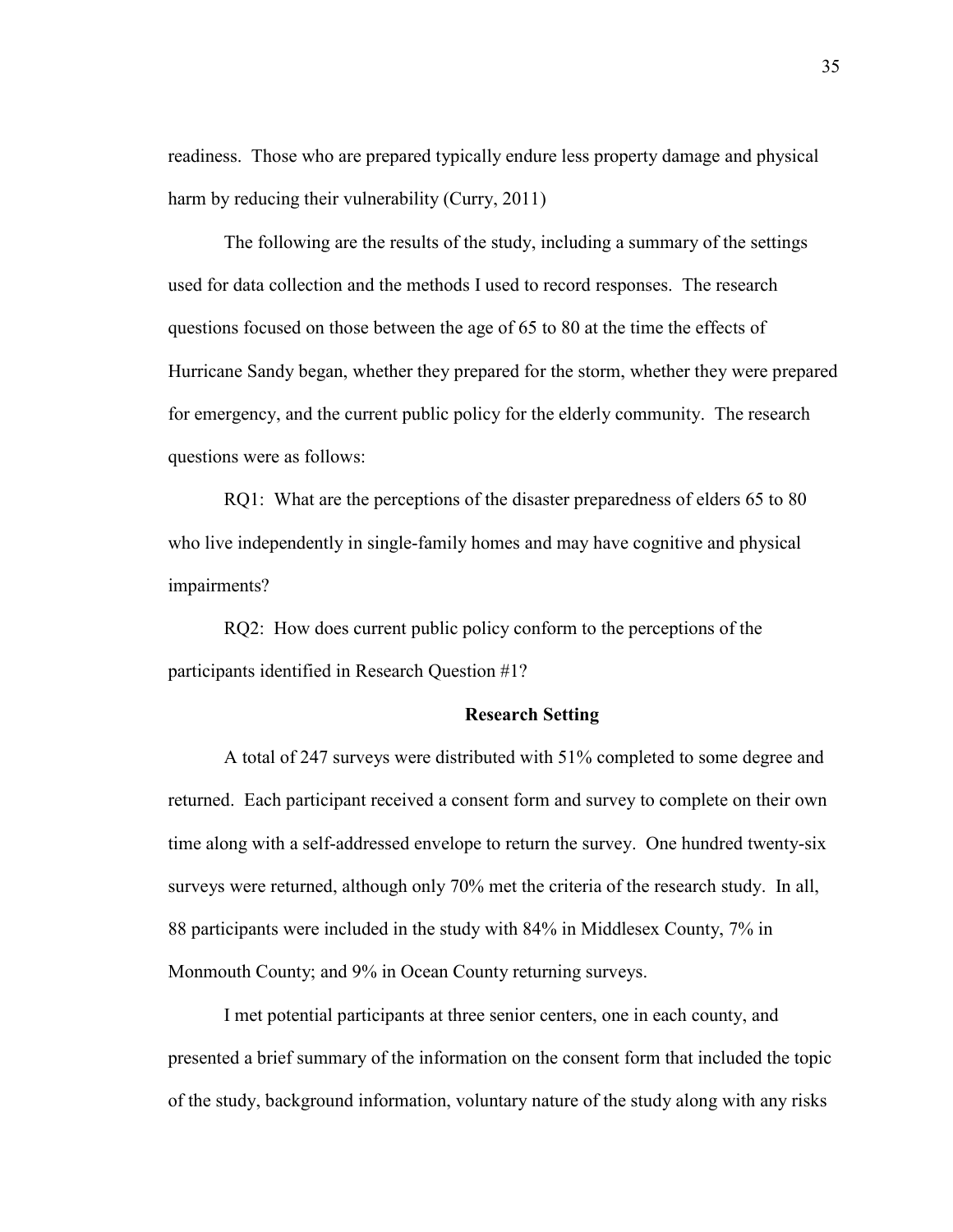readiness. Those who are prepared typically endure less property damage and physical harm by reducing their vulnerability (Curry, 2011)

The following are the results of the study, including a summary of the settings used for data collection and the methods I used to record responses. The research questions focused on those between the age of 65 to 80 at the time the effects of Hurricane Sandy began, whether they prepared for the storm, whether they were prepared for emergency, and the current public policy for the elderly community. The research questions were as follows:

RQ1: What are the perceptions of the disaster preparedness of elders 65 to 80 who live independently in single-family homes and may have cognitive and physical impairments?

RQ2: How does current public policy conform to the perceptions of the participants identified in Research Question #1?

## Research Setting

A total of 247 surveys were distributed with 51% completed to some degree and returned. Each participant received a consent form and survey to complete on their own time along with a self-addressed envelope to return the survey. One hundred twenty-six surveys were returned, although only 70% met the criteria of the research study. In all, 88 participants were included in the study with 84% in Middlesex County, 7% in Monmouth County; and 9% in Ocean County returning surveys.

I met potential participants at three senior centers, one in each county, and presented a brief summary of the information on the consent form that included the topic of the study, background information, voluntary nature of the study along with any risks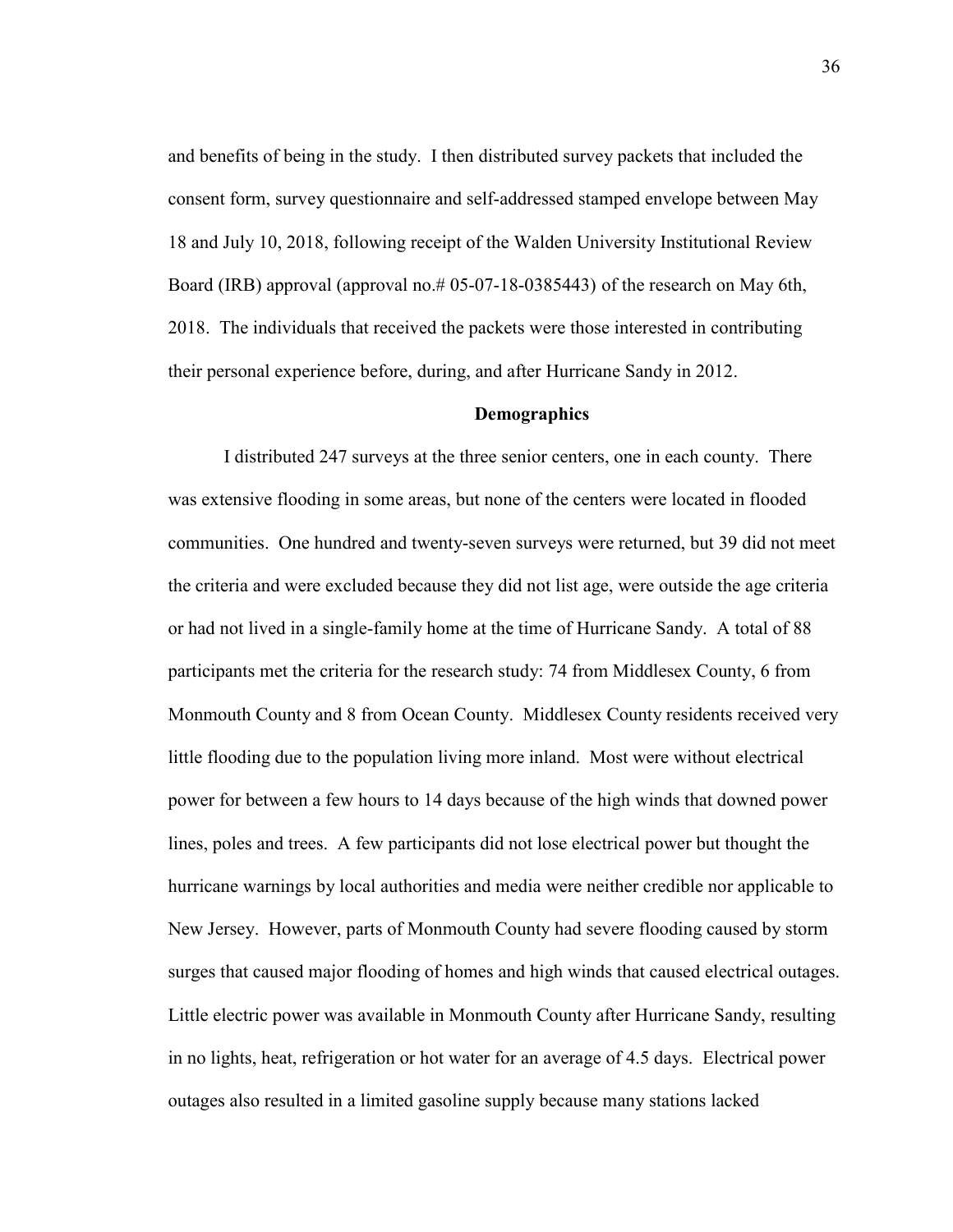and benefits of being in the study. I then distributed survey packets that included the consent form, survey questionnaire and self-addressed stamped envelope between May 18 and July 10, 2018, following receipt of the Walden University Institutional Review Board (IRB) approval (approval no.# 05-07-18-0385443) of the research on May 6th, 2018. The individuals that received the packets were those interested in contributing their personal experience before, during, and after Hurricane Sandy in 2012.

## Demographics

I distributed 247 surveys at the three senior centers, one in each county. There was extensive flooding in some areas, but none of the centers were located in flooded communities. One hundred and twenty-seven surveys were returned, but 39 did not meet the criteria and were excluded because they did not list age, were outside the age criteria or had not lived in a single-family home at the time of Hurricane Sandy. A total of 88 participants met the criteria for the research study: 74 from Middlesex County, 6 from Monmouth County and 8 from Ocean County. Middlesex County residents received very little flooding due to the population living more inland. Most were without electrical power for between a few hours to 14 days because of the high winds that downed power lines, poles and trees. A few participants did not lose electrical power but thought the hurricane warnings by local authorities and media were neither credible nor applicable to New Jersey. However, parts of Monmouth County had severe flooding caused by storm surges that caused major flooding of homes and high winds that caused electrical outages. Little electric power was available in Monmouth County after Hurricane Sandy, resulting in no lights, heat, refrigeration or hot water for an average of 4.5 days. Electrical power outages also resulted in a limited gasoline supply because many stations lacked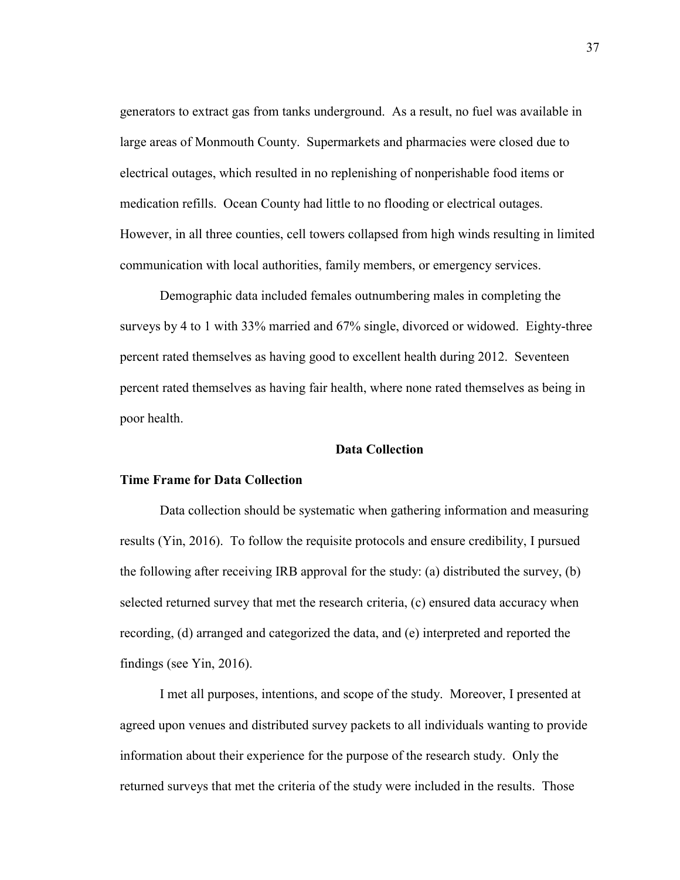generators to extract gas from tanks underground. As a result, no fuel was available in large areas of Monmouth County. Supermarkets and pharmacies were closed due to electrical outages, which resulted in no replenishing of nonperishable food items or medication refills. Ocean County had little to no flooding or electrical outages. However, in all three counties, cell towers collapsed from high winds resulting in limited communication with local authorities, family members, or emergency services.

Demographic data included females outnumbering males in completing the surveys by 4 to 1 with 33% married and 67% single, divorced or widowed. Eighty-three percent rated themselves as having good to excellent health during 2012. Seventeen percent rated themselves as having fair health, where none rated themselves as being in poor health.

## Data Collection

### Time Frame for Data Collection

Data collection should be systematic when gathering information and measuring results (Yin, 2016). To follow the requisite protocols and ensure credibility, I pursued the following after receiving IRB approval for the study: (a) distributed the survey, (b) selected returned survey that met the research criteria, (c) ensured data accuracy when recording, (d) arranged and categorized the data, and (e) interpreted and reported the findings (see Yin, 2016).

I met all purposes, intentions, and scope of the study. Moreover, I presented at agreed upon venues and distributed survey packets to all individuals wanting to provide information about their experience for the purpose of the research study. Only the returned surveys that met the criteria of the study were included in the results. Those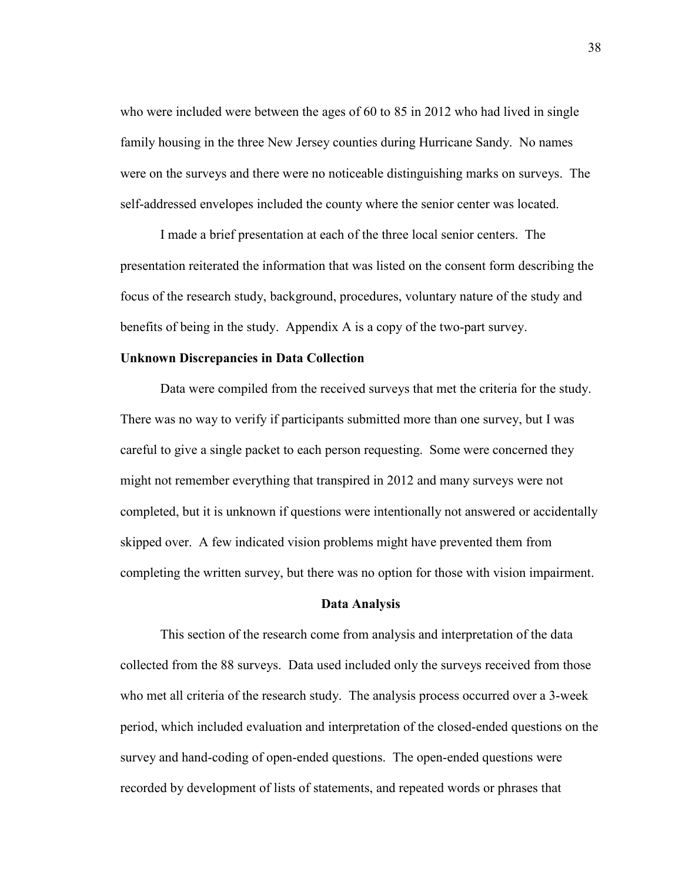who were included were between the ages of 60 to 85 in 2012 who had lived in single family housing in the three New Jersey counties during Hurricane Sandy. No names were on the surveys and there were no noticeable distinguishing marks on surveys. The self-addressed envelopes included the county where the senior center was located.

I made a brief presentation at each of the three local senior centers. The presentation reiterated the information that was listed on the consent form describing the focus of the research study, background, procedures, voluntary nature of the study and benefits of being in the study. Appendix A is a copy of the two-part survey.

**Unknown Discrepancies in Data Collection**

Data were compiled from the received surveys that met the criteria for the study. There was no way to verify if participants submitted more than one survey, but I was careful to give a single packet to each person requesting. Some were concerned they might not remember everything that transpired in 2012 and many surveys were not completed, but it is unknown if questions were intentionally not answered or accidentally skipped over. A few indicated vision problems might have prevented them from completing the written survey, but there was no option for those with vision impairment.

## Data Analysis

This section of the research come from analysis and interpretation of the data collected from the 88 surveys. Data used included only the surveys received from those who met all criteria of the research study. The analysis process occurred over a 3-week period, which included evaluation and interpretation of the closed-ended questions on the survey and hand-coding of open-ended questions. The open-ended questions were recorded by development of lists of statements, and repeated words or phrases that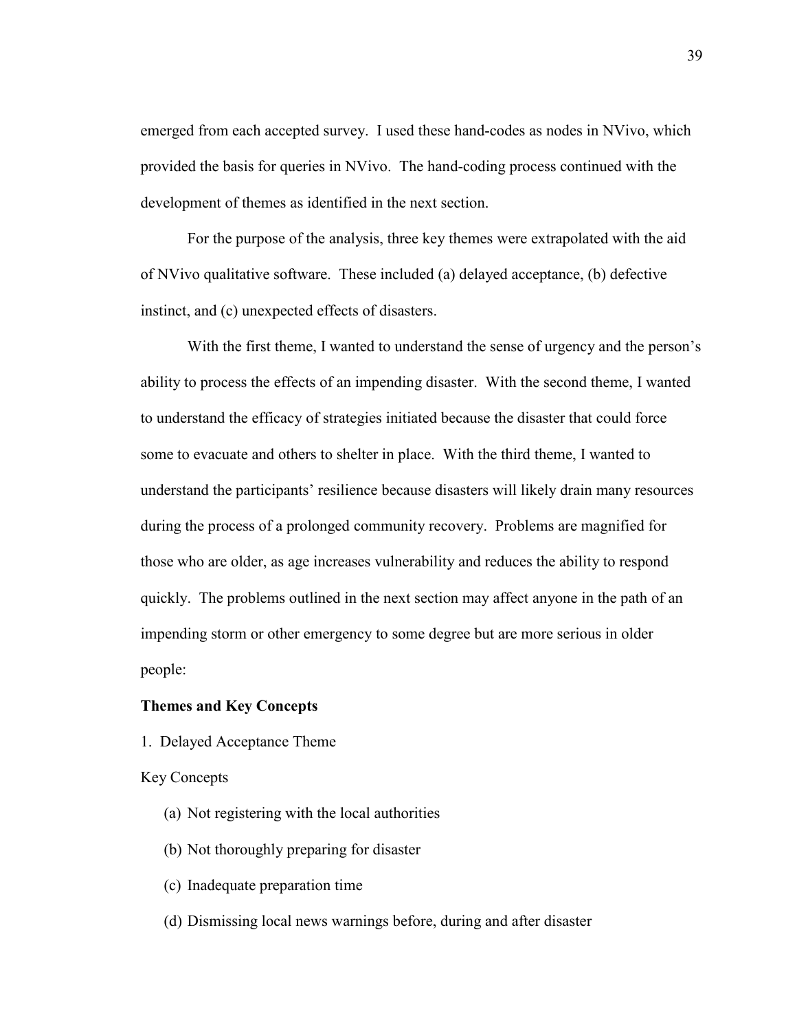emerged from each accepted survey. I used these hand-codes as nodes in NVivo, which provided the basis for queries in NVivo. The hand-coding process continued with the development of themes as identified in the next section.

For the purpose of the analysis, three key themes were extrapolated with the aid of NVivo qualitative software. These included (a) delayed acceptance, (b) defective instinct, and (c) unexpected effects of disasters.

With the first theme, I wanted to understand the sense of urgency and the person's ability to process the effects of an impending disaster. With the second theme, I wanted to understand the efficacy of strategies initiated because the disaster that could force some to evacuate and others to shelter in place. With the third theme, I wanted to understand the participants' resilience because disasters will likely drain many resources during the process of a prolonged community recovery. Problems are magnified for those who are older, as age increases vulnerability and reduces the ability to respond quickly. The problems outlined in the next section may affect anyone in the path of an impending storm or other emergency to some degree but are more serious in older people:

**Themes and Key Concepts**

1. Delayed Acceptance Theme

Key Concepts

(a) Not registering with the local authorities

(b) Not thoroughly preparing for disaster

(c) Inadequate preparation time

(d) Dismissing local news warnings before, during and after disaster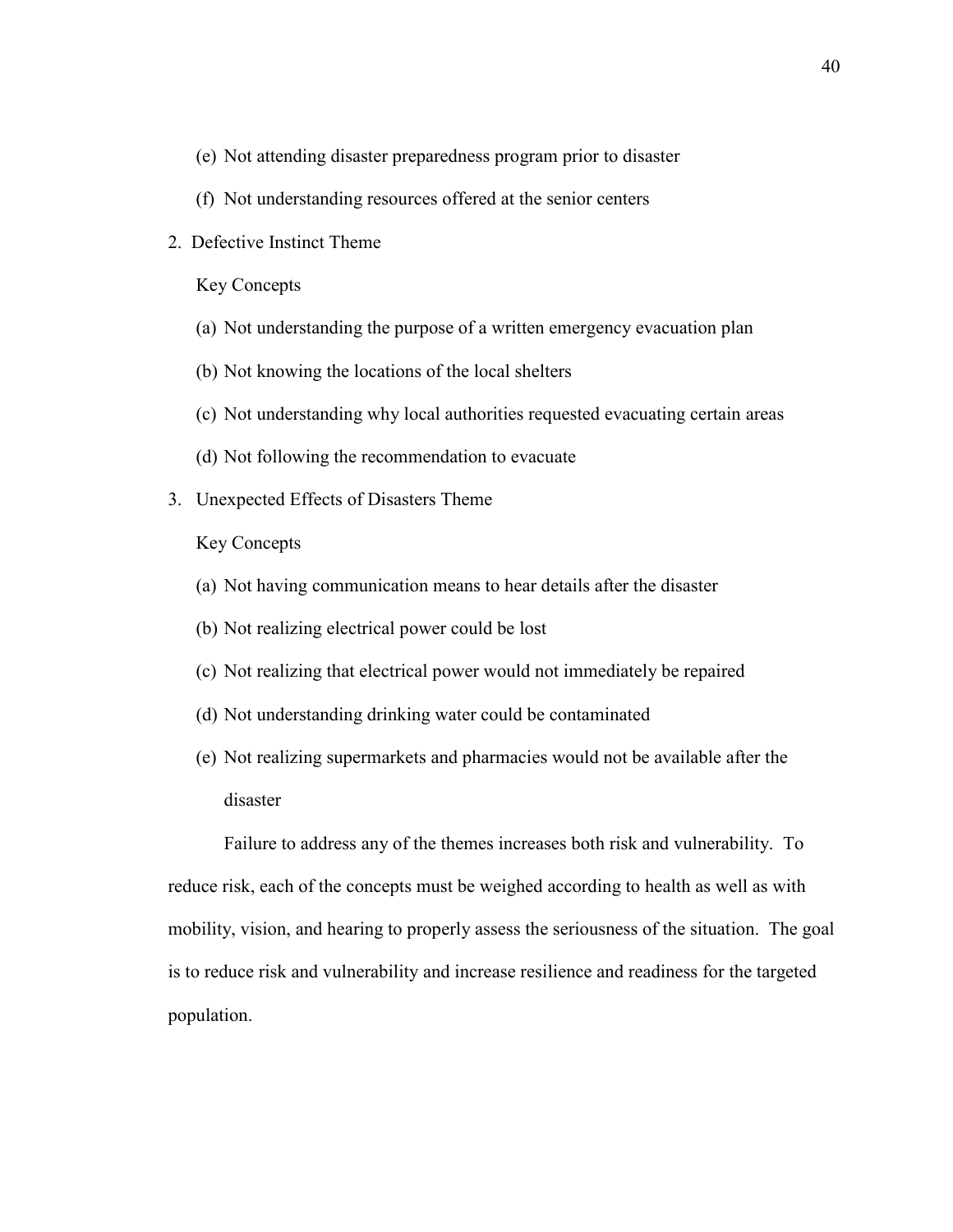(e) Not attending disaster preparedness program prior to disaster

(f) Not understanding resources offered at the senior centers

2. Defective Instinct Theme

Key Concepts

(a) Not understanding the purpose of a written emergency evacuation plan

(b) Not knowing the locations of the local shelters

(c) Not understanding why local authorities requested evacuating certain areas

(d) Not following the recommendation to evacuate

3. Unexpected Effects of Disasters Theme

Key Concepts

(a) Not having communication means to hear details after the disaster

(b) Not realizing electrical power could be lost

(c) Not realizing that electrical power would not immediately be repaired

(d) Not understanding drinking water could be contaminated

(e) Not realizing supermarkets and pharmacies would not be available after the disaster

Failure to address any of the themes increases both risk and vulnerability. To reduce risk, each of the concepts must be weighed according to health as well as with mobility, vision, and hearing to properly assess the seriousness of the situation. The goal is to reduce risk and vulnerability and increase resilience and readiness for the targeted population.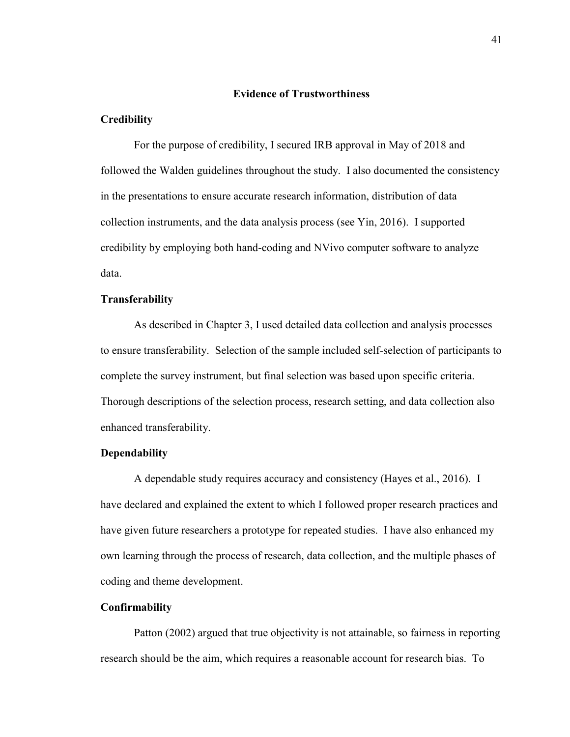## Evidence of Trustworthiness

### Credibility

For the purpose of credibility, I secured IRB approval in May of 2018 and followed the Walden guidelines throughout the study. I also documented the consistency in the presentations to ensure accurate research information, distribution of data collection instruments, and the data analysis process (see Yin, 2016). I supported credibility by employing both hand-coding and NVivo computer software to analyze data.

### Transferability

As described in Chapter 3, I used detailed data collection and analysis processes to ensure transferability. Selection of the sample included self-selection of participants to complete the survey instrument, but final selection was based upon specific criteria. Thorough descriptions of the selection process, research setting, and data collection also enhanced transferability.

### Dependability

A dependable study requires accuracy and consistency (Hayes et al., 2016). I have declared and explained the extent to which I followed proper research practices and have given future researchers a prototype for repeated studies. I have also enhanced my own learning through the process of research, data collection, and the multiple phases of coding and theme development.

### Confirmability

Patton (2002) argued that true objectivity is not attainable, so fairness in reporting research should be the aim, which requires a reasonable account for research bias. To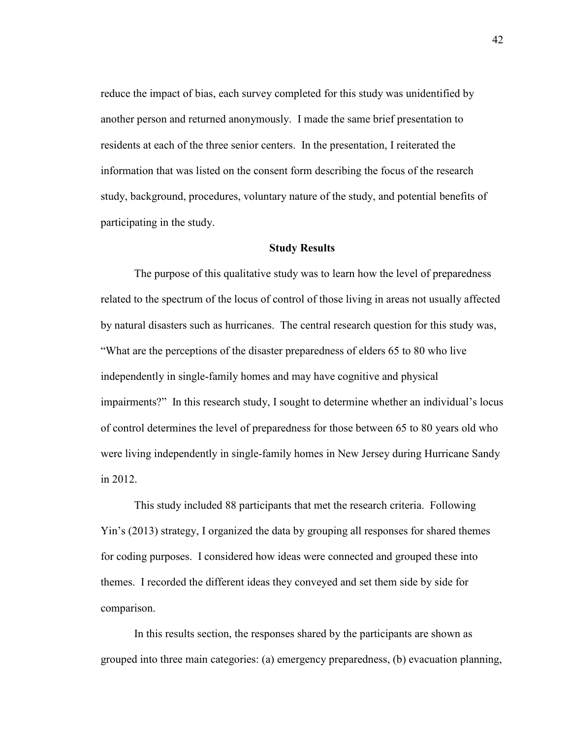reduce the impact of bias, each survey completed for this study was unidentified by another person and returned anonymously. I made the same brief presentation to residents at each of the three senior centers. In the presentation, I reiterated the information that was listed on the consent form describing the focus of the research study, background, procedures, voluntary nature of the study, and potential benefits of participating in the study.

## Study Results

The purpose of this qualitative study was to learn how the level of preparedness related to the spectrum of the locus of control of those living in areas not usually affected by natural disasters such as hurricanes. The central research question for this study was, "What are the perceptions of the disaster preparedness of elders 65 to 80 who live independently in single-family homes and may have cognitive and physical impairments?" In this research study, I sought to determine whether an individual's locus of control determines the level of preparedness for those between 65 to 80 years old who were living independently in single-family homes in New Jersey during Hurricane Sandy in 2012.

This study included 88 participants that met the research criteria. Following Yin's (2013) strategy, I organized the data by grouping all responses for shared themes for coding purposes. I considered how ideas were connected and grouped these into themes. I recorded the different ideas they conveyed and set them side by side for comparison.

In this results section, the responses shared by the participants are shown as grouped into three main categories: (a) emergency preparedness, (b) evacuation planning,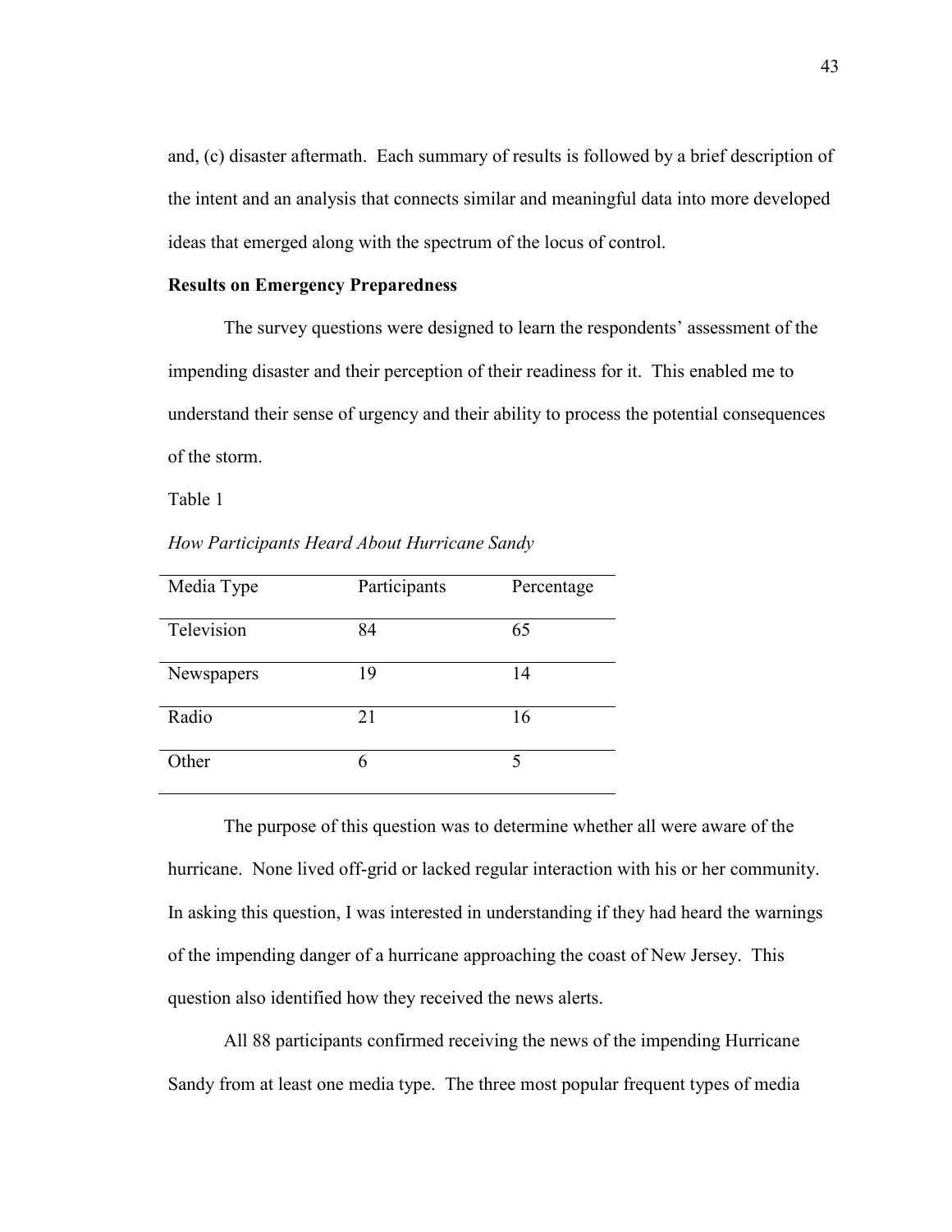and, (c) disaster aftermath. Each summary of results is followed by a brief description of the intent and an analysis that connects similar and meaningful data into more developed ideas that emerged along with the spectrum of the locus of control.

**Results on Emergency Preparedness**

The survey questions were designed to learn the respondents' assessment of the impending disaster and their perception of their readiness for it. This enabled me to understand their sense of urgency and their ability to process the potential consequences of the storm.

Table 1

*How Participants Heard About Hurricane Sandy*

| Media Type | Participants | Percentage |
|---|---|---|
| Television | 84 | 65 |
| Newspapers | 19 | 14 |
| Radio | 21 | 16 |
| Other | 6 | 5 |

The purpose of this question was to determine whether all were aware of the hurricane. None lived off-grid or lacked regular interaction with his or her community. In asking this question, I was interested in understanding if they had heard the warnings of the impending danger of a hurricane approaching the coast of New Jersey. This question also identified how they received the news alerts.

All 88 participants confirmed receiving the news of the impending Hurricane Sandy from at least one media type. The three most popular frequent types of media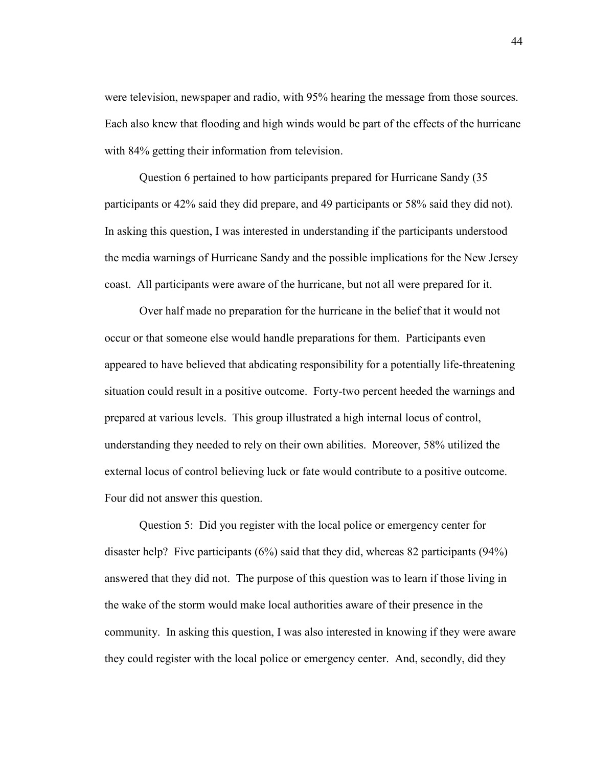were television, newspaper and radio, with 95% hearing the message from those sources. Each also knew that flooding and high winds would be part of the effects of the hurricane with 84% getting their information from television.

Question 6 pertained to how participants prepared for Hurricane Sandy (35 participants or 42% said they did prepare, and 49 participants or 58% said they did not). In asking this question, I was interested in understanding if the participants understood the media warnings of Hurricane Sandy and the possible implications for the New Jersey coast. All participants were aware of the hurricane, but not all were prepared for it.

Over half made no preparation for the hurricane in the belief that it would not occur or that someone else would handle preparations for them. Participants even appeared to have believed that abdicating responsibility for a potentially life-threatening situation could result in a positive outcome. Forty-two percent heeded the warnings and prepared at various levels. This group illustrated a high internal locus of control, understanding they needed to rely on their own abilities. Moreover, 58% utilized the external locus of control believing luck or fate would contribute to a positive outcome. Four did not answer this question.

Question 5: Did you register with the local police or emergency center for disaster help? Five participants (6%) said that they did, whereas 82 participants (94%) answered that they did not. The purpose of this question was to learn if those living in the wake of the storm would make local authorities aware of their presence in the community. In asking this question, I was also interested in knowing if they were aware they could register with the local police or emergency center. And, secondly, did they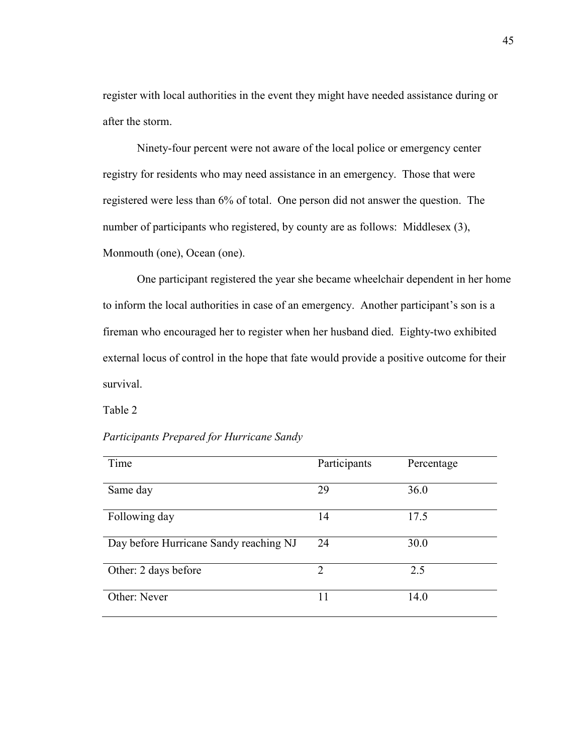register with local authorities in the event they might have needed assistance during or after the storm.

Ninety-four percent were not aware of the local police or emergency center registry for residents who may need assistance in an emergency. Those that were registered were less than 6% of total. One person did not answer the question. The number of participants who registered, by county are as follows: Middlesex (3), Monmouth (one), Ocean (one).

One participant registered the year she became wheelchair dependent in her home to inform the local authorities in case of an emergency. Another participant's son is a fireman who encouraged her to register when her husband died. Eighty-two exhibited external locus of control in the hope that fate would provide a positive outcome for their survival.

Table 2

*Participants Prepared for Hurricane Sandy*

| Time | Participants | Percentage |
|---|---|---|
| Same day | 29 | 36.0 |
| Following day | 14 | 17.5 |
| Day before Hurricane Sandy reaching NJ | 24 | 30.0 |
| Other: 2 days before | 2 | 2.5 |
| Other: Never | 11 | 14.0 |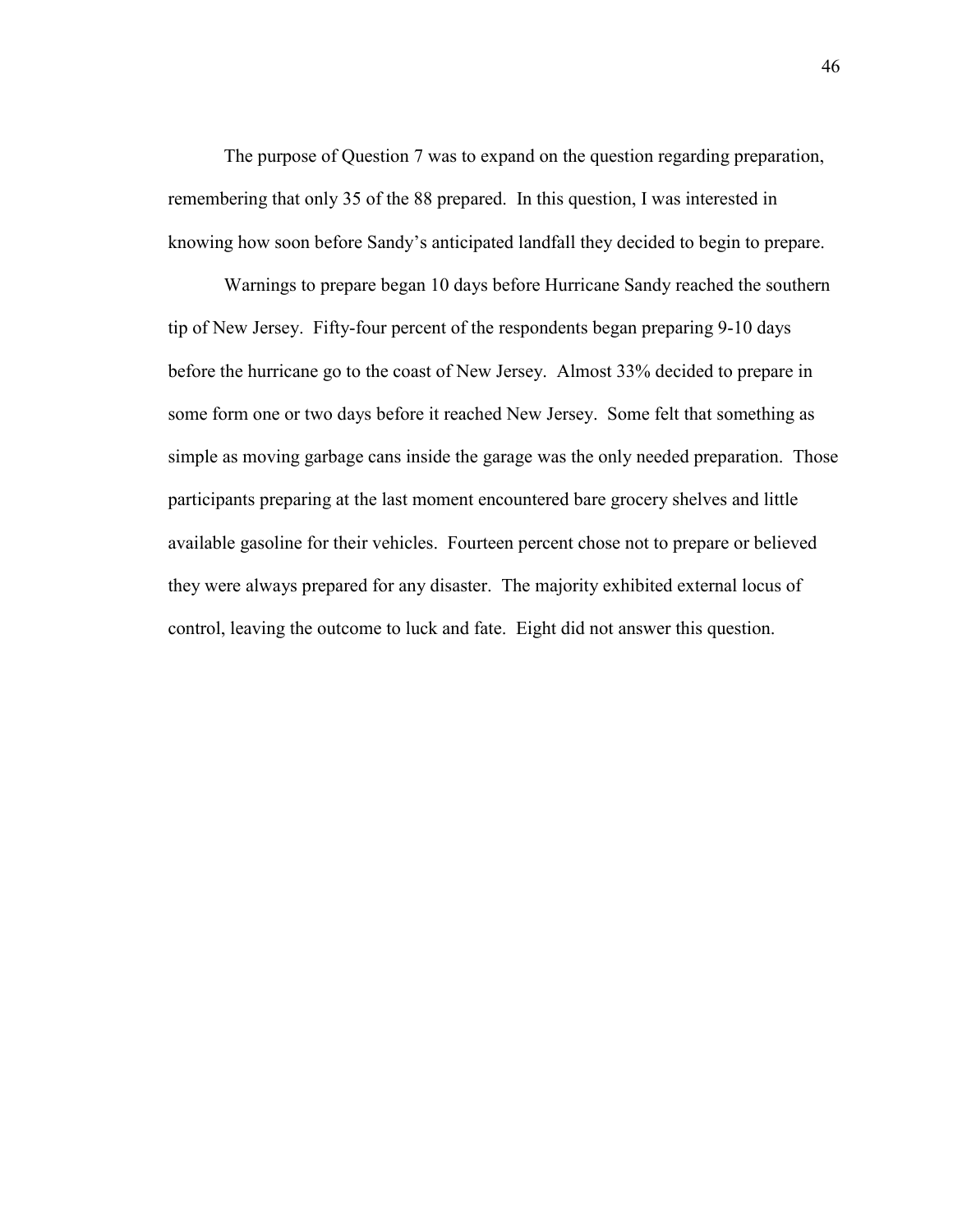The purpose of Question 7 was to expand on the question regarding preparation, remembering that only 35 of the 88 prepared. In this question, I was interested in knowing how soon before Sandy's anticipated landfall they decided to begin to prepare.

Warnings to prepare began 10 days before Hurricane Sandy reached the southern tip of New Jersey. Fifty-four percent of the respondents began preparing 9-10 days before the hurricane go to the coast of New Jersey. Almost 33% decided to prepare in some form one or two days before it reached New Jersey. Some felt that something as simple as moving garbage cans inside the garage was the only needed preparation. Those participants preparing at the last moment encountered bare grocery shelves and little available gasoline for their vehicles. Fourteen percent chose not to prepare or believed they were always prepared for any disaster. The majority exhibited external locus of control, leaving the outcome to luck and fate. Eight did not answer this question.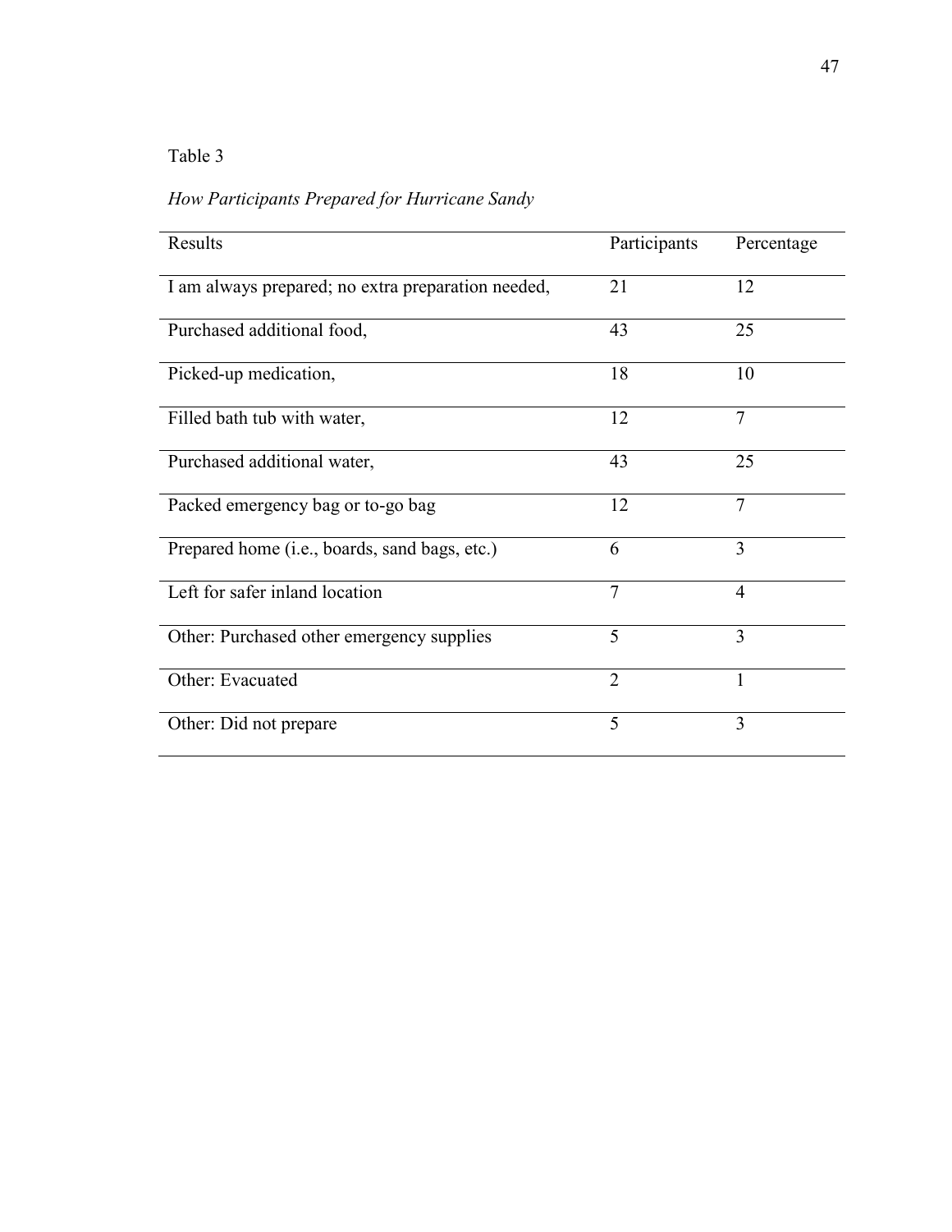Table 3

*How Participants Prepared for Hurricane Sandy*

| Results | Participants | Percentage |
|---|---|---|
| I am always prepared; no extra preparation needed, | 21 | 12 |
| Purchased additional food, | 43 | 25 |
| Picked-up medication, | 18 | 10 |
| Filled bath tub with water, | 12 | 7 |
| Purchased additional water, | 43 | 25 |
| Packed emergency bag or to-go bag | 12 | 7 |
| Prepared home (i.e., boards, sand bags, etc.) | 6 | 3 |
| Left for safer inland location | 7 | 4 |
| Other: Purchased other emergency supplies | 5 | 3 |
| Other: Evacuated | 2 | 1 |
| Other: Did not prepare | 5 | 3 |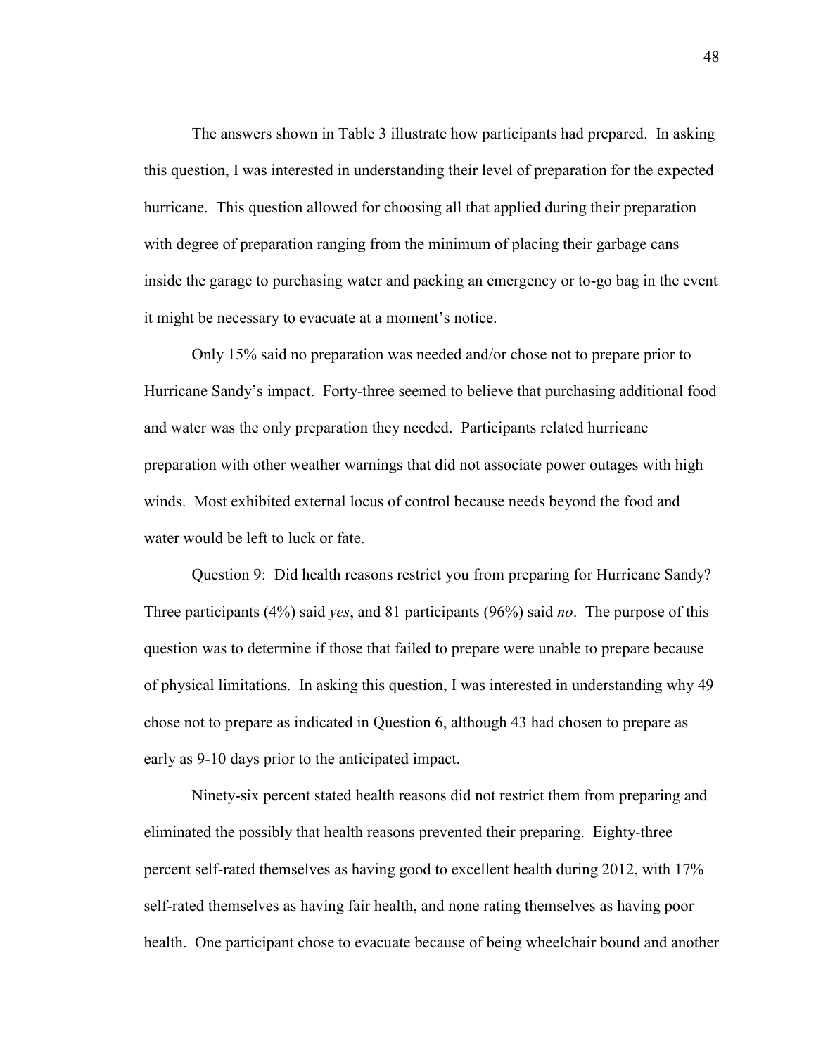The answers shown in Table 3 illustrate how participants had prepared. In asking this question, I was interested in understanding their level of preparation for the expected hurricane. This question allowed for choosing all that applied during their preparation with degree of preparation ranging from the minimum of placing their garbage cans inside the garage to purchasing water and packing an emergency or to-go bag in the event it might be necessary to evacuate at a moment's notice.

Only 15% said no preparation was needed and/or chose not to prepare prior to Hurricane Sandy's impact. Forty-three seemed to believe that purchasing additional food and water was the only preparation they needed. Participants related hurricane preparation with other weather warnings that did not associate power outages with high winds. Most exhibited external locus of control because needs beyond the food and water would be left to luck or fate.

Question 9: Did health reasons restrict you from preparing for Hurricane Sandy? Three participants (4%) said *yes*, and 81 participants (96%) said *no*. The purpose of this question was to determine if those that failed to prepare were unable to prepare because of physical limitations. In asking this question, I was interested in understanding why 49 chose not to prepare as indicated in Question 6, although 43 had chosen to prepare as early as 9-10 days prior to the anticipated impact.

Ninety-six percent stated health reasons did not restrict them from preparing and eliminated the possibly that health reasons prevented their preparing. Eighty-three percent self-rated themselves as having good to excellent health during 2012, with 17% self-rated themselves as having fair health, and none rating themselves as having poor health. One participant chose to evacuate because of being wheelchair bound and another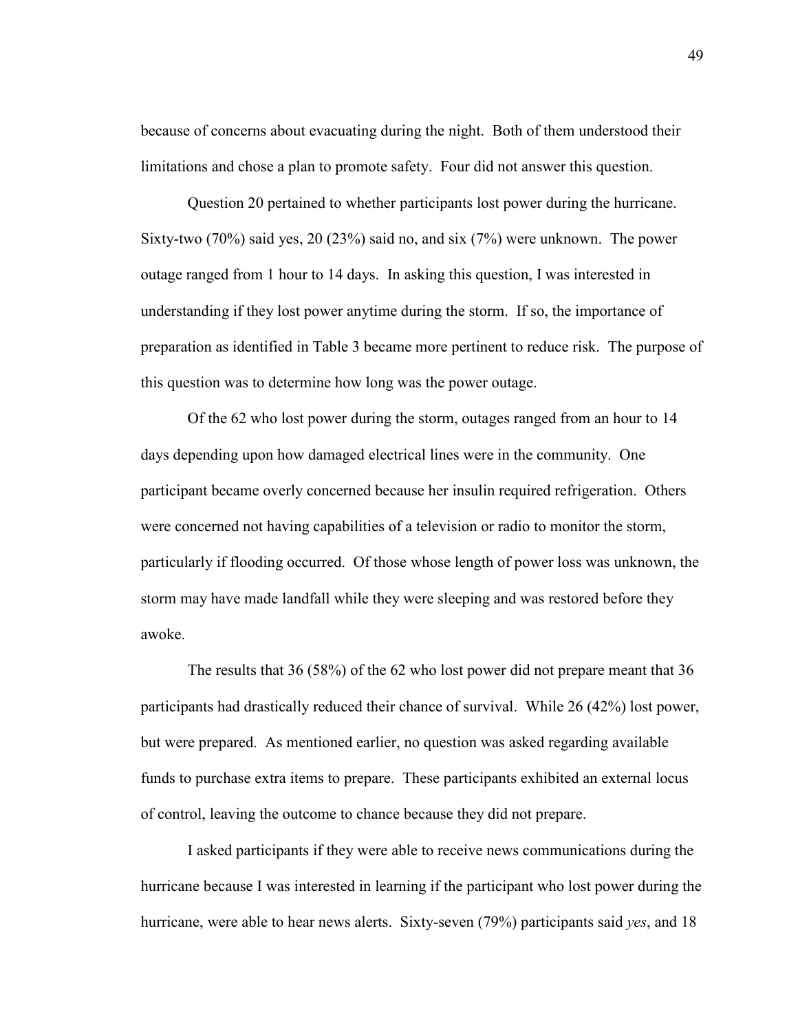because of concerns about evacuating during the night. Both of them understood their limitations and chose a plan to promote safety. Four did not answer this question.

Question 20 pertained to whether participants lost power during the hurricane. Sixty-two (70%) said yes, 20 (23%) said no, and six (7%) were unknown. The power outage ranged from 1 hour to 14 days. In asking this question, I was interested in understanding if they lost power anytime during the storm. If so, the importance of preparation as identified in Table 3 became more pertinent to reduce risk. The purpose of this question was to determine how long was the power outage.

Of the 62 who lost power during the storm, outages ranged from an hour to 14 days depending upon how damaged electrical lines were in the community. One participant became overly concerned because her insulin required refrigeration. Others were concerned not having capabilities of a television or radio to monitor the storm, particularly if flooding occurred. Of those whose length of power loss was unknown, the storm may have made landfall while they were sleeping and was restored before they awoke.

The results that 36 (58%) of the 62 who lost power did not prepare meant that 36 participants had drastically reduced their chance of survival. While 26 (42%) lost power, but were prepared. As mentioned earlier, no question was asked regarding available funds to purchase extra items to prepare. These participants exhibited an external locus of control, leaving the outcome to chance because they did not prepare.

I asked participants if they were able to receive news communications during the hurricane because I was interested in learning if the participant who lost power during the hurricane, were able to hear news alerts. Sixty-seven (79%) participants said *yes*, and 18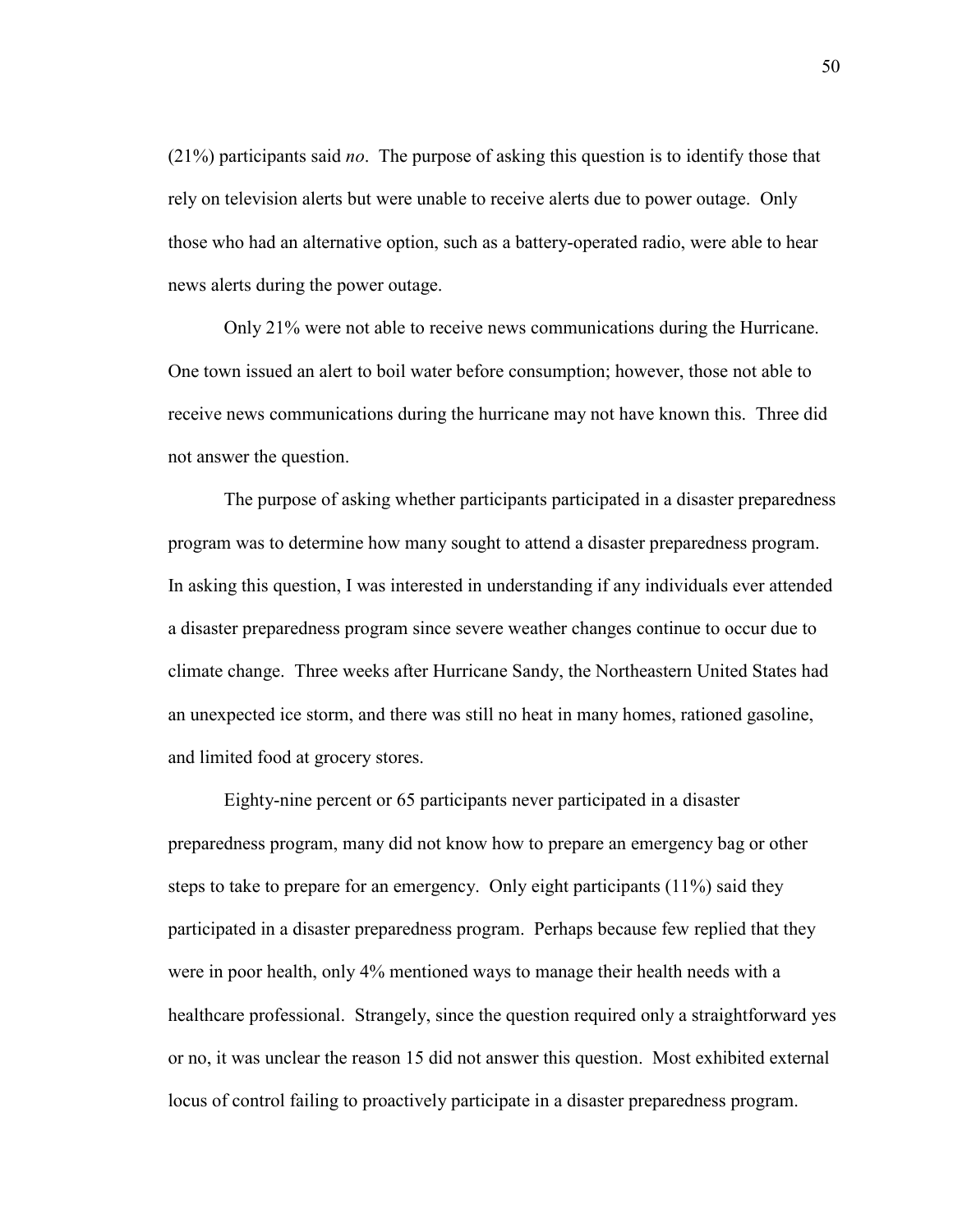(21%) participants said *no*. The purpose of asking this question is to identify those that rely on television alerts but were unable to receive alerts due to power outage. Only those who had an alternative option, such as a battery-operated radio, were able to hear news alerts during the power outage.

Only 21% were not able to receive news communications during the Hurricane. One town issued an alert to boil water before consumption; however, those not able to receive news communications during the hurricane may not have known this. Three did not answer the question.

The purpose of asking whether participants participated in a disaster preparedness program was to determine how many sought to attend a disaster preparedness program. In asking this question, I was interested in understanding if any individuals ever attended a disaster preparedness program since severe weather changes continue to occur due to climate change. Three weeks after Hurricane Sandy, the Northeastern United States had an unexpected ice storm, and there was still no heat in many homes, rationed gasoline, and limited food at grocery stores.

Eighty-nine percent or 65 participants never participated in a disaster preparedness program, many did not know how to prepare an emergency bag or other steps to take to prepare for an emergency. Only eight participants (11%) said they participated in a disaster preparedness program. Perhaps because few replied that they were in poor health, only 4% mentioned ways to manage their health needs with a healthcare professional. Strangely, since the question required only a straightforward yes or no, it was unclear the reason 15 did not answer this question. Most exhibited external locus of control failing to proactively participate in a disaster preparedness program.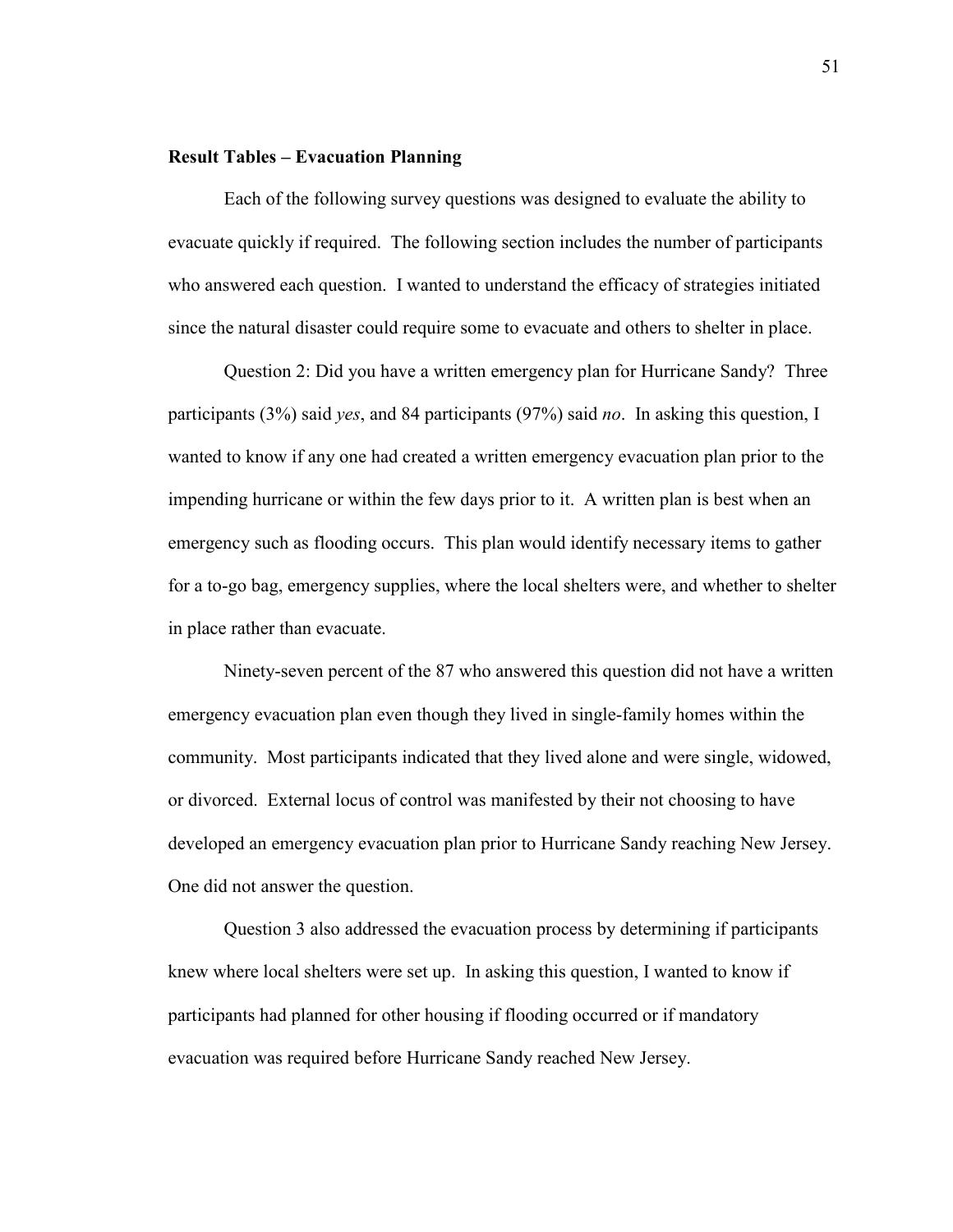**Result Tables – Evacuation Planning**

Each of the following survey questions was designed to evaluate the ability to evacuate quickly if required. The following section includes the number of participants who answered each question. I wanted to understand the efficacy of strategies initiated since the natural disaster could require some to evacuate and others to shelter in place.

Question 2: Did you have a written emergency plan for Hurricane Sandy? Three participants (3%) said *yes*, and 84 participants (97%) said *no*. In asking this question, I wanted to know if any one had created a written emergency evacuation plan prior to the impending hurricane or within the few days prior to it. A written plan is best when an emergency such as flooding occurs. This plan would identify necessary items to gather for a to-go bag, emergency supplies, where the local shelters were, and whether to shelter in place rather than evacuate.

Ninety-seven percent of the 87 who answered this question did not have a written emergency evacuation plan even though they lived in single-family homes within the community. Most participants indicated that they lived alone and were single, widowed, or divorced. External locus of control was manifested by their not choosing to have developed an emergency evacuation plan prior to Hurricane Sandy reaching New Jersey. One did not answer the question.

Question 3 also addressed the evacuation process by determining if participants knew where local shelters were set up. In asking this question, I wanted to know if participants had planned for other housing if flooding occurred or if mandatory evacuation was required before Hurricane Sandy reached New Jersey.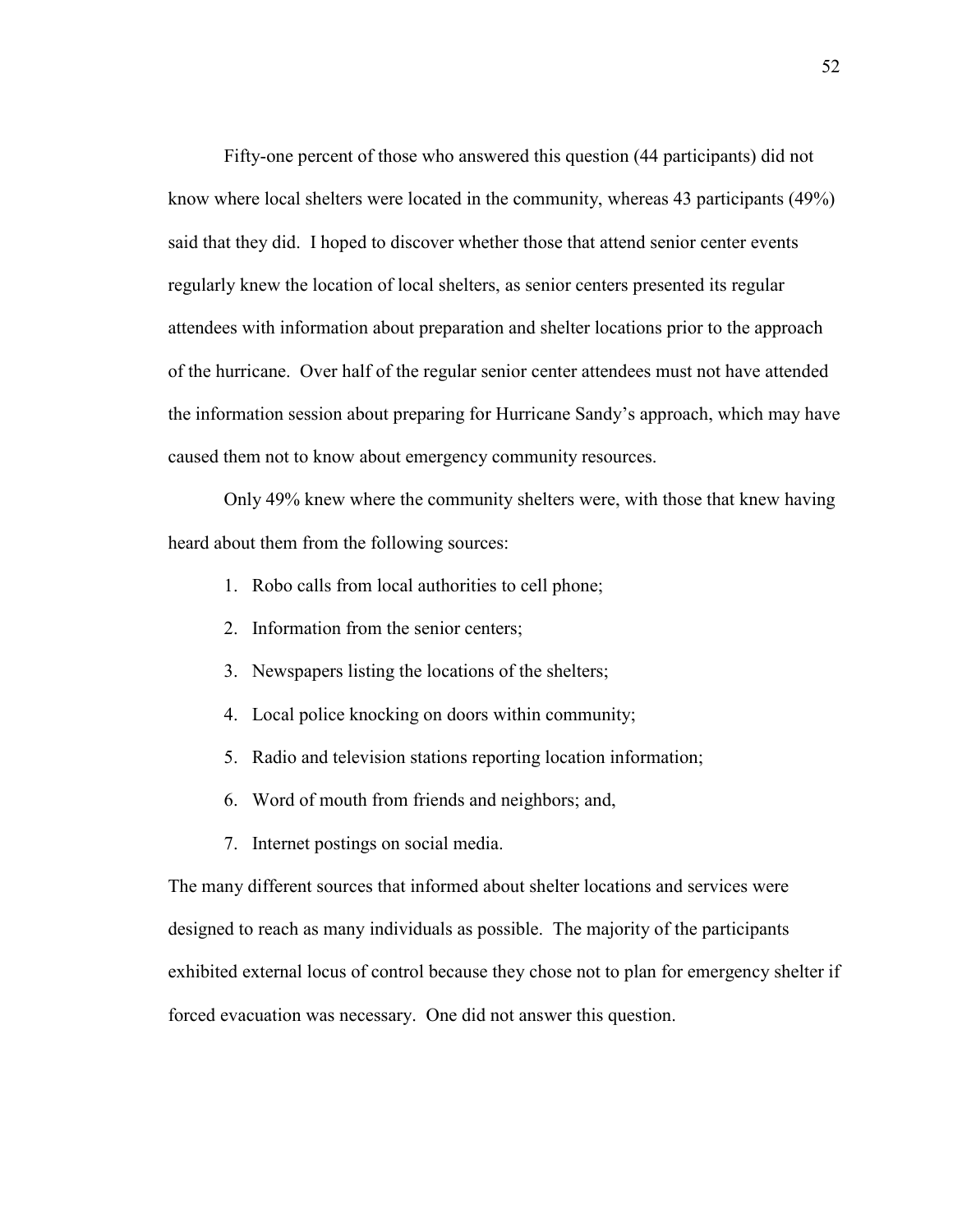Fifty-one percent of those who answered this question (44 participants) did not know where local shelters were located in the community, whereas 43 participants (49%) said that they did. I hoped to discover whether those that attend senior center events regularly knew the location of local shelters, as senior centers presented its regular attendees with information about preparation and shelter locations prior to the approach of the hurricane. Over half of the regular senior center attendees must not have attended the information session about preparing for Hurricane Sandy's approach, which may have caused them not to know about emergency community resources.

Only 49% knew where the community shelters were, with those that knew having heard about them from the following sources:

1. Robo calls from local authorities to cell phone;
2. Information from the senior centers;
3. Newspapers listing the locations of the shelters;
4. Local police knocking on doors within community;
5. Radio and television stations reporting location information;
6. Word of mouth from friends and neighbors; and,
7. Internet postings on social media.

The many different sources that informed about shelter locations and services were designed to reach as many individuals as possible. The majority of the participants exhibited external locus of control because they chose not to plan for emergency shelter if forced evacuation was necessary. One did not answer this question.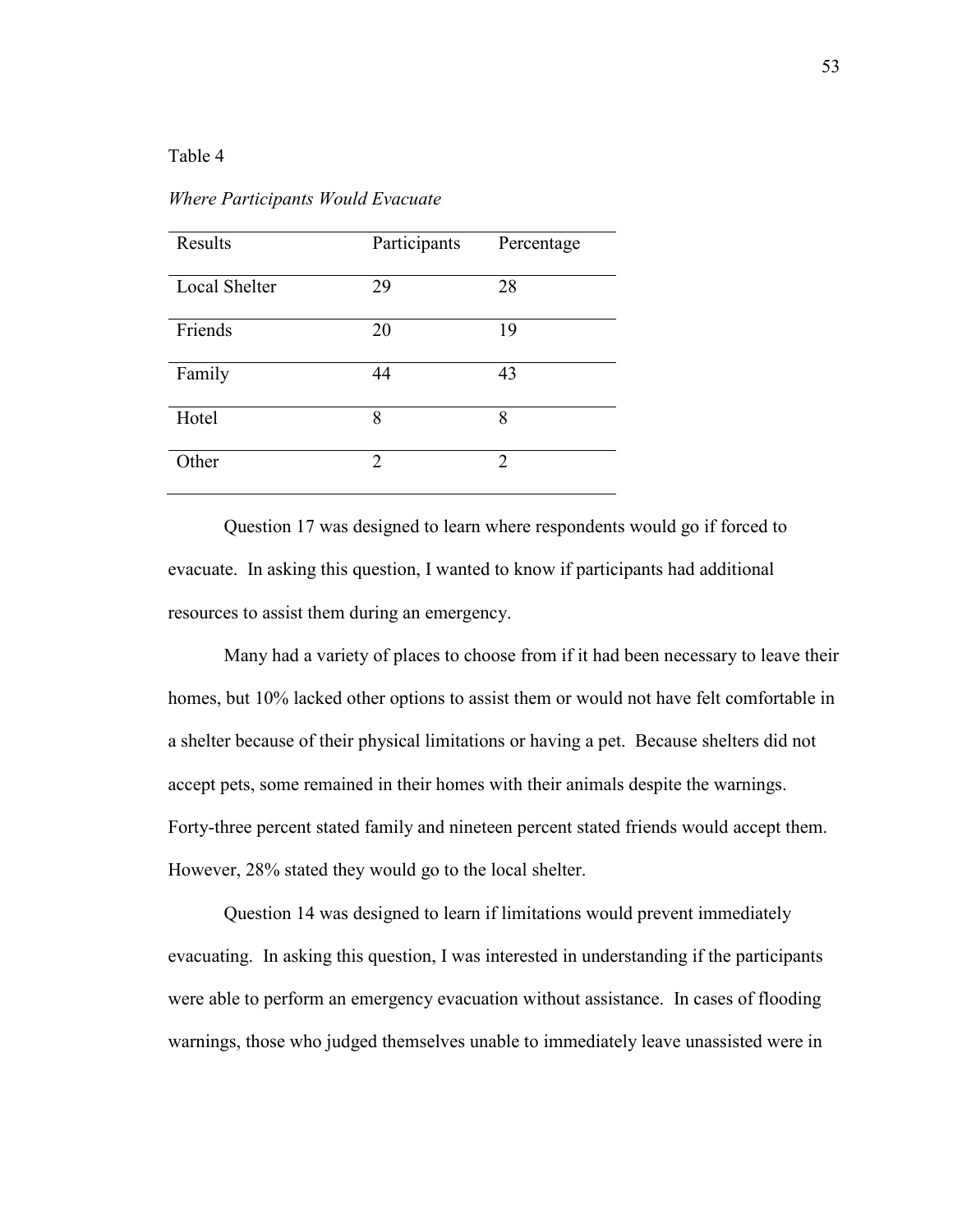Table 4

*Where Participants Would Evacuate*

| Results | Participants | Percentage |
| --- | --- | --- |
| Local Shelter | 29 | 28 |
| Friends | 20 | 19 |
| Family | 44 | 43 |
| Hotel | 8 | 8 |
| Other | 2 | 2 |

Question 17 was designed to learn where respondents would go if forced to evacuate. In asking this question, I wanted to know if participants had additional resources to assist them during an emergency.

Many had a variety of places to choose from if it had been necessary to leave their homes, but 10% lacked other options to assist them or would not have felt comfortable in a shelter because of their physical limitations or having a pet. Because shelters did not accept pets, some remained in their homes with their animals despite the warnings. Forty-three percent stated family and nineteen percent stated friends would accept them. However, 28% stated they would go to the local shelter.

Question 14 was designed to learn if limitations would prevent immediately evacuating. In asking this question, I was interested in understanding if the participants were able to perform an emergency evacuation without assistance. In cases of flooding warnings, those who judged themselves unable to immediately leave unassisted were in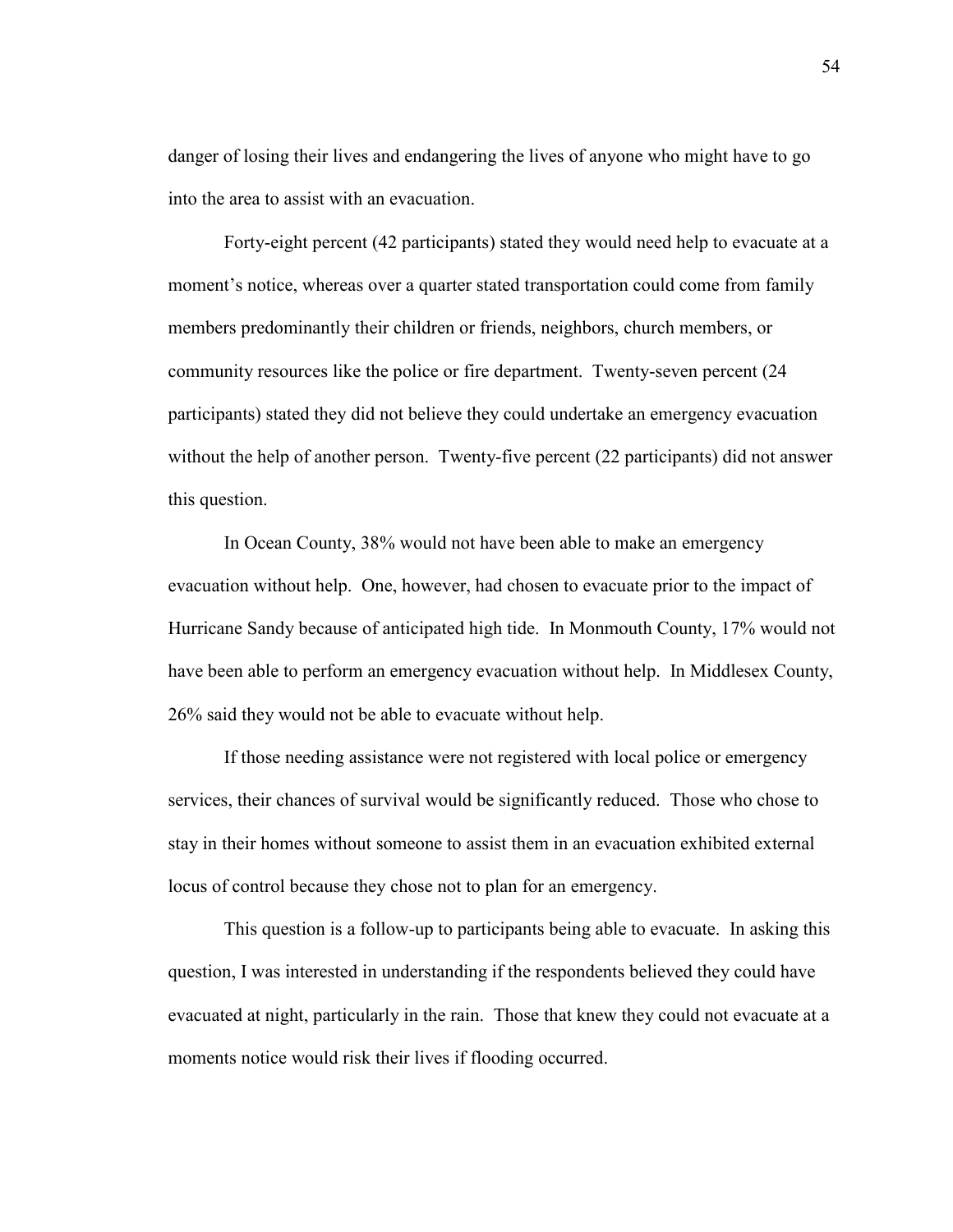danger of losing their lives and endangering the lives of anyone who might have to go into the area to assist with an evacuation.

Forty-eight percent (42 participants) stated they would need help to evacuate at a moment's notice, whereas over a quarter stated transportation could come from family members predominantly their children or friends, neighbors, church members, or community resources like the police or fire department. Twenty-seven percent (24 participants) stated they did not believe they could undertake an emergency evacuation without the help of another person. Twenty-five percent (22 participants) did not answer this question.

In Ocean County, 38% would not have been able to make an emergency evacuation without help. One, however, had chosen to evacuate prior to the impact of Hurricane Sandy because of anticipated high tide. In Monmouth County, 17% would not have been able to perform an emergency evacuation without help. In Middlesex County, 26% said they would not be able to evacuate without help.

If those needing assistance were not registered with local police or emergency services, their chances of survival would be significantly reduced. Those who chose to stay in their homes without someone to assist them in an evacuation exhibited external locus of control because they chose not to plan for an emergency.

This question is a follow-up to participants being able to evacuate. In asking this question, I was interested in understanding if the respondents believed they could have evacuated at night, particularly in the rain. Those that knew they could not evacuate at a moments notice would risk their lives if flooding occurred.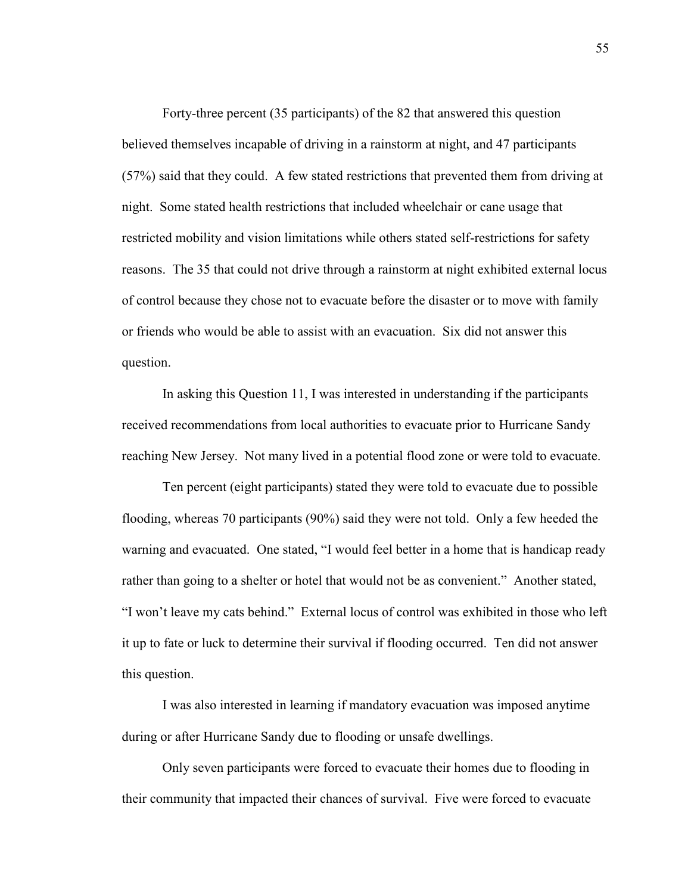Forty-three percent (35 participants) of the 82 that answered this question believed themselves incapable of driving in a rainstorm at night, and 47 participants (57%) said that they could. A few stated restrictions that prevented them from driving at night. Some stated health restrictions that included wheelchair or cane usage that restricted mobility and vision limitations while others stated self-restrictions for safety reasons. The 35 that could not drive through a rainstorm at night exhibited external locus of control because they chose not to evacuate before the disaster or to move with family or friends who would be able to assist with an evacuation. Six did not answer this question.

In asking this Question 11, I was interested in understanding if the participants received recommendations from local authorities to evacuate prior to Hurricane Sandy reaching New Jersey. Not many lived in a potential flood zone or were told to evacuate.

Ten percent (eight participants) stated they were told to evacuate due to possible flooding, whereas 70 participants (90%) said they were not told. Only a few heeded the warning and evacuated. One stated, "I would feel better in a home that is handicap ready rather than going to a shelter or hotel that would not be as convenient." Another stated, "I won't leave my cats behind." External locus of control was exhibited in those who left it up to fate or luck to determine their survival if flooding occurred. Ten did not answer this question.

I was also interested in learning if mandatory evacuation was imposed anytime during or after Hurricane Sandy due to flooding or unsafe dwellings.

Only seven participants were forced to evacuate their homes due to flooding in their community that impacted their chances of survival. Five were forced to evacuate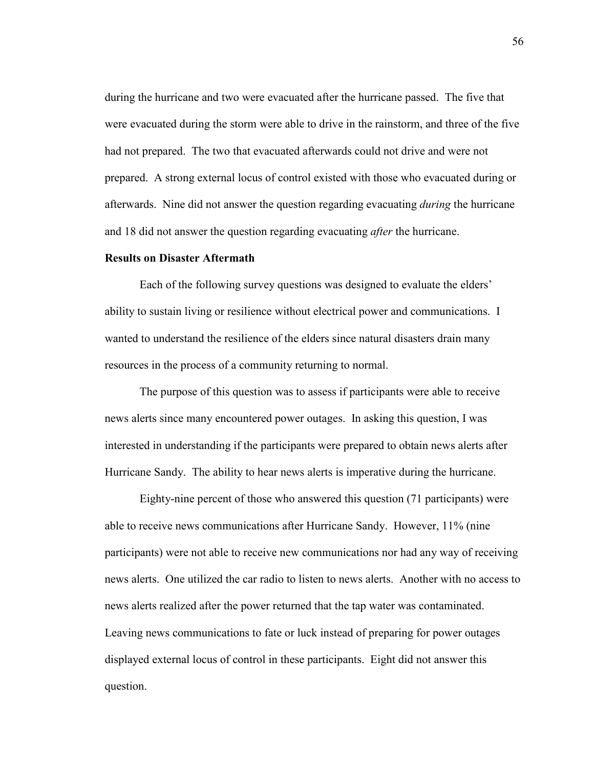during the hurricane and two were evacuated after the hurricane passed. The five that were evacuated during the storm were able to drive in the rainstorm, and three of the five had not prepared. The two that evacuated afterwards could not drive and were not prepared. A strong external locus of control existed with those who evacuated during or afterwards. Nine did not answer the question regarding evacuating *during* the hurricane and 18 did not answer the question regarding evacuating *after* the hurricane.

**Results on Disaster Aftermath**

Each of the following survey questions was designed to evaluate the elders' ability to sustain living or resilience without electrical power and communications. I wanted to understand the resilience of the elders since natural disasters drain many resources in the process of a community returning to normal.

The purpose of this question was to assess if participants were able to receive news alerts since many encountered power outages. In asking this question, I was interested in understanding if the participants were prepared to obtain news alerts after Hurricane Sandy. The ability to hear news alerts is imperative during the hurricane.

Eighty-nine percent of those who answered this question (71 participants) were able to receive news communications after Hurricane Sandy. However, 11% (nine participants) were not able to receive new communications nor had any way of receiving news alerts. One utilized the car radio to listen to news alerts. Another with no access to news alerts realized after the power returned that the tap water was contaminated. Leaving news communications to fate or luck instead of preparing for power outages displayed external locus of control in these participants. Eight did not answer this question.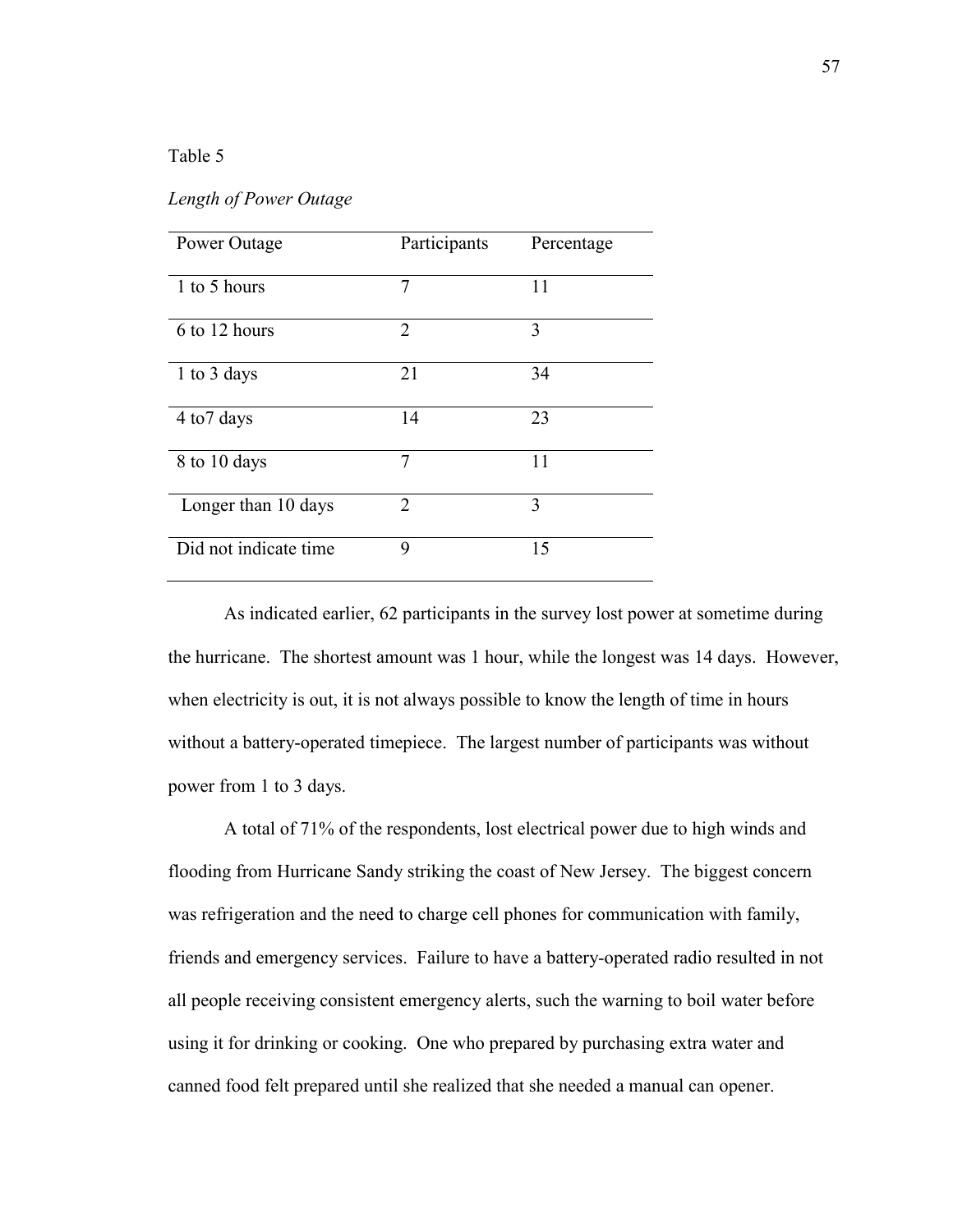Table 5

*Length of Power Outage*

| Power Outage | Participants | Percentage |
|---|---|---|
| 1 to 5 hours | 7 | 11 |
| 6 to 12 hours | 2 | 3 |
| 1 to 3 days | 21 | 34 |
| 4 to7 days | 14 | 23 |
| 8 to 10 days | 7 | 11 |
| Longer than 10 days | 2 | 3 |
| Did not indicate time | 9 | 15 |

As indicated earlier, 62 participants in the survey lost power at sometime during the hurricane. The shortest amount was 1 hour, while the longest was 14 days. However, when electricity is out, it is not always possible to know the length of time in hours without a battery-operated timepiece. The largest number of participants was without power from 1 to 3 days.

A total of 71% of the respondents, lost electrical power due to high winds and flooding from Hurricane Sandy striking the coast of New Jersey. The biggest concern was refrigeration and the need to charge cell phones for communication with family, friends and emergency services. Failure to have a battery-operated radio resulted in not all people receiving consistent emergency alerts, such the warning to boil water before using it for drinking or cooking. One who prepared by purchasing extra water and canned food felt prepared until she realized that she needed a manual can opener.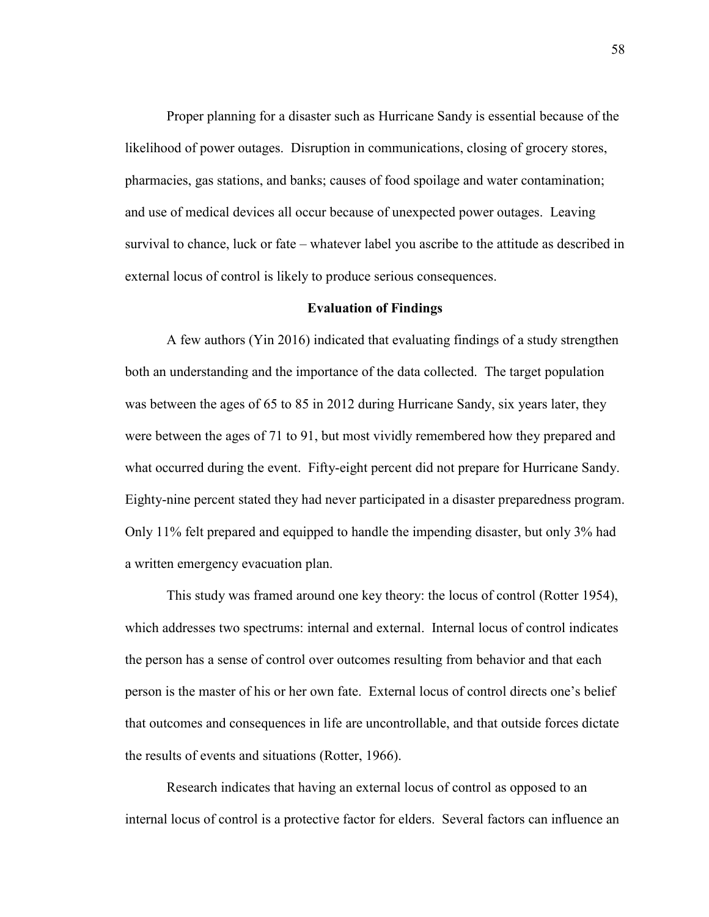Proper planning for a disaster such as Hurricane Sandy is essential because of the likelihood of power outages. Disruption in communications, closing of grocery stores, pharmacies, gas stations, and banks; causes of food spoilage and water contamination; and use of medical devices all occur because of unexpected power outages. Leaving survival to chance, luck or fate – whatever label you ascribe to the attitude as described in external locus of control is likely to produce serious consequences.

## Evaluation of Findings

A few authors (Yin 2016) indicated that evaluating findings of a study strengthen both an understanding and the importance of the data collected. The target population was between the ages of 65 to 85 in 2012 during Hurricane Sandy, six years later, they were between the ages of 71 to 91, but most vividly remembered how they prepared and what occurred during the event. Fifty-eight percent did not prepare for Hurricane Sandy. Eighty-nine percent stated they had never participated in a disaster preparedness program. Only 11% felt prepared and equipped to handle the impending disaster, but only 3% had a written emergency evacuation plan.

This study was framed around one key theory: the locus of control (Rotter 1954), which addresses two spectrums: internal and external. Internal locus of control indicates the person has a sense of control over outcomes resulting from behavior and that each person is the master of his or her own fate. External locus of control directs one's belief that outcomes and consequences in life are uncontrollable, and that outside forces dictate the results of events and situations (Rotter, 1966).

Research indicates that having an external locus of control as opposed to an internal locus of control is a protective factor for elders. Several factors can influence an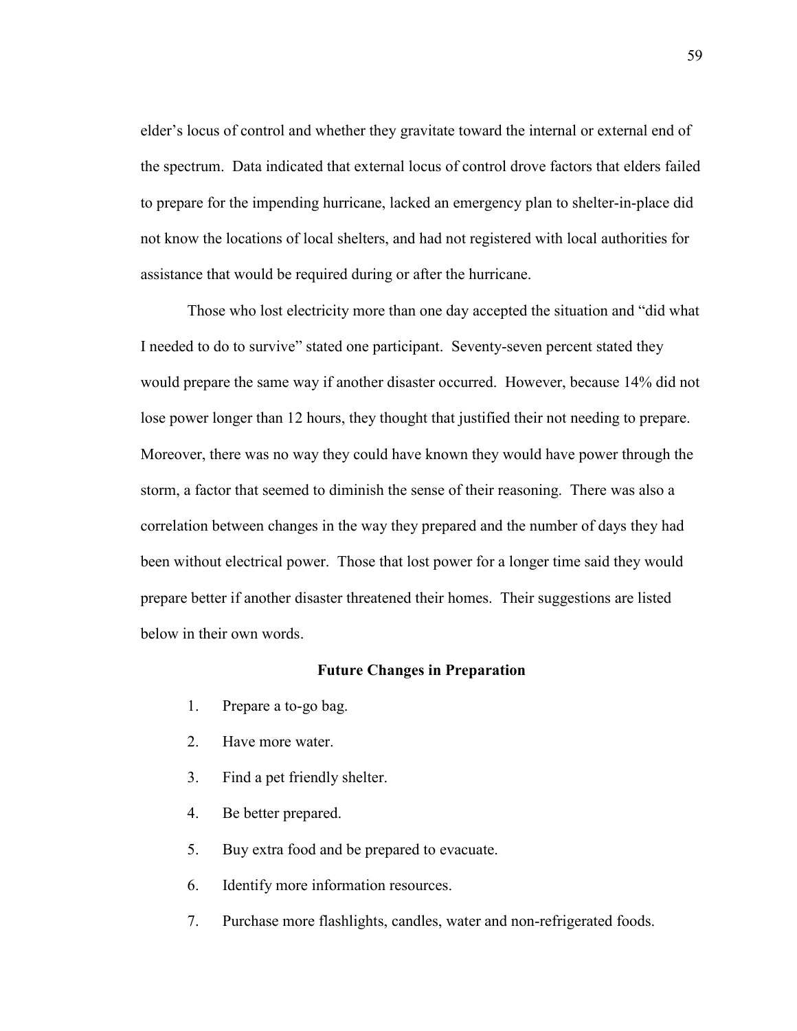elder's locus of control and whether they gravitate toward the internal or external end of the spectrum. Data indicated that external locus of control drove factors that elders failed to prepare for the impending hurricane, lacked an emergency plan to shelter-in-place did not know the locations of local shelters, and had not registered with local authorities for assistance that would be required during or after the hurricane.

Those who lost electricity more than one day accepted the situation and "did what I needed to do to survive" stated one participant. Seventy-seven percent stated they would prepare the same way if another disaster occurred. However, because 14% did not lose power longer than 12 hours, they thought that justified their not needing to prepare. Moreover, there was no way they could have known they would have power through the storm, a factor that seemed to diminish the sense of their reasoning. There was also a correlation between changes in the way they prepared and the number of days they had been without electrical power. Those that lost power for a longer time said they would prepare better if another disaster threatened their homes. Their suggestions are listed below in their own words.

**Future Changes in Preparation**

1. Prepare a to-go bag.
2. Have more water.
3. Find a pet friendly shelter.
4. Be better prepared.
5. Buy extra food and be prepared to evacuate.
6. Identify more information resources.
7. Purchase more flashlights, candles, water and non-refrigerated foods.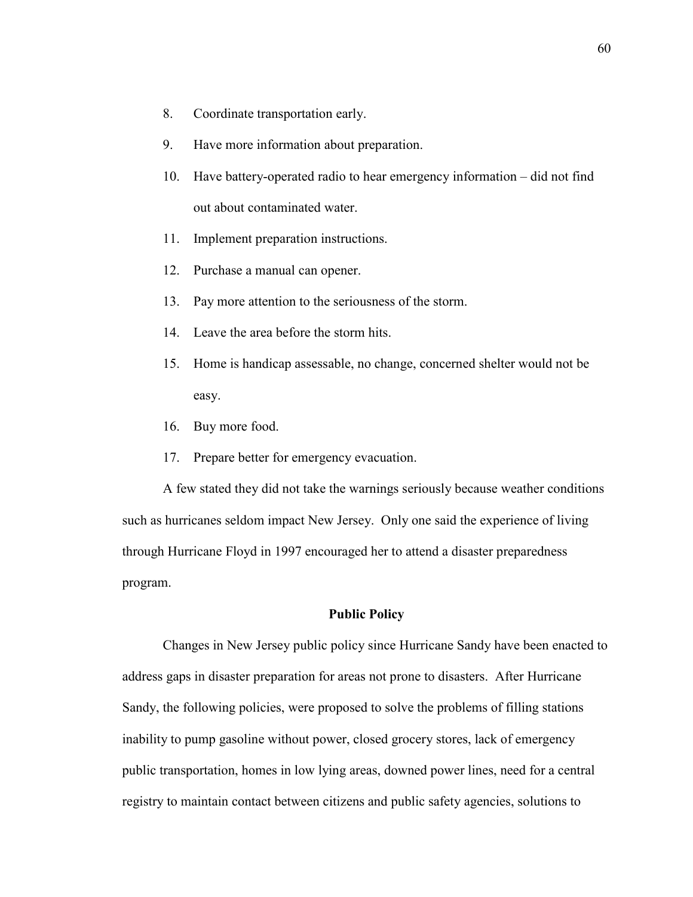8. Coordinate transportation early.
9. Have more information about preparation.
10. Have battery-operated radio to hear emergency information – did not find out about contaminated water.
11. Implement preparation instructions.
12. Purchase a manual can opener.
13. Pay more attention to the seriousness of the storm.
14. Leave the area before the storm hits.
15. Home is handicap assessable, no change, concerned shelter would not be easy.
16. Buy more food.
17. Prepare better for emergency evacuation.

A few stated they did not take the warnings seriously because weather conditions such as hurricanes seldom impact New Jersey. Only one said the experience of living through Hurricane Floyd in 1997 encouraged her to attend a disaster preparedness program.

### Public Policy

Changes in New Jersey public policy since Hurricane Sandy have been enacted to address gaps in disaster preparation for areas not prone to disasters. After Hurricane Sandy, the following policies, were proposed to solve the problems of filling stations inability to pump gasoline without power, closed grocery stores, lack of emergency public transportation, homes in low lying areas, downed power lines, need for a central registry to maintain contact between citizens and public safety agencies, solutions to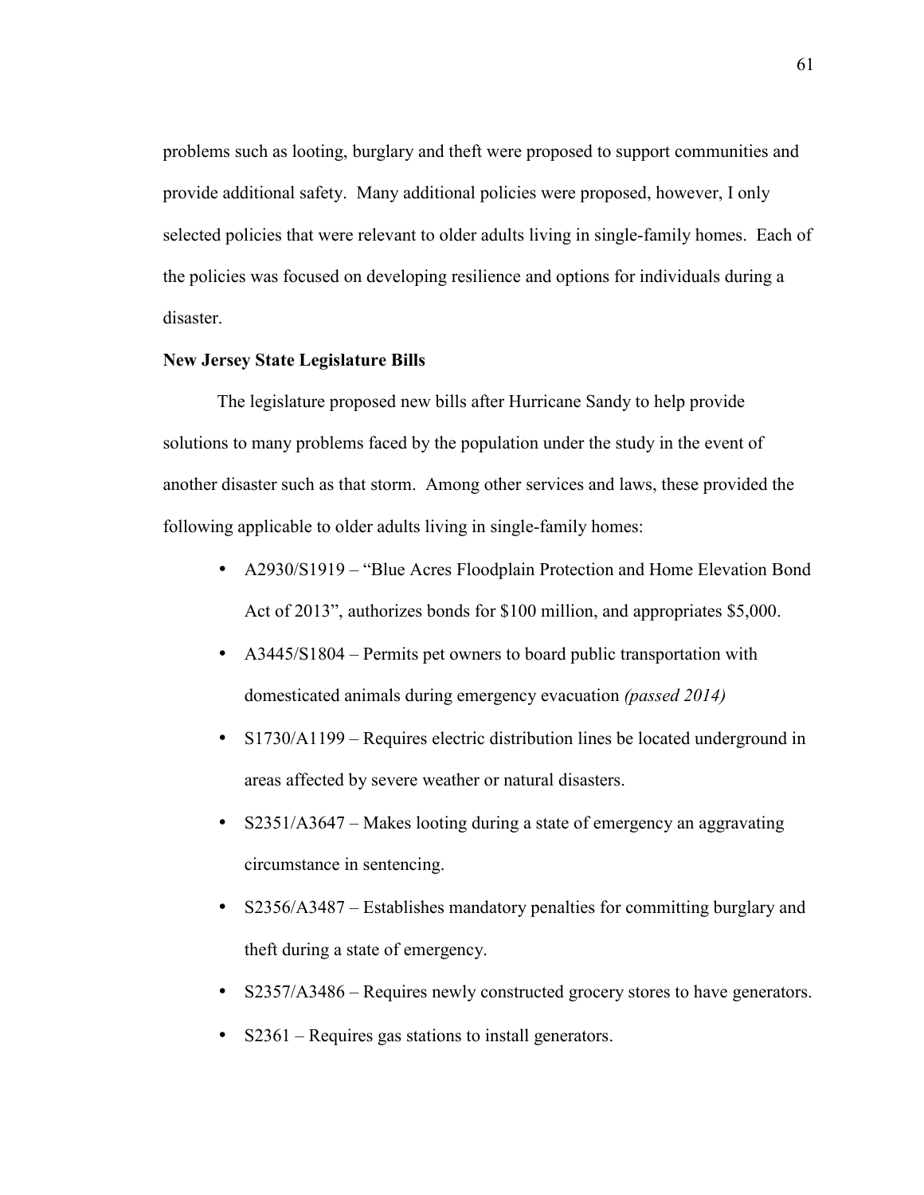problems such as looting, burglary and theft were proposed to support communities and provide additional safety. Many additional policies were proposed, however, I only selected policies that were relevant to older adults living in single-family homes. Each of the policies was focused on developing resilience and options for individuals during a disaster.

**New Jersey State Legislature Bills**

The legislature proposed new bills after Hurricane Sandy to help provide solutions to many problems faced by the population under the study in the event of another disaster such as that storm. Among other services and laws, these provided the following applicable to older adults living in single-family homes:

- A2930/S1919 – "Blue Acres Floodplain Protection and Home Elevation Bond Act of 2013", authorizes bonds for $100 million, and appropriates $5,000.
- A3445/S1804 – Permits pet owners to board public transportation with domesticated animals during emergency evacuation *(passed 2014)*
- S1730/A1199 – Requires electric distribution lines be located underground in areas affected by severe weather or natural disasters.
- S2351/A3647 – Makes looting during a state of emergency an aggravating circumstance in sentencing.
- S2356/A3487 – Establishes mandatory penalties for committing burglary and theft during a state of emergency.
- S2357/A3486 – Requires newly constructed grocery stores to have generators.
- S2361 – Requires gas stations to install generators.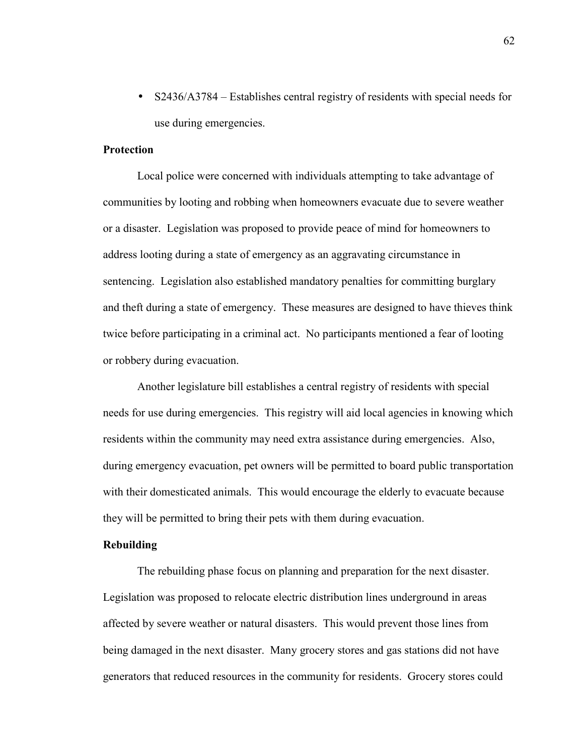- S2436/A3784 – Establishes central registry of residents with special needs for use during emergencies.

**Protection**

Local police were concerned with individuals attempting to take advantage of communities by looting and robbing when homeowners evacuate due to severe weather or a disaster. Legislation was proposed to provide peace of mind for homeowners to address looting during a state of emergency as an aggravating circumstance in sentencing. Legislation also established mandatory penalties for committing burglary and theft during a state of emergency. These measures are designed to have thieves think twice before participating in a criminal act. No participants mentioned a fear of looting or robbery during evacuation.

Another legislature bill establishes a central registry of residents with special needs for use during emergencies. This registry will aid local agencies in knowing which residents within the community may need extra assistance during emergencies. Also, during emergency evacuation, pet owners will be permitted to board public transportation with their domesticated animals. This would encourage the elderly to evacuate because they will be permitted to bring their pets with them during evacuation.

**Rebuilding**

The rebuilding phase focus on planning and preparation for the next disaster. Legislation was proposed to relocate electric distribution lines underground in areas affected by severe weather or natural disasters. This would prevent those lines from being damaged in the next disaster. Many grocery stores and gas stations did not have generators that reduced resources in the community for residents. Grocery stores could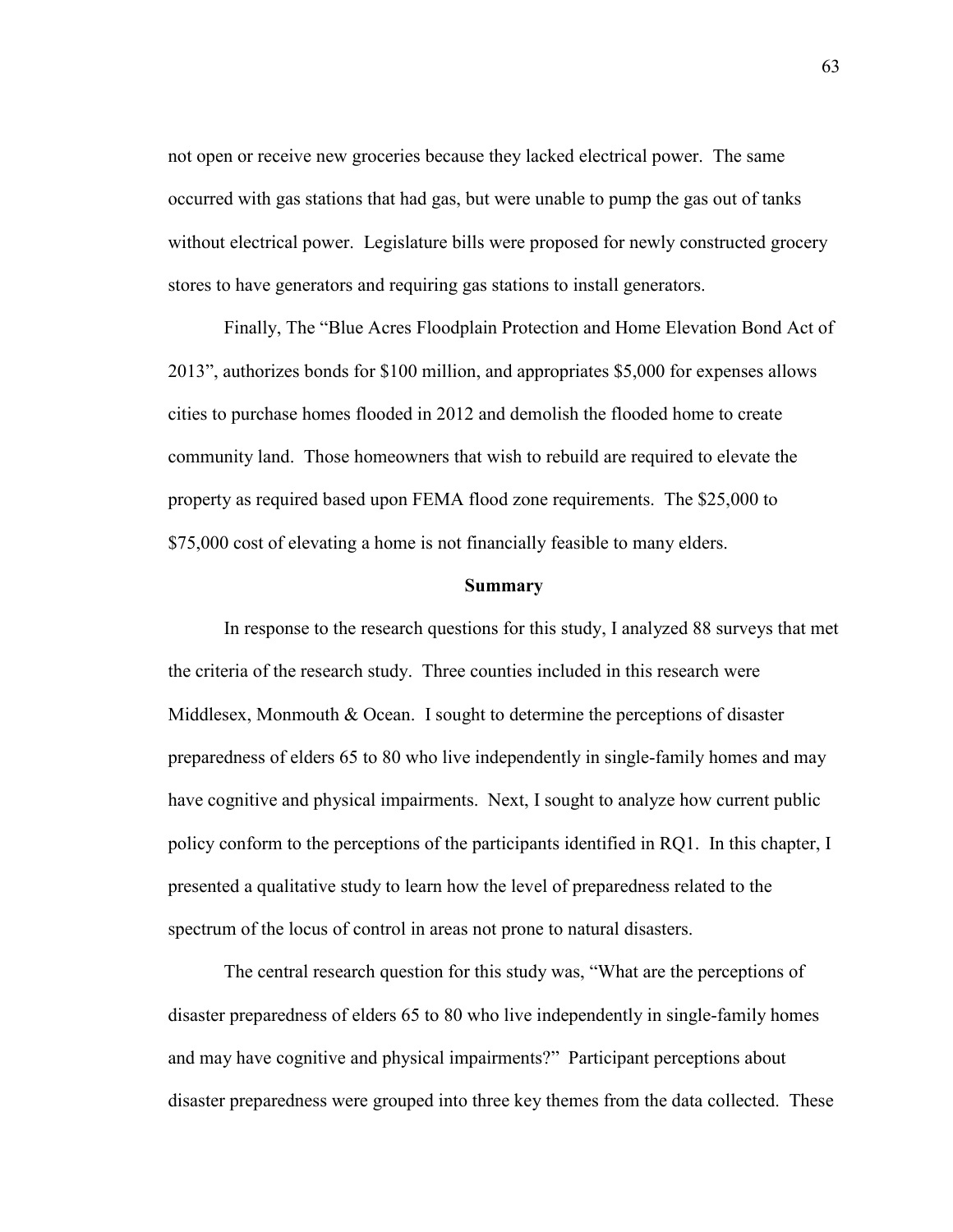not open or receive new groceries because they lacked electrical power. The same occurred with gas stations that had gas, but were unable to pump the gas out of tanks without electrical power. Legislature bills were proposed for newly constructed grocery stores to have generators and requiring gas stations to install generators.

Finally, The "Blue Acres Floodplain Protection and Home Elevation Bond Act of 2013", authorizes bonds for $100 million, and appropriates $5,000 for expenses allows cities to purchase homes flooded in 2012 and demolish the flooded home to create community land. Those homeowners that wish to rebuild are required to elevate the property as required based upon FEMA flood zone requirements. The $25,000 to $75,000 cost of elevating a home is not financially feasible to many elders.

## Summary

In response to the research questions for this study, I analyzed 88 surveys that met the criteria of the research study. Three counties included in this research were Middlesex, Monmouth & Ocean. I sought to determine the perceptions of disaster preparedness of elders 65 to 80 who live independently in single-family homes and may have cognitive and physical impairments. Next, I sought to analyze how current public policy conform to the perceptions of the participants identified in RQ1. In this chapter, I presented a qualitative study to learn how the level of preparedness related to the spectrum of the locus of control in areas not prone to natural disasters.

The central research question for this study was, "What are the perceptions of disaster preparedness of elders 65 to 80 who live independently in single-family homes and may have cognitive and physical impairments?" Participant perceptions about disaster preparedness were grouped into three key themes from the data collected. These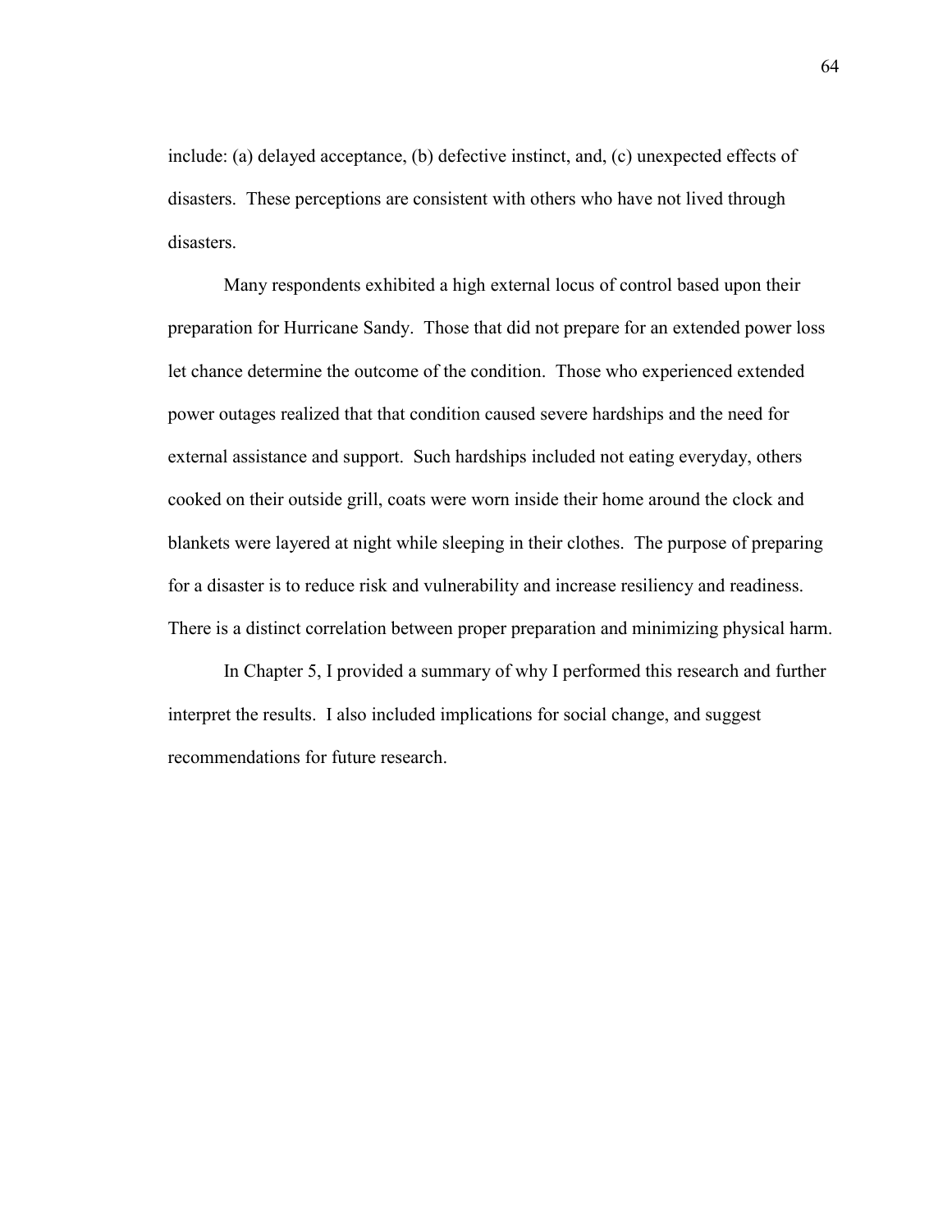include: (a) delayed acceptance, (b) defective instinct, and, (c) unexpected effects of disasters. These perceptions are consistent with others who have not lived through disasters.

Many respondents exhibited a high external locus of control based upon their preparation for Hurricane Sandy. Those that did not prepare for an extended power loss let chance determine the outcome of the condition. Those who experienced extended power outages realized that that condition caused severe hardships and the need for external assistance and support. Such hardships included not eating everyday, others cooked on their outside grill, coats were worn inside their home around the clock and blankets were layered at night while sleeping in their clothes. The purpose of preparing for a disaster is to reduce risk and vulnerability and increase resiliency and readiness. There is a distinct correlation between proper preparation and minimizing physical harm.

In Chapter 5, I provided a summary of why I performed this research and further interpret the results. I also included implications for social change, and suggest recommendations for future research.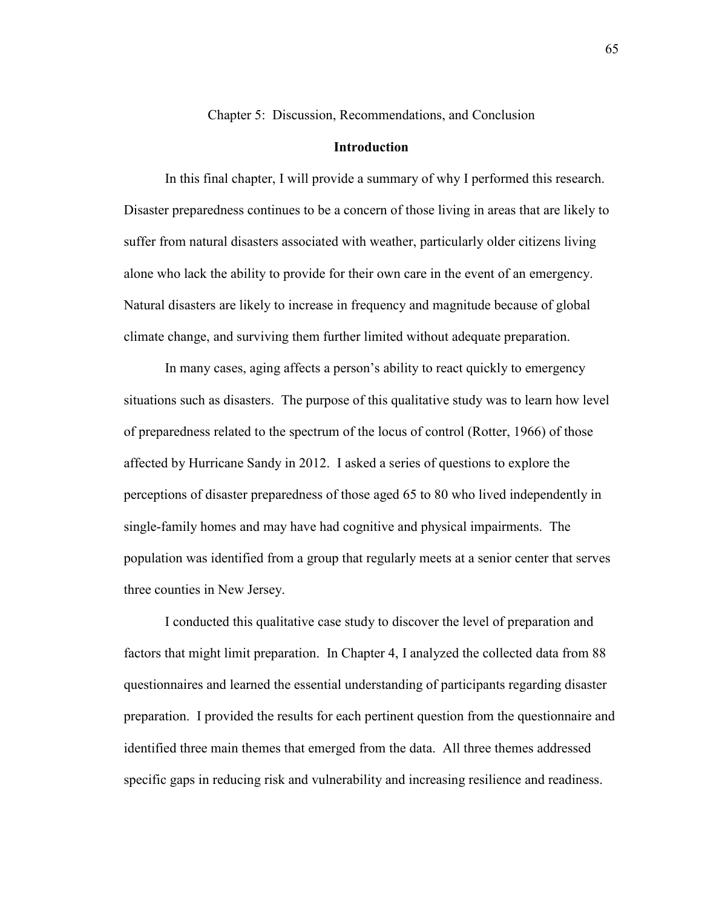# Chapter 5: Discussion, Recommendations, and Conclusion

## Introduction

In this final chapter, I will provide a summary of why I performed this research. Disaster preparedness continues to be a concern of those living in areas that are likely to suffer from natural disasters associated with weather, particularly older citizens living alone who lack the ability to provide for their own care in the event of an emergency. Natural disasters are likely to increase in frequency and magnitude because of global climate change, and surviving them further limited without adequate preparation.

In many cases, aging affects a person's ability to react quickly to emergency situations such as disasters. The purpose of this qualitative study was to learn how level of preparedness related to the spectrum of the locus of control (Rotter, 1966) of those affected by Hurricane Sandy in 2012. I asked a series of questions to explore the perceptions of disaster preparedness of those aged 65 to 80 who lived independently in single-family homes and may have had cognitive and physical impairments. The population was identified from a group that regularly meets at a senior center that serves three counties in New Jersey.

I conducted this qualitative case study to discover the level of preparation and factors that might limit preparation. In Chapter 4, I analyzed the collected data from 88 questionnaires and learned the essential understanding of participants regarding disaster preparation. I provided the results for each pertinent question from the questionnaire and identified three main themes that emerged from the data. All three themes addressed specific gaps in reducing risk and vulnerability and increasing resilience and readiness.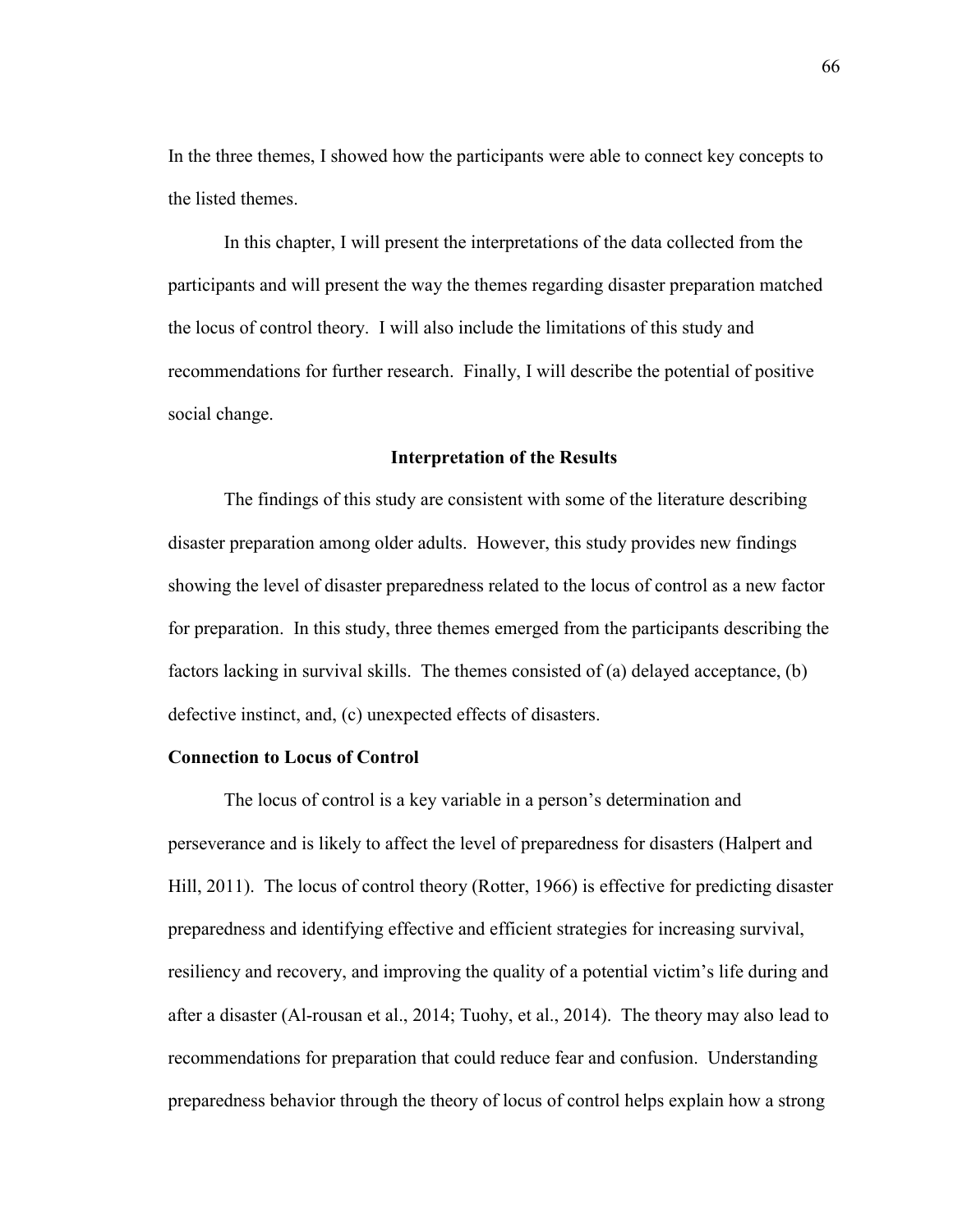In the three themes, I showed how the participants were able to connect key concepts to the listed themes.

In this chapter, I will present the interpretations of the data collected from the participants and will present the way the themes regarding disaster preparation matched the locus of control theory. I will also include the limitations of this study and recommendations for further research. Finally, I will describe the potential of positive social change.

## Interpretation of the Results

The findings of this study are consistent with some of the literature describing disaster preparation among older adults. However, this study provides new findings showing the level of disaster preparedness related to the locus of control as a new factor for preparation. In this study, three themes emerged from the participants describing the factors lacking in survival skills. The themes consisted of (a) delayed acceptance, (b) defective instinct, and, (c) unexpected effects of disasters.

### Connection to Locus of Control

The locus of control is a key variable in a person's determination and perseverance and is likely to affect the level of preparedness for disasters (Halpert and Hill, 2011). The locus of control theory (Rotter, 1966) is effective for predicting disaster preparedness and identifying effective and efficient strategies for increasing survival, resiliency and recovery, and improving the quality of a potential victim's life during and after a disaster (Al-rousan et al., 2014; Tuohy, et al., 2014). The theory may also lead to recommendations for preparation that could reduce fear and confusion. Understanding preparedness behavior through the theory of locus of control helps explain how a strong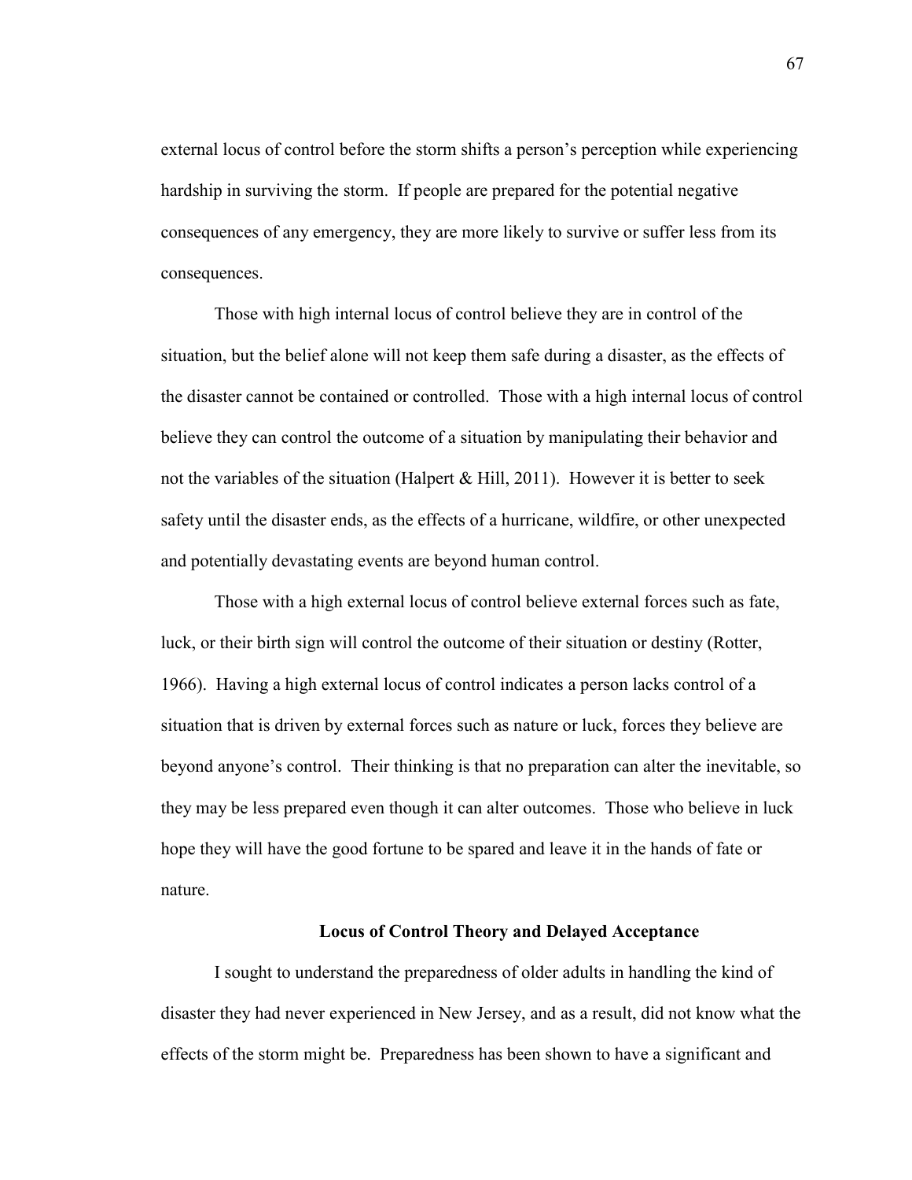external locus of control before the storm shifts a person's perception while experiencing hardship in surviving the storm. If people are prepared for the potential negative consequences of any emergency, they are more likely to survive or suffer less from its consequences.

Those with high internal locus of control believe they are in control of the situation, but the belief alone will not keep them safe during a disaster, as the effects of the disaster cannot be contained or controlled. Those with a high internal locus of control believe they can control the outcome of a situation by manipulating their behavior and not the variables of the situation (Halpert & Hill, 2011). However it is better to seek safety until the disaster ends, as the effects of a hurricane, wildfire, or other unexpected and potentially devastating events are beyond human control.

Those with a high external locus of control believe external forces such as fate, luck, or their birth sign will control the outcome of their situation or destiny (Rotter, 1966). Having a high external locus of control indicates a person lacks control of a situation that is driven by external forces such as nature or luck, forces they believe are beyond anyone's control. Their thinking is that no preparation can alter the inevitable, so they may be less prepared even though it can alter outcomes. Those who believe in luck hope they will have the good fortune to be spared and leave it in the hands of fate or nature.

## Locus of Control Theory and Delayed Acceptance

I sought to understand the preparedness of older adults in handling the kind of disaster they had never experienced in New Jersey, and as a result, did not know what the effects of the storm might be. Preparedness has been shown to have a significant and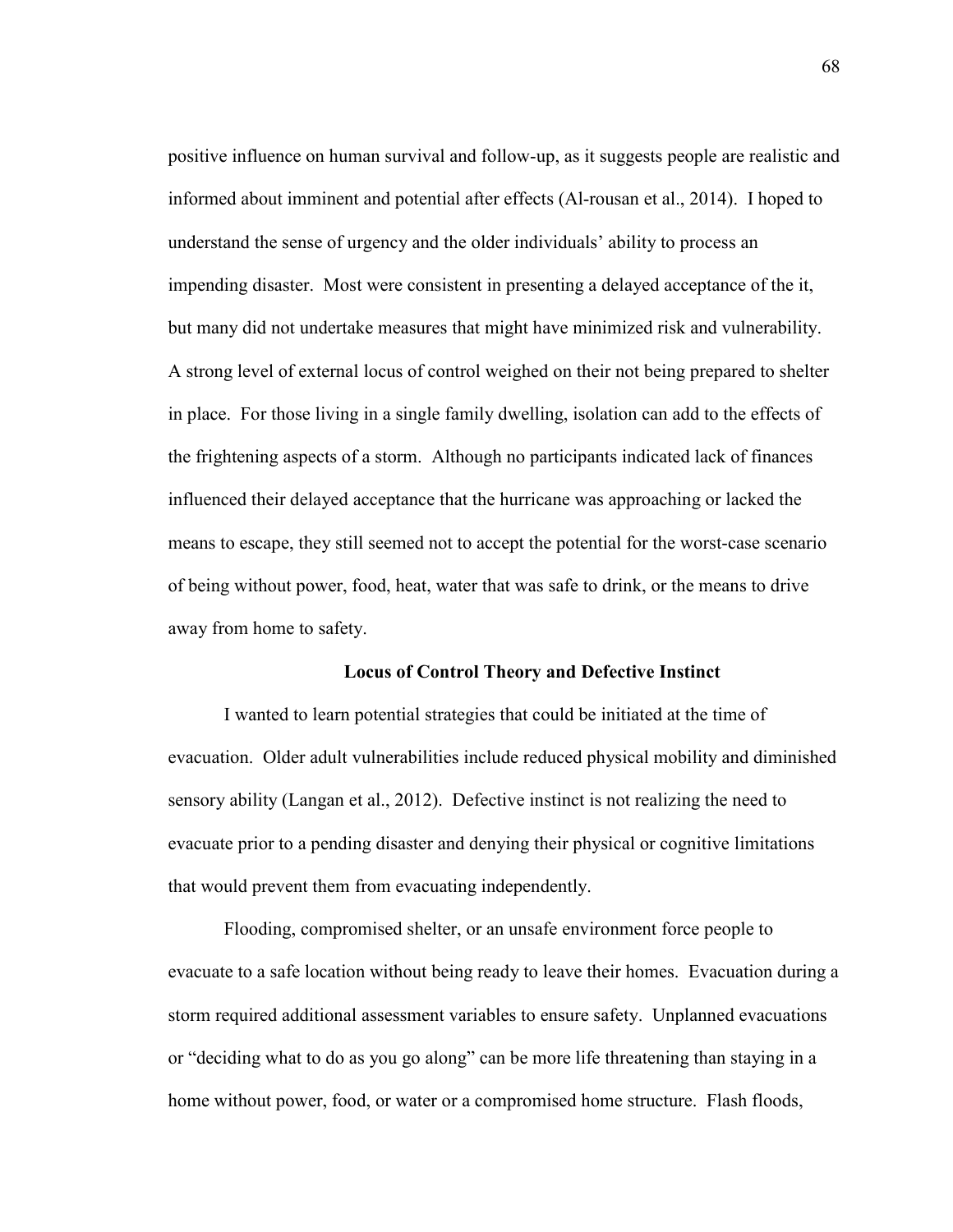positive influence on human survival and follow-up, as it suggests people are realistic and informed about imminent and potential after effects (Al-rousan et al., 2014). I hoped to understand the sense of urgency and the older individuals' ability to process an impending disaster. Most were consistent in presenting a delayed acceptance of the it, but many did not undertake measures that might have minimized risk and vulnerability. A strong level of external locus of control weighed on their not being prepared to shelter in place. For those living in a single family dwelling, isolation can add to the effects of the frightening aspects of a storm. Although no participants indicated lack of finances influenced their delayed acceptance that the hurricane was approaching or lacked the means to escape, they still seemed not to accept the potential for the worst-case scenario of being without power, food, heat, water that was safe to drink, or the means to drive away from home to safety.

## Locus of Control Theory and Defective Instinct

I wanted to learn potential strategies that could be initiated at the time of evacuation. Older adult vulnerabilities include reduced physical mobility and diminished sensory ability (Langan et al., 2012). Defective instinct is not realizing the need to evacuate prior to a pending disaster and denying their physical or cognitive limitations that would prevent them from evacuating independently.

Flooding, compromised shelter, or an unsafe environment force people to evacuate to a safe location without being ready to leave their homes. Evacuation during a storm required additional assessment variables to ensure safety. Unplanned evacuations or "deciding what to do as you go along" can be more life threatening than staying in a home without power, food, or water or a compromised home structure. Flash floods,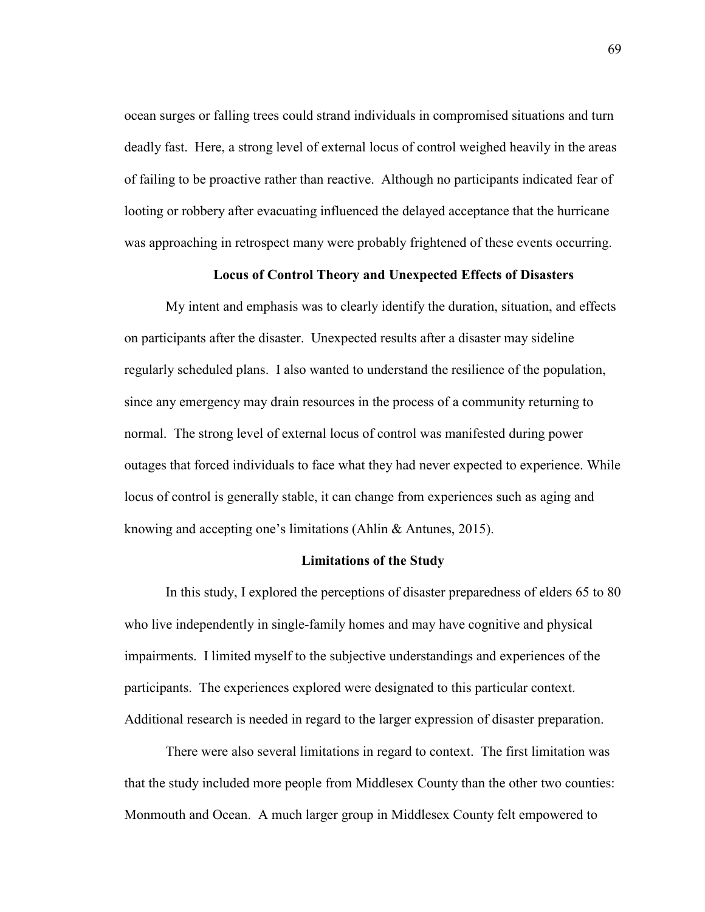ocean surges or falling trees could strand individuals in compromised situations and turn deadly fast. Here, a strong level of external locus of control weighed heavily in the areas of failing to be proactive rather than reactive. Although no participants indicated fear of looting or robbery after evacuating influenced the delayed acceptance that the hurricane was approaching in retrospect many were probably frightened of these events occurring.

### Locus of Control Theory and Unexpected Effects of Disasters

My intent and emphasis was to clearly identify the duration, situation, and effects on participants after the disaster. Unexpected results after a disaster may sideline regularly scheduled plans. I also wanted to understand the resilience of the population, since any emergency may drain resources in the process of a community returning to normal. The strong level of external locus of control was manifested during power outages that forced individuals to face what they had never expected to experience. While locus of control is generally stable, it can change from experiences such as aging and knowing and accepting one's limitations (Ahlin & Antunes, 2015).

### Limitations of the Study

In this study, I explored the perceptions of disaster preparedness of elders 65 to 80 who live independently in single-family homes and may have cognitive and physical impairments. I limited myself to the subjective understandings and experiences of the participants. The experiences explored were designated to this particular context. Additional research is needed in regard to the larger expression of disaster preparation.

There were also several limitations in regard to context. The first limitation was that the study included more people from Middlesex County than the other two counties: Monmouth and Ocean. A much larger group in Middlesex County felt empowered to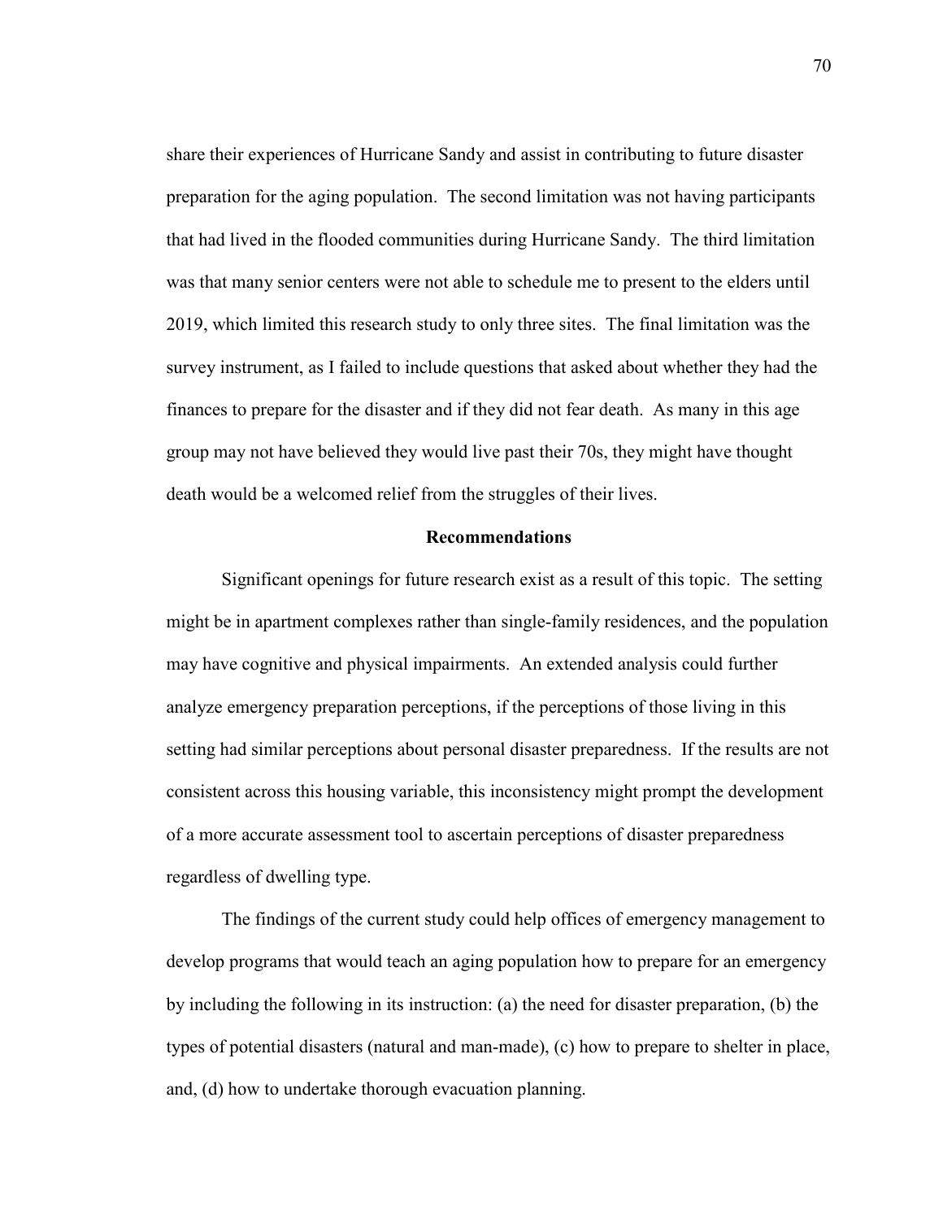share their experiences of Hurricane Sandy and assist in contributing to future disaster preparation for the aging population. The second limitation was not having participants that had lived in the flooded communities during Hurricane Sandy. The third limitation was that many senior centers were not able to schedule me to present to the elders until 2019, which limited this research study to only three sites. The final limitation was the survey instrument, as I failed to include questions that asked about whether they had the finances to prepare for the disaster and if they did not fear death. As many in this age group may not have believed they would live past their 70s, they might have thought death would be a welcomed relief from the struggles of their lives.

## Recommendations

Significant openings for future research exist as a result of this topic. The setting might be in apartment complexes rather than single-family residences, and the population may have cognitive and physical impairments. An extended analysis could further analyze emergency preparation perceptions, if the perceptions of those living in this setting had similar perceptions about personal disaster preparedness. If the results are not consistent across this housing variable, this inconsistency might prompt the development of a more accurate assessment tool to ascertain perceptions of disaster preparedness regardless of dwelling type.

The findings of the current study could help offices of emergency management to develop programs that would teach an aging population how to prepare for an emergency by including the following in its instruction: (a) the need for disaster preparation, (b) the types of potential disasters (natural and man-made), (c) how to prepare to shelter in place, and, (d) how to undertake thorough evacuation planning.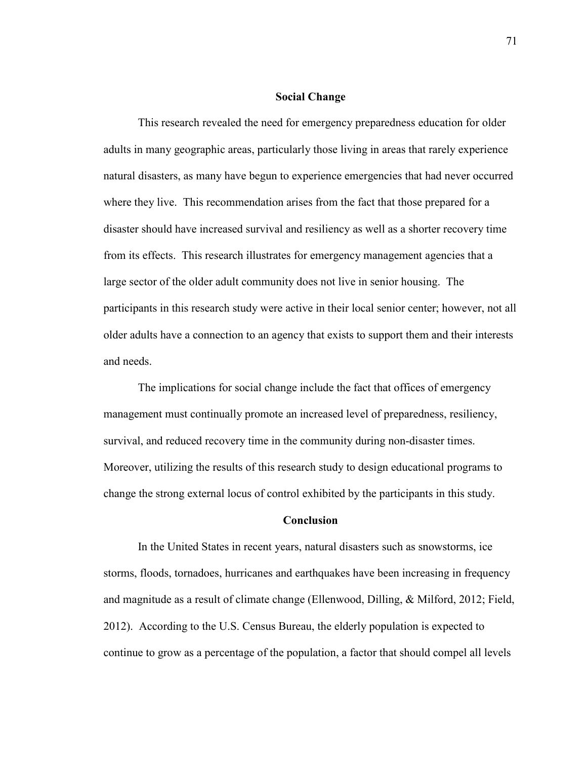## Social Change

This research revealed the need for emergency preparedness education for older adults in many geographic areas, particularly those living in areas that rarely experience natural disasters, as many have begun to experience emergencies that had never occurred where they live. This recommendation arises from the fact that those prepared for a disaster should have increased survival and resiliency as well as a shorter recovery time from its effects. This research illustrates for emergency management agencies that a large sector of the older adult community does not live in senior housing. The participants in this research study were active in their local senior center; however, not all older adults have a connection to an agency that exists to support them and their interests and needs.

The implications for social change include the fact that offices of emergency management must continually promote an increased level of preparedness, resiliency, survival, and reduced recovery time in the community during non-disaster times. Moreover, utilizing the results of this research study to design educational programs to change the strong external locus of control exhibited by the participants in this study.

## Conclusion

In the United States in recent years, natural disasters such as snowstorms, ice storms, floods, tornadoes, hurricanes and earthquakes have been increasing in frequency and magnitude as a result of climate change (Ellenwood, Dilling, & Milford, 2012; Field, 2012). According to the U.S. Census Bureau, the elderly population is expected to continue to grow as a percentage of the population, a factor that should compel all levels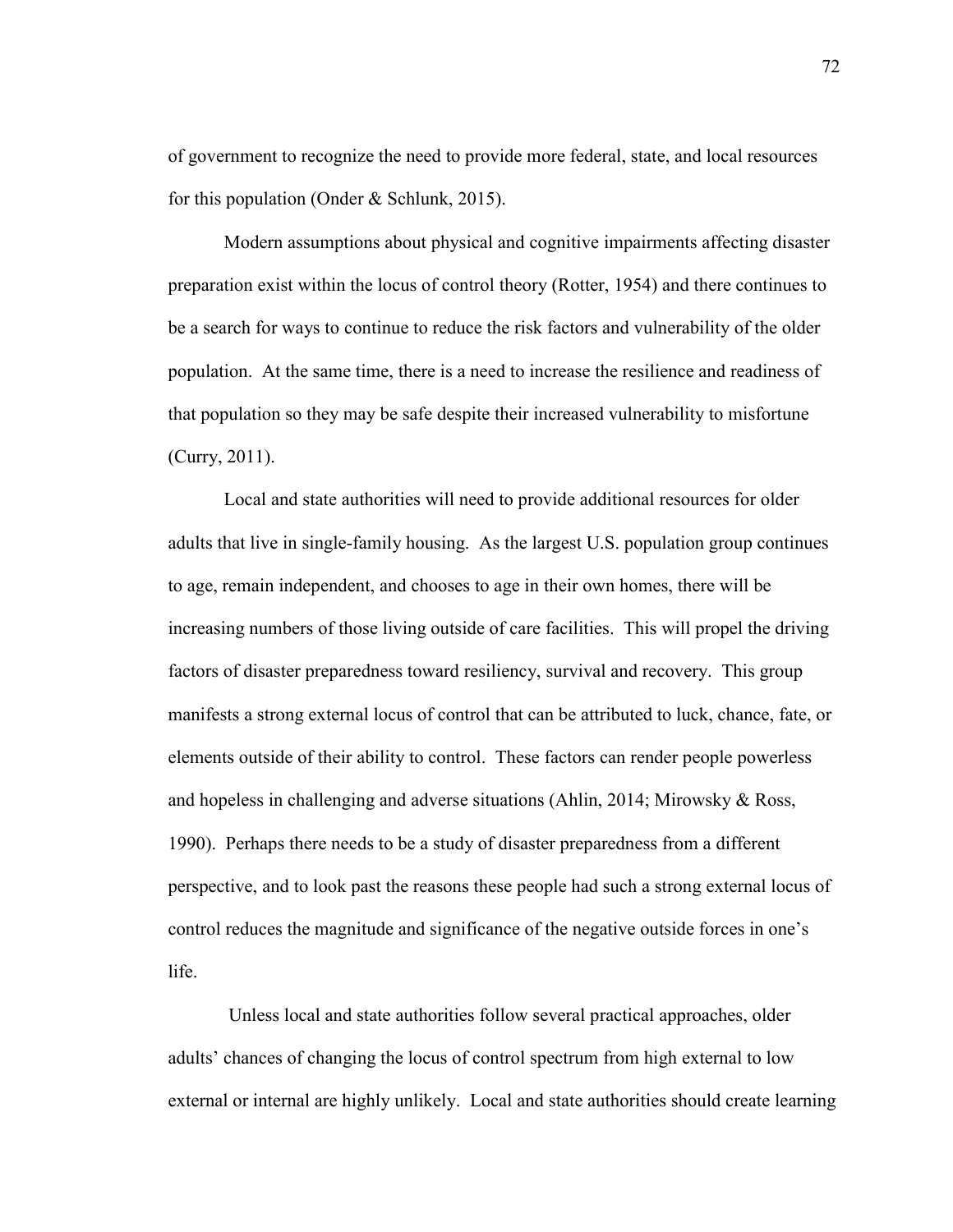of government to recognize the need to provide more federal, state, and local resources for this population (Onder & Schlunk, 2015).

Modern assumptions about physical and cognitive impairments affecting disaster preparation exist within the locus of control theory (Rotter, 1954) and there continues to be a search for ways to continue to reduce the risk factors and vulnerability of the older population. At the same time, there is a need to increase the resilience and readiness of that population so they may be safe despite their increased vulnerability to misfortune (Curry, 2011).

Local and state authorities will need to provide additional resources for older adults that live in single-family housing. As the largest U.S. population group continues to age, remain independent, and chooses to age in their own homes, there will be increasing numbers of those living outside of care facilities. This will propel the driving factors of disaster preparedness toward resiliency, survival and recovery. This group manifests a strong external locus of control that can be attributed to luck, chance, fate, or elements outside of their ability to control. These factors can render people powerless and hopeless in challenging and adverse situations (Ahlin, 2014; Mirowsky & Ross, 1990). Perhaps there needs to be a study of disaster preparedness from a different perspective, and to look past the reasons these people had such a strong external locus of control reduces the magnitude and significance of the negative outside forces in one's life.

Unless local and state authorities follow several practical approaches, older adults' chances of changing the locus of control spectrum from high external to low external or internal are highly unlikely. Local and state authorities should create learning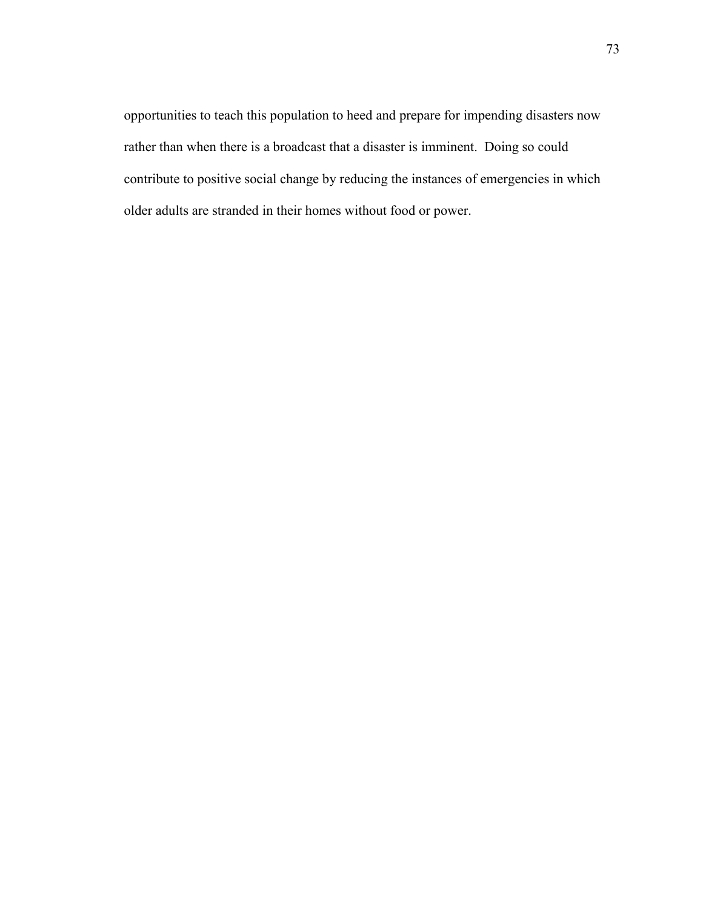opportunities to teach this population to heed and prepare for impending disasters now rather than when there is a broadcast that a disaster is imminent.  Doing so could contribute to positive social change by reducing the instances of emergencies in which older adults are stranded in their homes without food or power.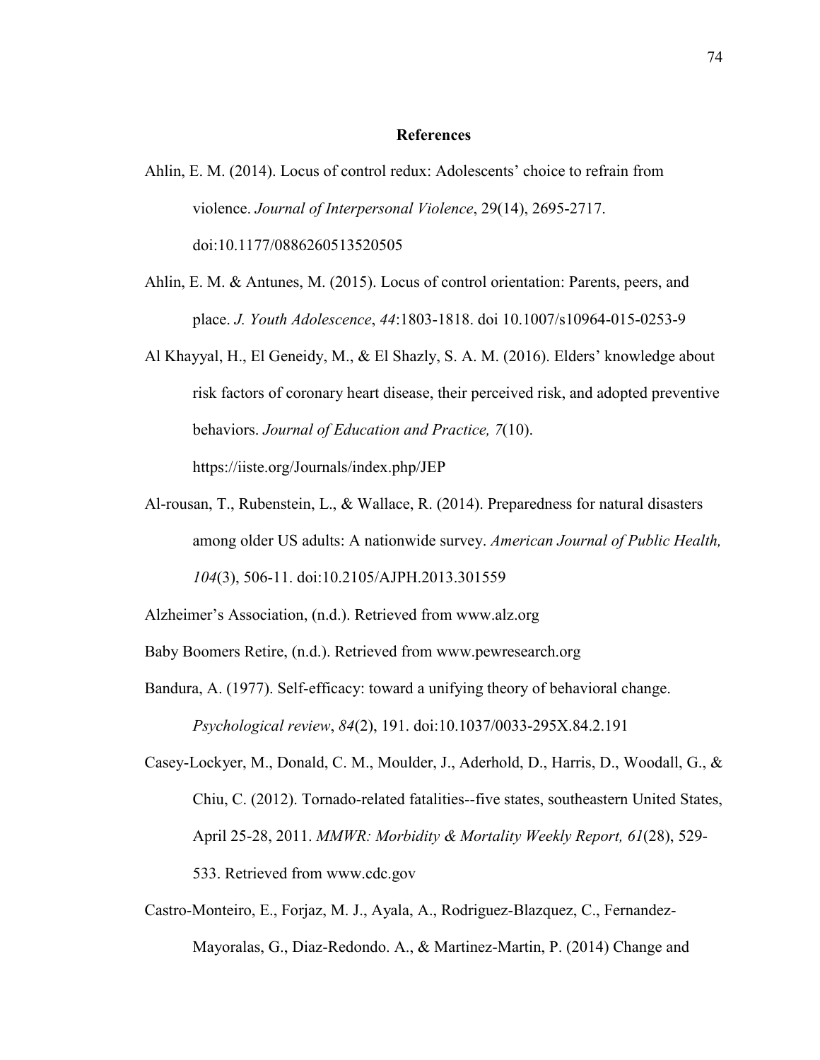## References

Ahlin, E. M. (2014). Locus of control redux: Adolescents' choice to refrain from violence. *Journal of Interpersonal Violence*, 29(14), 2695-2717. doi:10.1177/0886260513520505

Ahlin, E. M. & Antunes, M. (2015). Locus of control orientation: Parents, peers, and place. *J. Youth Adolescence*, *44*:1803-1818. doi 10.1007/s10964-015-0253-9

Al Khayyal, H., El Geneidy, M., & El Shazly, S. A. M. (2016). Elders' knowledge about risk factors of coronary heart disease, their perceived risk, and adopted preventive behaviors. *Journal of Education and Practice, 7*(10). https://iiste.org/Journals/index.php/JEP

Al-rousan, T., Rubenstein, L., & Wallace, R. (2014). Preparedness for natural disasters among older US adults: A nationwide survey. *American Journal of Public Health, 104*(3), 506-11. doi:10.2105/AJPH.2013.301559

Alzheimer's Association, (n.d.). Retrieved from www.alz.org

Baby Boomers Retire, (n.d.). Retrieved from www.pewresearch.org

Bandura, A. (1977). Self-efficacy: toward a unifying theory of behavioral change. *Psychological review*, *84*(2), 191. doi:10.1037/0033-295X.84.2.191

Casey-Lockyer, M., Donald, C. M., Moulder, J., Aderhold, D., Harris, D., Woodall, G., & Chiu, C. (2012). Tornado-related fatalities--five states, southeastern United States, April 25-28, 2011. *MMWR: Morbidity & Mortality Weekly Report, 61*(28), 529-533. Retrieved from www.cdc.gov

Castro-Monteiro, E., Forjaz, M. J., Ayala, A., Rodriguez-Blazquez, C., Fernandez-Mayoralas, G., Diaz-Redondo. A., & Martinez-Martin, P. (2014) Change and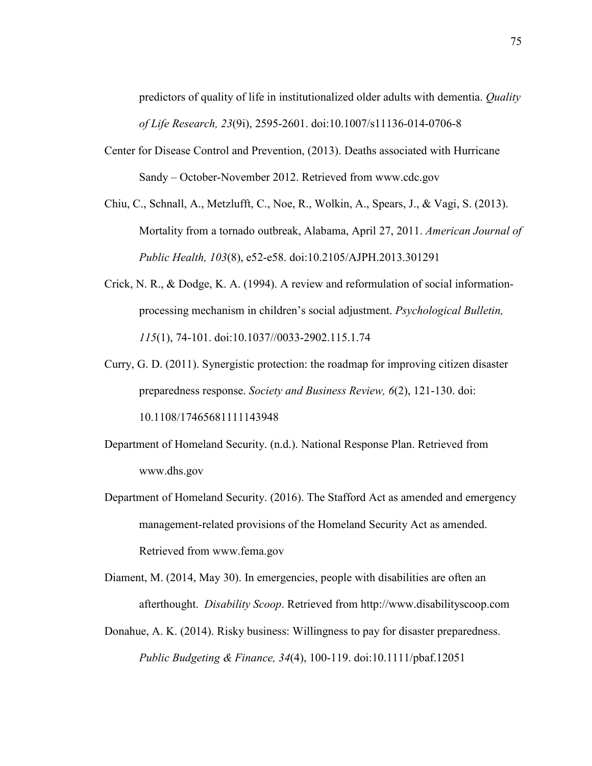predictors of quality of life in institutionalized older adults with dementia. *Quality of Life Research, 23*(9i), 2595-2601. doi:10.1007/s11136-014-0706-8

Center for Disease Control and Prevention, (2013). Deaths associated with Hurricane Sandy – October-November 2012. Retrieved from www.cdc.gov

Chiu, C., Schnall, A., Metzlufft, C., Noe, R., Wolkin, A., Spears, J., & Vagi, S. (2013). Mortality from a tornado outbreak, Alabama, April 27, 2011. *American Journal of Public Health, 103*(8), e52-e58. doi:10.2105/AJPH.2013.301291

Crick, N. R., & Dodge, K. A. (1994). A review and reformulation of social information-processing mechanism in children's social adjustment. *Psychological Bulletin, 115*(1), 74-101. doi:10.1037//0033-2902.115.1.74

Curry, G. D. (2011). Synergistic protection: the roadmap for improving citizen disaster preparedness response. *Society and Business Review, 6*(2), 121-130. doi: 10.1108/17465681111143948

Department of Homeland Security. (n.d.). National Response Plan. Retrieved from www.dhs.gov

Department of Homeland Security. (2016). The Stafford Act as amended and emergency management-related provisions of the Homeland Security Act as amended. Retrieved from www.fema.gov

Diament, M. (2014, May 30). In emergencies, people with disabilities are often an afterthought. *Disability Scoop*. Retrieved from http://www.disabilityscoop.com

Donahue, A. K. (2014). Risky business: Willingness to pay for disaster preparedness. *Public Budgeting & Finance, 34*(4), 100-119. doi:10.1111/pbaf.12051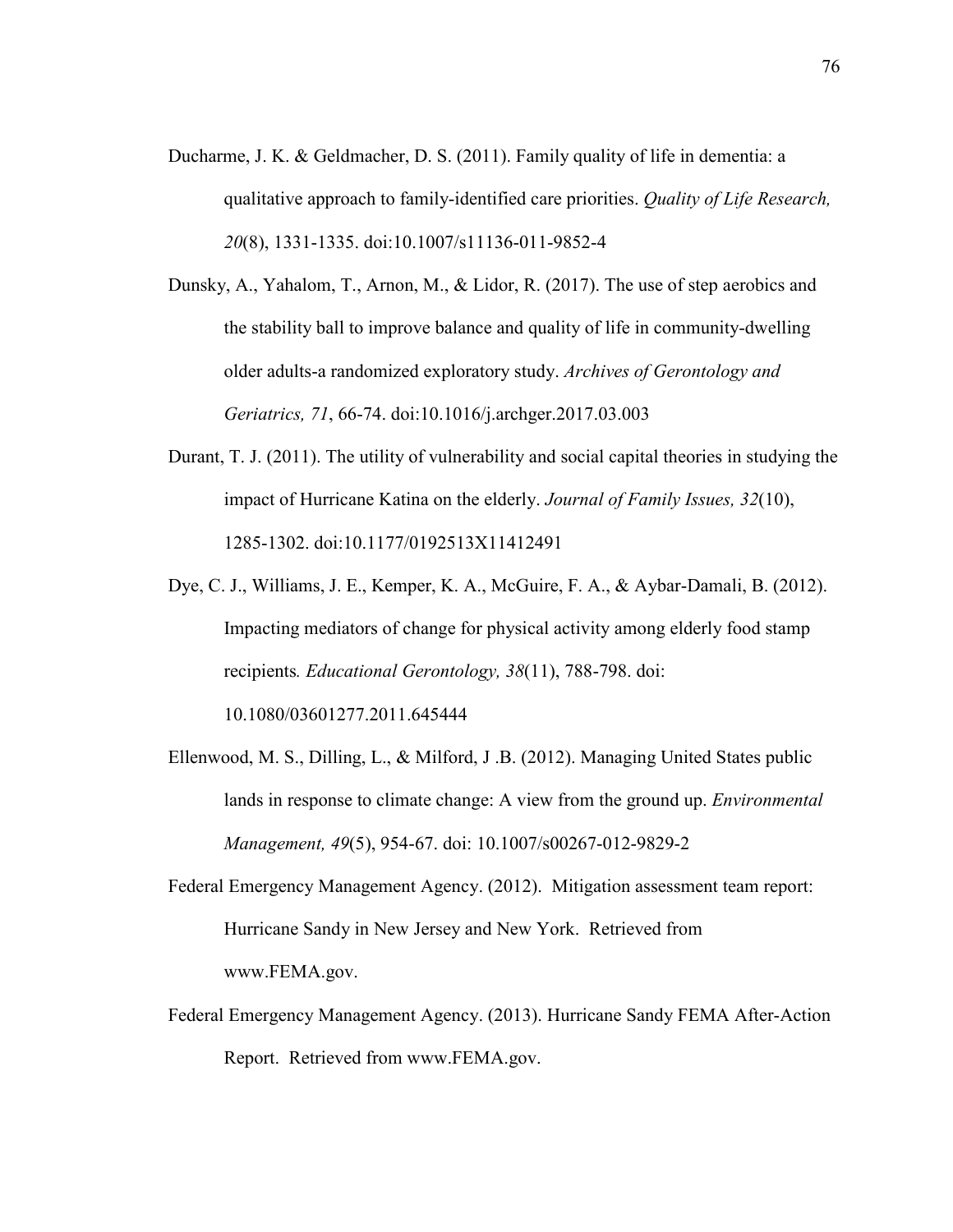Ducharme, J. K. & Geldmacher, D. S. (2011). Family quality of life in dementia: a qualitative approach to family-identified care priorities. *Quality of Life Research, 20*(8), 1331-1335. doi:10.1007/s11136-011-9852-4

Dunsky, A., Yahalom, T., Arnon, M., & Lidor, R. (2017). The use of step aerobics and the stability ball to improve balance and quality of life in community-dwelling older adults-a randomized exploratory study. *Archives of Gerontology and Geriatrics, 71*, 66-74. doi:10.1016/j.archger.2017.03.003

Durant, T. J. (2011). The utility of vulnerability and social capital theories in studying the impact of Hurricane Katina on the elderly. *Journal of Family Issues, 32*(10), 1285-1302. doi:10.1177/0192513X11412491

Dye, C. J., Williams, J. E., Kemper, K. A., McGuire, F. A., & Aybar-Damali, B. (2012). Impacting mediators of change for physical activity among elderly food stamp recipients*. Educational Gerontology, 38*(11), 788-798. doi: 10.1080/03601277.2011.645444

Ellenwood, M. S., Dilling, L., & Milford, J .B. (2012). Managing United States public lands in response to climate change: A view from the ground up. *Environmental Management, 49*(5), 954-67. doi: 10.1007/s00267-012-9829-2

Federal Emergency Management Agency. (2012). Mitigation assessment team report: Hurricane Sandy in New Jersey and New York. Retrieved from www.FEMA.gov.

Federal Emergency Management Agency. (2013). Hurricane Sandy FEMA After-Action Report. Retrieved from www.FEMA.gov.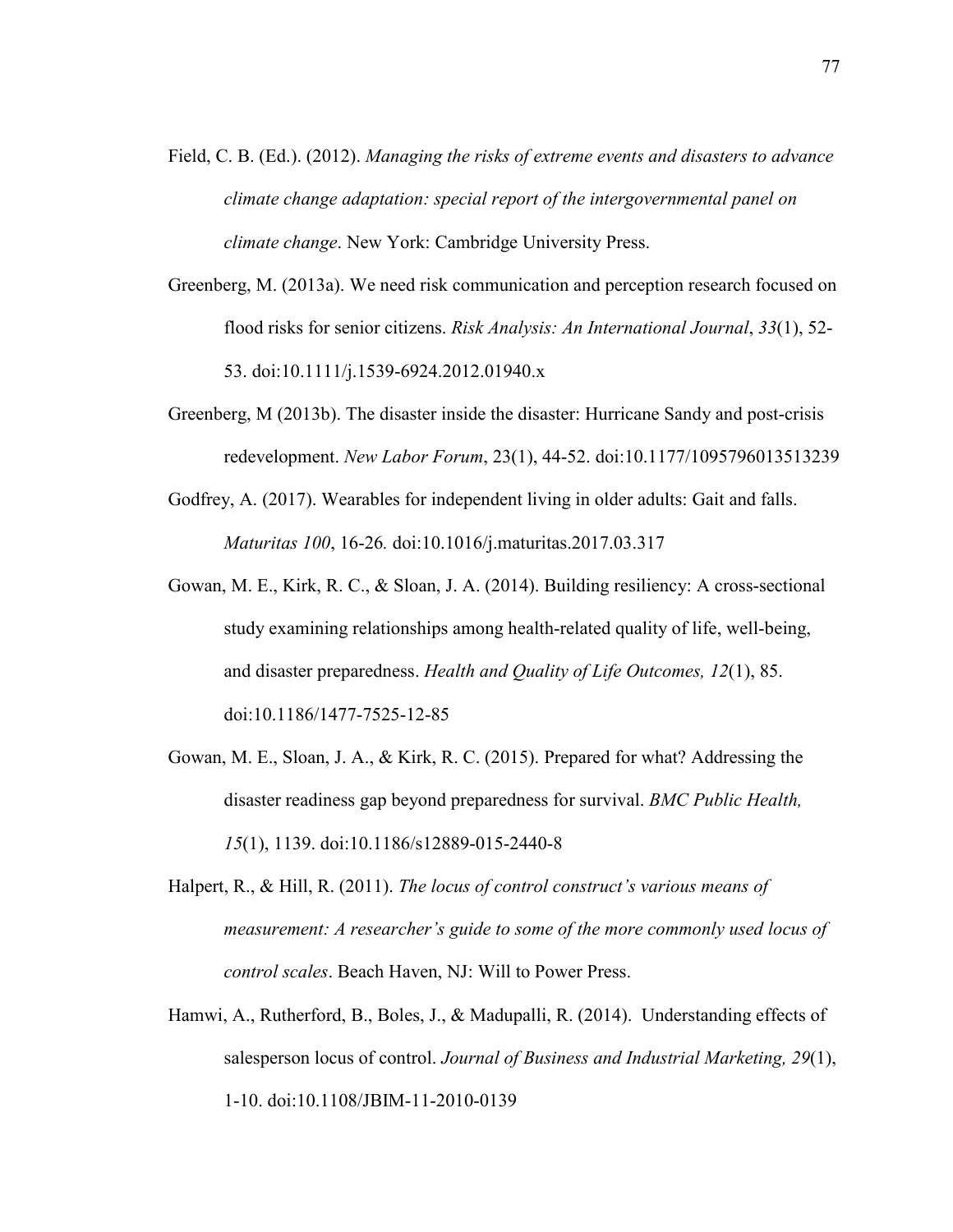Field, C. B. (Ed.). (2012). *Managing the risks of extreme events and disasters to advance climate change adaptation: special report of the intergovernmental panel on climate change*. New York: Cambridge University Press.

Greenberg, M. (2013a). We need risk communication and perception research focused on flood risks for senior citizens. *Risk Analysis: An International Journal*, *33*(1), 52-53. doi:10.1111/j.1539-6924.2012.01940.x

Greenberg, M (2013b). The disaster inside the disaster: Hurricane Sandy and post-crisis redevelopment. *New Labor Forum*, 23(1), 44-52. doi:10.1177/1095796013513239

Godfrey, A. (2017). Wearables for independent living in older adults: Gait and falls. *Maturitas 100*, 16-26*.* doi:10.1016/j.maturitas.2017.03.317

Gowan, M. E., Kirk, R. C., & Sloan, J. A. (2014). Building resiliency: A cross-sectional study examining relationships among health-related quality of life, well-being, and disaster preparedness. *Health and Quality of Life Outcomes, 12*(1), 85. doi:10.1186/1477-7525-12-85

Gowan, M. E., Sloan, J. A., & Kirk, R. C. (2015). Prepared for what? Addressing the disaster readiness gap beyond preparedness for survival. *BMC Public Health, 15*(1), 1139. doi:10.1186/s12889-015-2440-8

Halpert, R., & Hill, R. (2011). *The locus of control construct's various means of measurement: A researcher's guide to some of the more commonly used locus of control scales*. Beach Haven, NJ: Will to Power Press.

Hamwi, A., Rutherford, B., Boles, J., & Madupalli, R. (2014). Understanding effects of salesperson locus of control. *Journal of Business and Industrial Marketing, 29*(1), 1-10. doi:10.1108/JBIM-11-2010-0139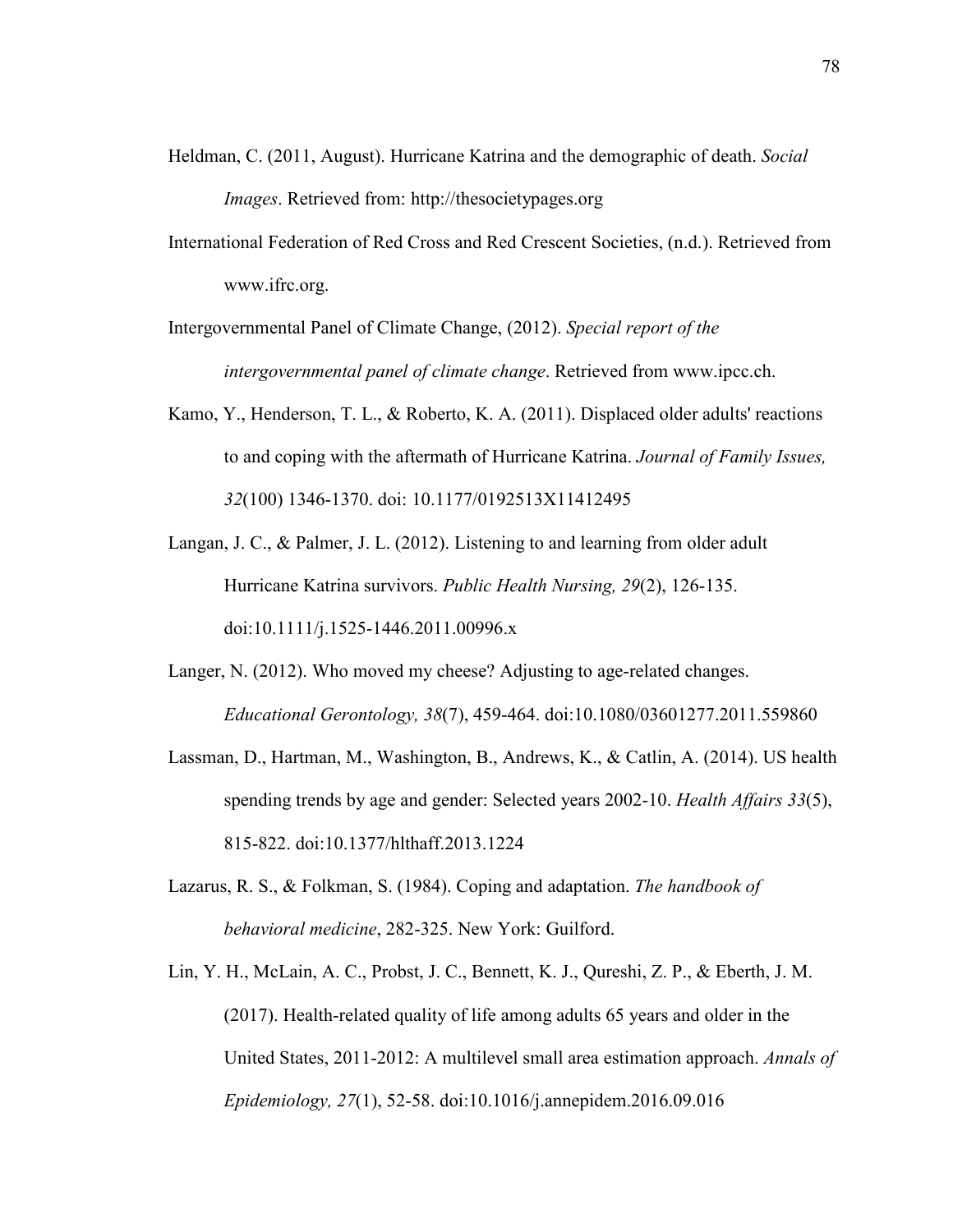Heldman, C. (2011, August). Hurricane Katrina and the demographic of death. *Social Images*. Retrieved from: http://thesocietypages.org

International Federation of Red Cross and Red Crescent Societies, (n.d.). Retrieved from www.ifrc.org.

Intergovernmental Panel of Climate Change, (2012). *Special report of the intergovernmental panel of climate change*. Retrieved from www.ipcc.ch.

Kamo, Y., Henderson, T. L., & Roberto, K. A. (2011). Displaced older adults' reactions to and coping with the aftermath of Hurricane Katrina. *Journal of Family Issues, 32*(100) 1346-1370. doi: 10.1177/0192513X11412495

Langan, J. C., & Palmer, J. L. (2012). Listening to and learning from older adult Hurricane Katrina survivors. *Public Health Nursing, 29*(2), 126-135. doi:10.1111/j.1525-1446.2011.00996.x

Langer, N. (2012). Who moved my cheese? Adjusting to age-related changes. *Educational Gerontology, 38*(7), 459-464. doi:10.1080/03601277.2011.559860

Lassman, D., Hartman, M., Washington, B., Andrews, K., & Catlin, A. (2014). US health spending trends by age and gender: Selected years 2002-10. *Health Affairs 33*(5), 815-822. doi:10.1377/hlthaff.2013.1224

Lazarus, R. S., & Folkman, S. (1984). Coping and adaptation. *The handbook of behavioral medicine*, 282-325. New York: Guilford.

Lin, Y. H., McLain, A. C., Probst, J. C., Bennett, K. J., Qureshi, Z. P., & Eberth, J. M. (2017). Health-related quality of life among adults 65 years and older in the United States, 2011-2012: A multilevel small area estimation approach. *Annals of Epidemiology, 27*(1), 52-58. doi:10.1016/j.annepidem.2016.09.016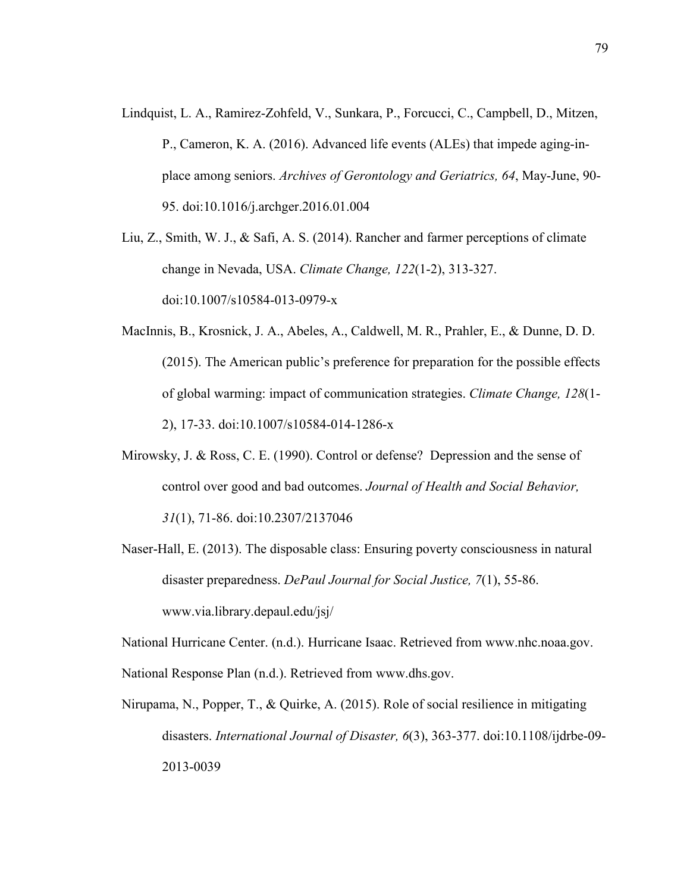Lindquist, L. A., Ramirez-Zohfeld, V., Sunkara, P., Forcucci, C., Campbell, D., Mitzen, P., Cameron, K. A. (2016). Advanced life events (ALEs) that impede aging-in-place among seniors. *Archives of Gerontology and Geriatrics, 64*, May-June, 90-95. doi:10.1016/j.archger.2016.01.004

Liu, Z., Smith, W. J., & Safi, A. S. (2014). Rancher and farmer perceptions of climate change in Nevada, USA. *Climate Change, 122*(1-2), 313-327. doi:10.1007/s10584-013-0979-x

MacInnis, B., Krosnick, J. A., Abeles, A., Caldwell, M. R., Prahler, E., & Dunne, D. D. (2015). The American public's preference for preparation for the possible effects of global warming: impact of communication strategies. *Climate Change, 128*(1-2), 17-33. doi:10.1007/s10584-014-1286-x

Mirowsky, J. & Ross, C. E. (1990). Control or defense? Depression and the sense of control over good and bad outcomes. *Journal of Health and Social Behavior, 31*(1), 71-86. doi:10.2307/2137046

Naser-Hall, E. (2013). The disposable class: Ensuring poverty consciousness in natural disaster preparedness. *DePaul Journal for Social Justice, 7*(1), 55-86. www.via.library.depaul.edu/jsj/

National Hurricane Center. (n.d.). Hurricane Isaac. Retrieved from www.nhc.noaa.gov.

National Response Plan (n.d.). Retrieved from www.dhs.gov.

Nirupama, N., Popper, T., & Quirke, A. (2015). Role of social resilience in mitigating disasters. *International Journal of Disaster, 6*(3), 363-377. doi:10.1108/ijdrbe-09-2013-0039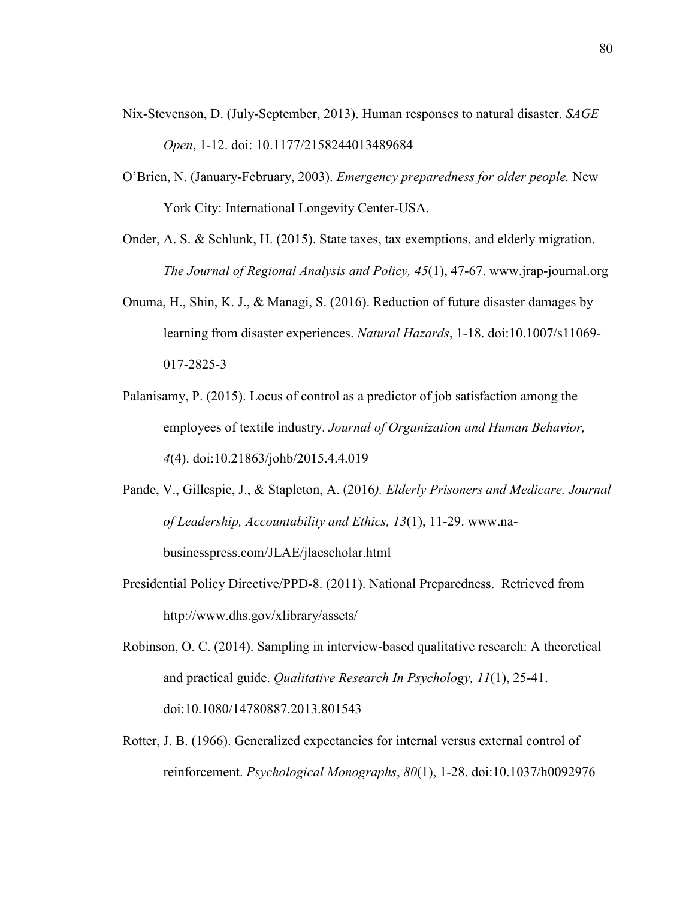Nix-Stevenson, D. (July-September, 2013). Human responses to natural disaster. *SAGE Open*, 1-12. doi: 10.1177/2158244013489684

O'Brien, N. (January-February, 2003). *Emergency preparedness for older people.* New York City: International Longevity Center-USA.

Onder, A. S. & Schlunk, H. (2015). State taxes, tax exemptions, and elderly migration. *The Journal of Regional Analysis and Policy, 45*(1), 47-67. www.jrap-journal.org

Onuma, H., Shin, K. J., & Managi, S. (2016). Reduction of future disaster damages by learning from disaster experiences. *Natural Hazards*, 1-18. doi:10.1007/s11069-017-2825-3

Palanisamy, P. (2015). Locus of control as a predictor of job satisfaction among the employees of textile industry. *Journal of Organization and Human Behavior, 4*(4). doi:10.21863/johb/2015.4.4.019

Pande, V., Gillespie, J., & Stapleton, A. (2016*). Elderly Prisoners and Medicare. Journal of Leadership, Accountability and Ethics, 13*(1), 11-29. www.na-businesspress.com/JLAE/jlaescholar.html

Presidential Policy Directive/PPD-8. (2011). National Preparedness. Retrieved from http://www.dhs.gov/xlibrary/assets/

Robinson, O. C. (2014). Sampling in interview-based qualitative research: A theoretical and practical guide. *Qualitative Research In Psychology, 11*(1), 25-41. doi:10.1080/14780887.2013.801543

Rotter, J. B. (1966). Generalized expectancies for internal versus external control of reinforcement. *Psychological Monographs*, *80*(1), 1-28. doi:10.1037/h0092976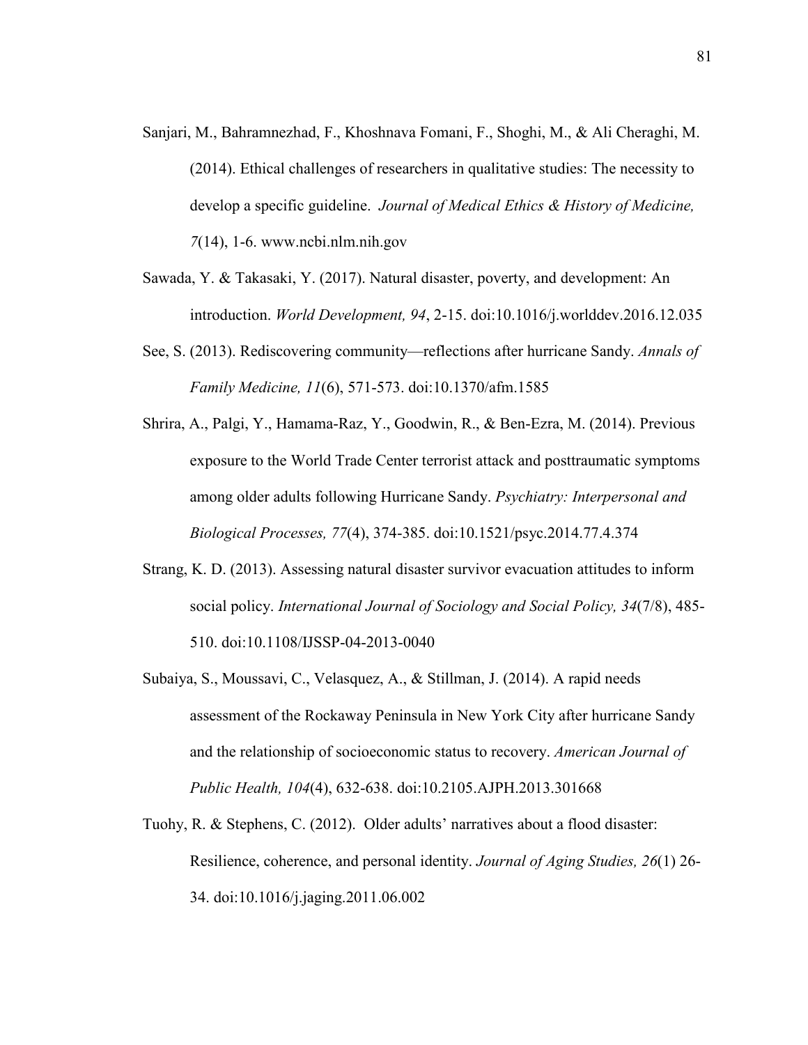Sanjari, M., Bahramnezhad, F., Khoshnava Fomani, F., Shoghi, M., & Ali Cheraghi, M. (2014). Ethical challenges of researchers in qualitative studies: The necessity to develop a specific guideline. *Journal of Medical Ethics & History of Medicine, 7*(14), 1-6. www.ncbi.nlm.nih.gov

Sawada, Y. & Takasaki, Y. (2017). Natural disaster, poverty, and development: An introduction. *World Development, 94*, 2-15. doi:10.1016/j.worlddev.2016.12.035

See, S. (2013). Rediscovering community—reflections after hurricane Sandy. *Annals of Family Medicine, 11*(6), 571-573. doi:10.1370/afm.1585

Shrira, A., Palgi, Y., Hamama-Raz, Y., Goodwin, R., & Ben-Ezra, M. (2014). Previous exposure to the World Trade Center terrorist attack and posttraumatic symptoms among older adults following Hurricane Sandy. *Psychiatry: Interpersonal and Biological Processes, 77*(4), 374-385. doi:10.1521/psyc.2014.77.4.374

Strang, K. D. (2013). Assessing natural disaster survivor evacuation attitudes to inform social policy. *International Journal of Sociology and Social Policy, 34*(7/8), 485-510. doi:10.1108/IJSSP-04-2013-0040

Subaiya, S., Moussavi, C., Velasquez, A., & Stillman, J. (2014). A rapid needs assessment of the Rockaway Peninsula in New York City after hurricane Sandy and the relationship of socioeconomic status to recovery. *American Journal of Public Health, 104*(4), 632-638. doi:10.2105.AJPH.2013.301668

Tuohy, R. & Stephens, C. (2012). Older adults' narratives about a flood disaster: Resilience, coherence, and personal identity. *Journal of Aging Studies, 26*(1) 26-34. doi:10.1016/j.jaging.2011.06.002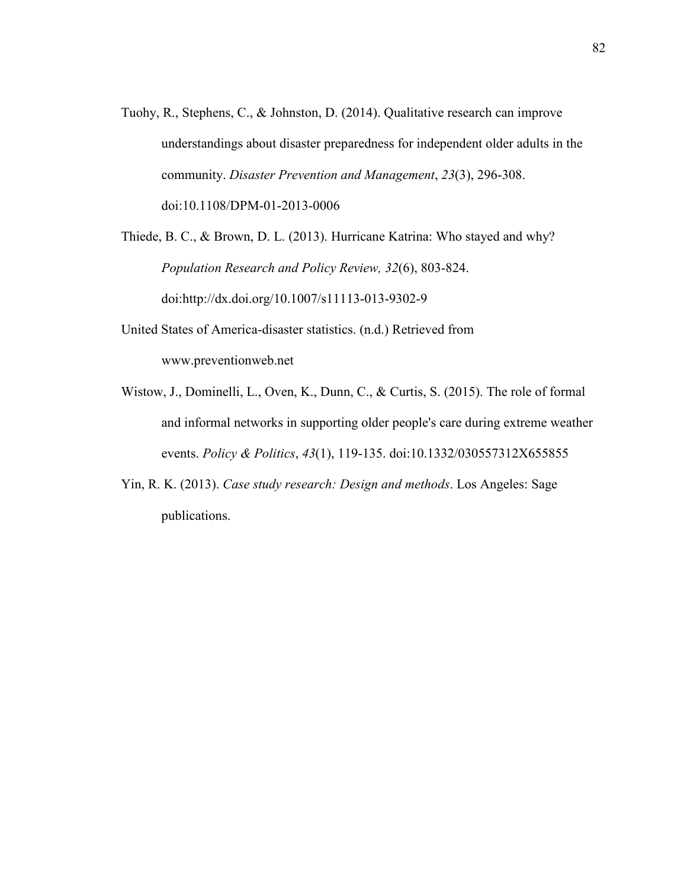Tuohy, R., Stephens, C., & Johnston, D. (2014). Qualitative research can improve understandings about disaster preparedness for independent older adults in the community. *Disaster Prevention and Management*, *23*(3), 296-308. doi:10.1108/DPM-01-2013-0006

Thiede, B. C., & Brown, D. L. (2013). Hurricane Katrina: Who stayed and why? *Population Research and Policy Review, 32*(6), 803-824. doi:http://dx.doi.org/10.1007/s11113-013-9302-9

United States of America-disaster statistics. (n.d.) Retrieved from www.preventionweb.net

Wistow, J., Dominelli, L., Oven, K., Dunn, C., & Curtis, S. (2015). The role of formal and informal networks in supporting older people's care during extreme weather events. *Policy & Politics*, *43*(1), 119-135. doi:10.1332/030557312X655855

Yin, R. K. (2013). *Case study research: Design and methods*. Los Angeles: Sage publications.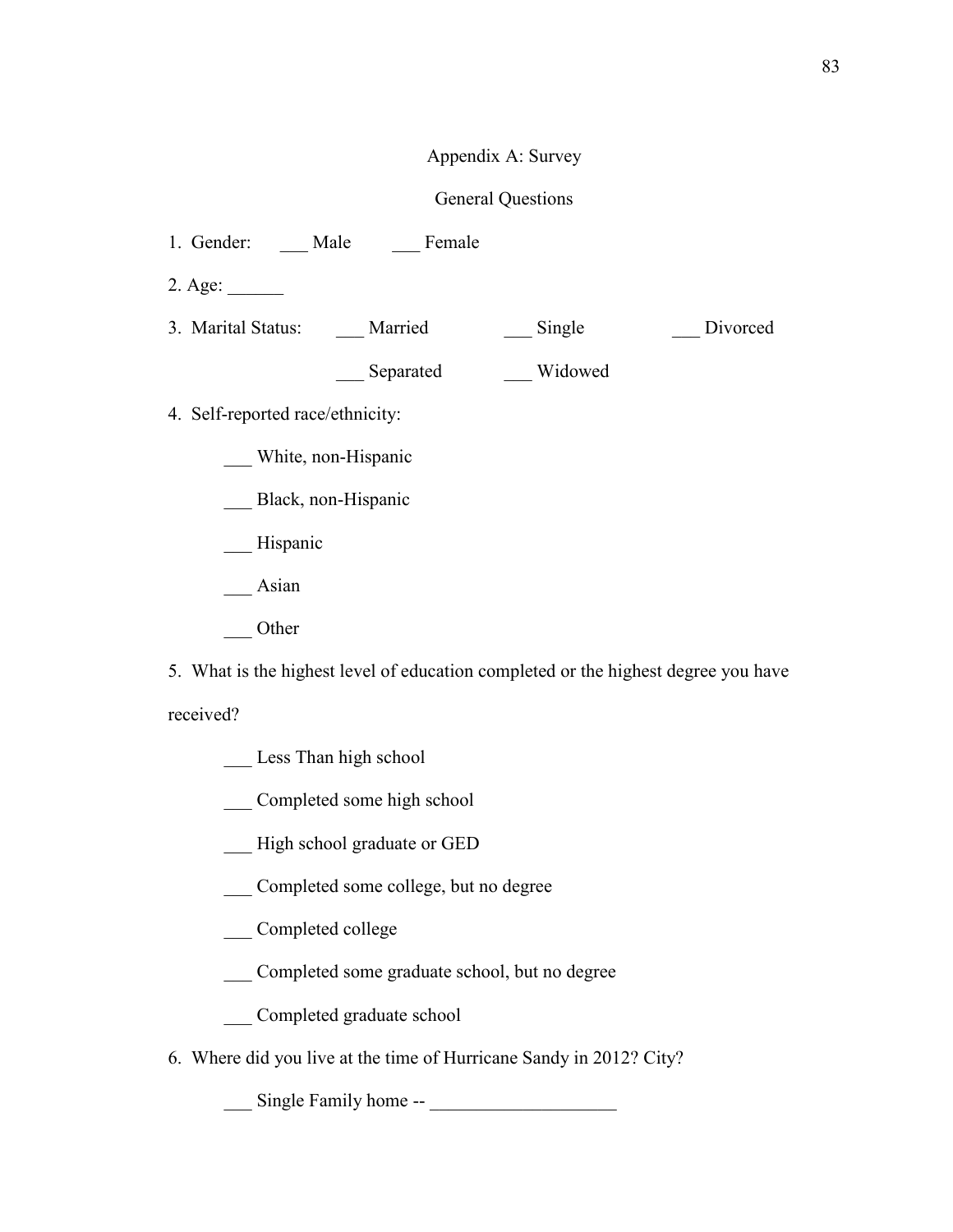# Appendix A: Survey

## General Questions

1. Gender: ___ Male ___ Female

2. Age: ______

3. Marital Status: ___ Married ___ Single ___ Divorced ___ Separated ___ Widowed

4. Self-reported race/ethnicity:

   ___ White, non-Hispanic

   ___ Black, non-Hispanic

   ___ Hispanic

   ___ Asian

   ___ Other

5. What is the highest level of education completed or the highest degree you have received?

   ___ Less Than high school

   ___ Completed some high school

   ___ High school graduate or GED

   ___ Completed some college, but no degree

   ___ Completed college

   ___ Completed some graduate school, but no degree

   ___ Completed graduate school

6. Where did you live at the time of Hurricane Sandy in 2012? City?

   ___ Single Family home -- ____________________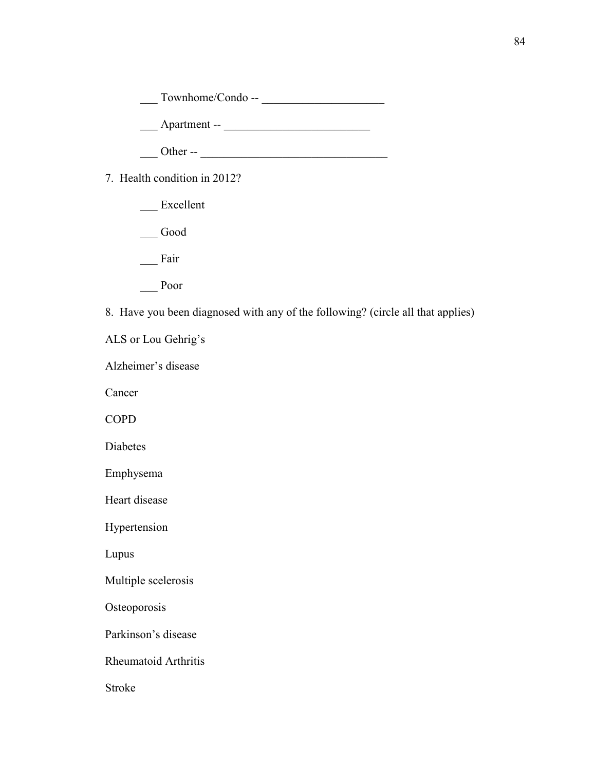___ Townhome/Condo -- ____________________

___ Apartment -- ________________________

___ Other -- ______________________________

7. Health condition in 2012?

___ Excellent

___ Good

___ Fair

___ Poor

8. Have you been diagnosed with any of the following? (circle all that applies)

ALS or Lou Gehrig's

Alzheimer's disease

Cancer

COPD

Diabetes

Emphysema

Heart disease

Hypertension

Lupus

Multiple scelerosis

Osteoporosis

Parkinson's disease

Rheumatoid Arthritis

Stroke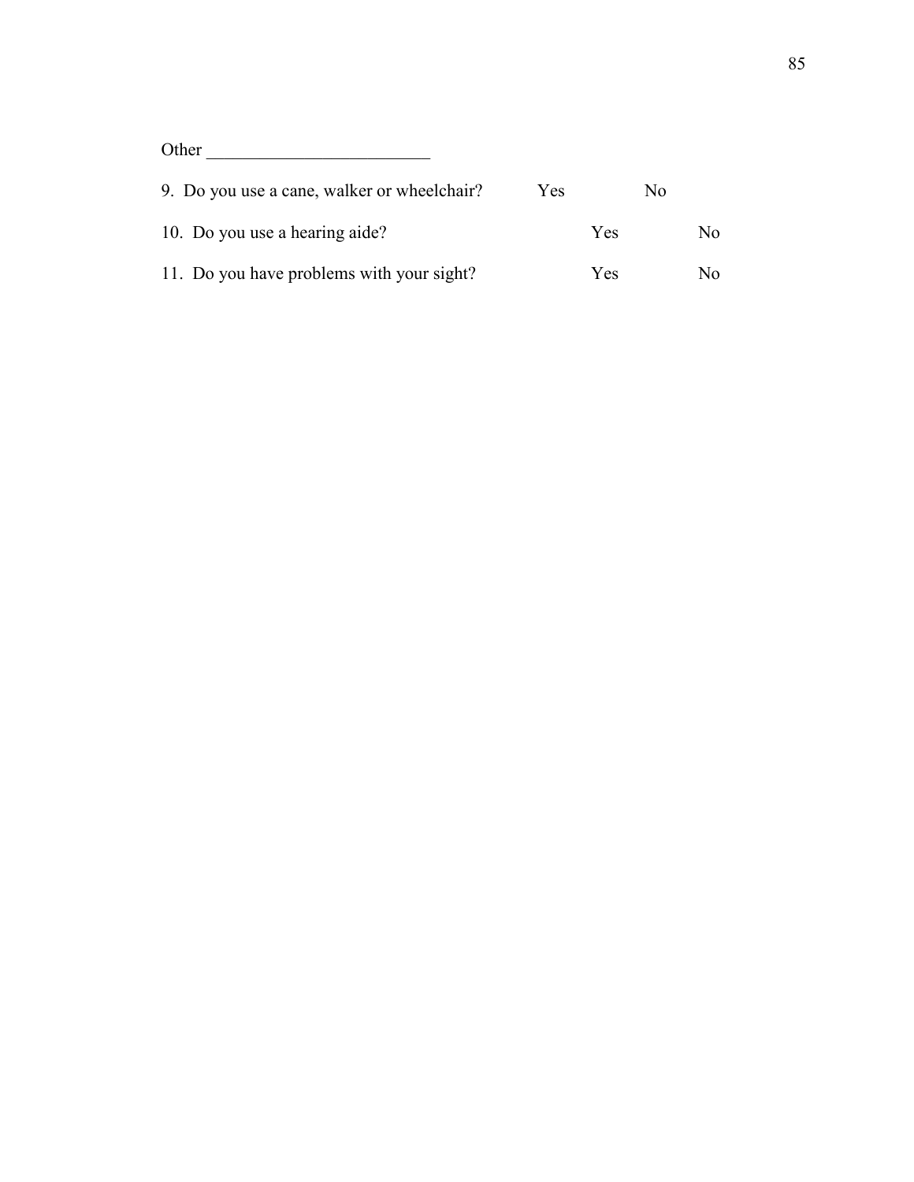Other ________________________

9. Do you use a cane, walker or wheelchair? Yes No

10. Do you use a hearing aide? Yes No

11. Do you have problems with your sight? Yes No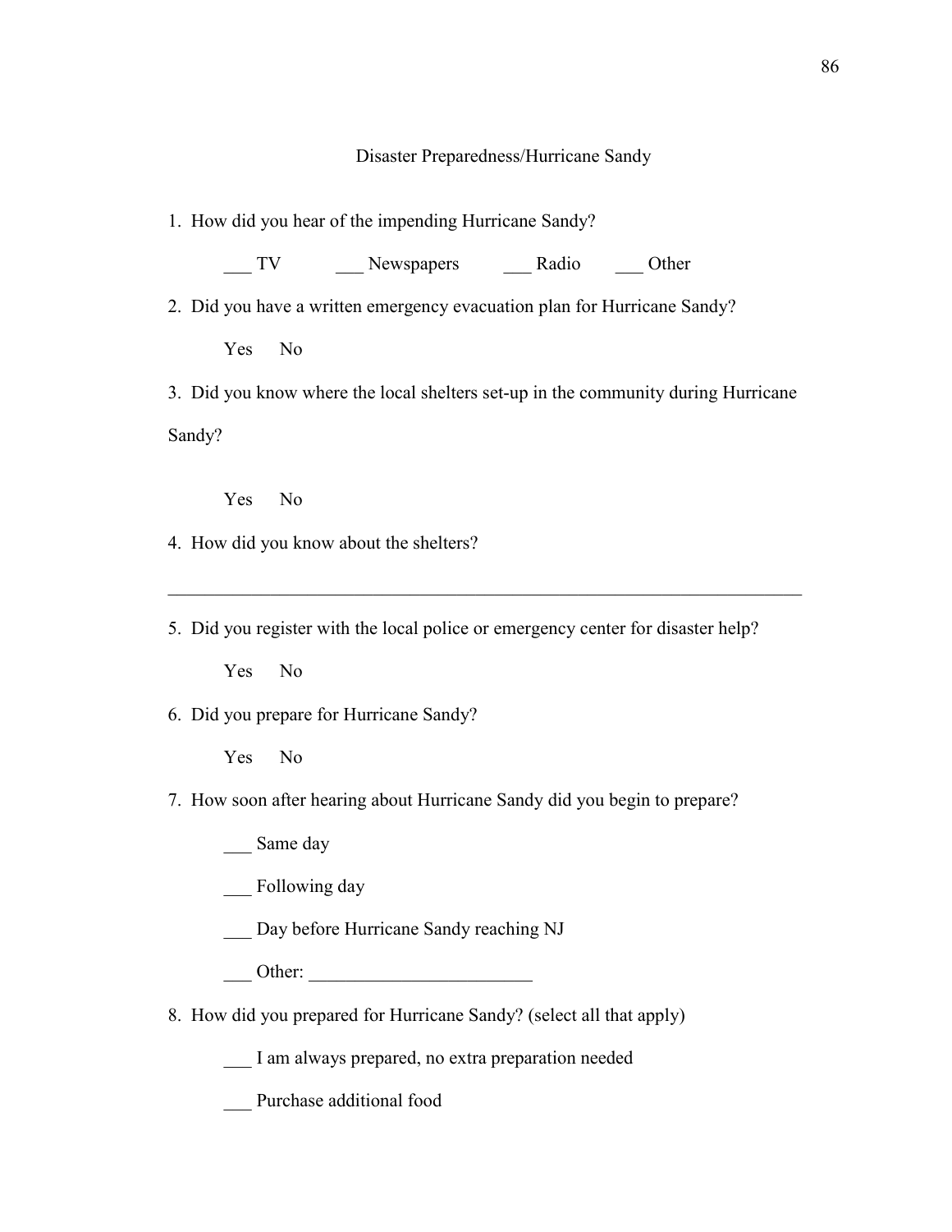Disaster Preparedness/Hurricane Sandy

1. How did you hear of the impending Hurricane Sandy?

   ___ TV   ___ Newspapers   ___ Radio   ___ Other

2. Did you have a written emergency evacuation plan for Hurricane Sandy?

   Yes   No

3. Did you know where the local shelters set-up in the community during Hurricane Sandy?

   Yes   No

4. How did you know about the shelters?

   ____________________________________________________________________

5. Did you register with the local police or emergency center for disaster help?

   Yes   No

6. Did you prepare for Hurricane Sandy?

   Yes   No

7. How soon after hearing about Hurricane Sandy did you begin to prepare?

   ___ Same day

   ___ Following day

   ___ Day before Hurricane Sandy reaching NJ

   ___ Other: ________________________

8. How did you prepared for Hurricane Sandy? (select all that apply)

   ___ I am always prepared, no extra preparation needed

   ___ Purchase additional food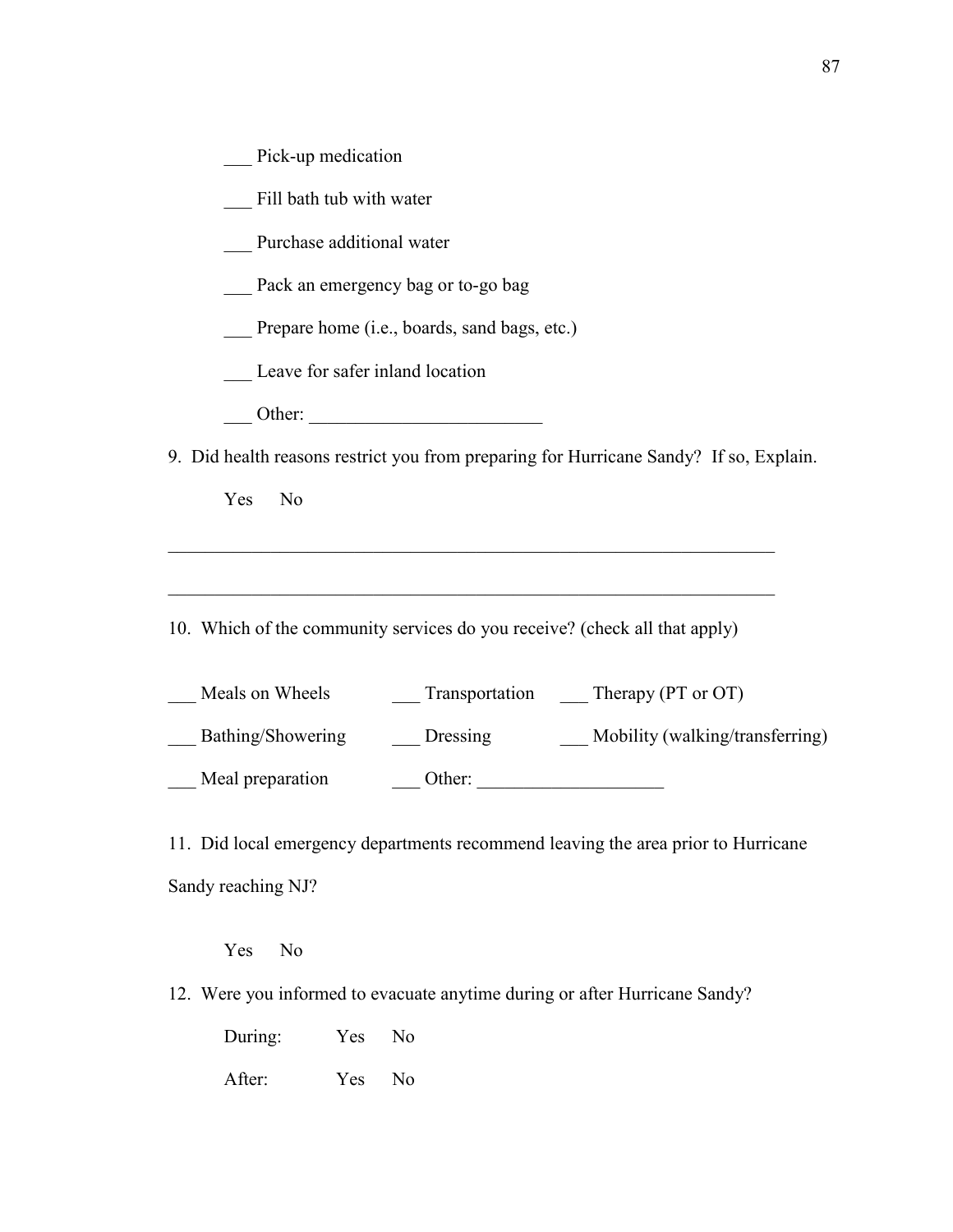___ Pick-up medication

___ Fill bath tub with water

___ Purchase additional water

___ Pack an emergency bag or to-go bag

___ Prepare home (i.e., boards, sand bags, etc.)

___ Leave for safer inland location

___ Other: _________________________

9. Did health reasons restrict you from preparing for Hurricane Sandy? If so, Explain.

   Yes No

_____________________________________________________________________

_____________________________________________________________________

10. Which of the community services do you receive? (check all that apply)

___ Meals on Wheels ___ Transportation ___ Therapy (PT or OT)

___ Bathing/Showering ___ Dressing ___ Mobility (walking/transferring)

___ Meal preparation ___ Other: ____________________

11. Did local emergency departments recommend leaving the area prior to Hurricane Sandy reaching NJ?

   Yes No

12. Were you informed to evacuate anytime during or after Hurricane Sandy?

   During: Yes No

   After: Yes No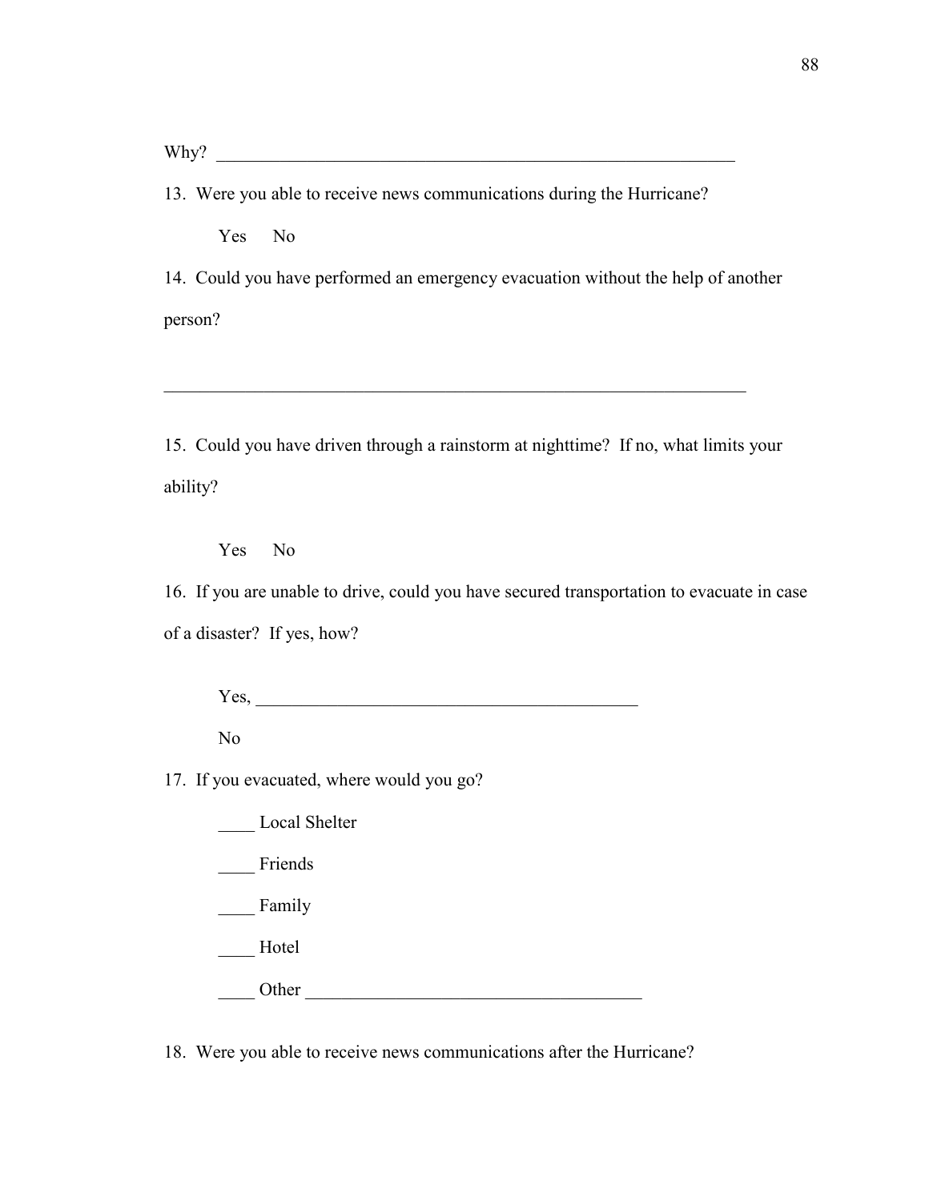Why? ____________________________________________________________

13. Were you able to receive news communications during the Hurricane?

    Yes    No

14. Could you have performed an emergency evacuation without the help of another person?

____________________________________________________________________

15. Could you have driven through a rainstorm at nighttime? If no, what limits your ability?

    Yes    No

16. If you are unable to drive, could you have secured transportation to evacuate in case of a disaster? If yes, how?

    Yes, ____________________________________________

    No

17. If you evacuated, where would you go?

    ____ Local Shelter

    ____ Friends

    ____ Family

    ____ Hotel

    ____ Other ______________________________________

18. Were you able to receive news communications after the Hurricane?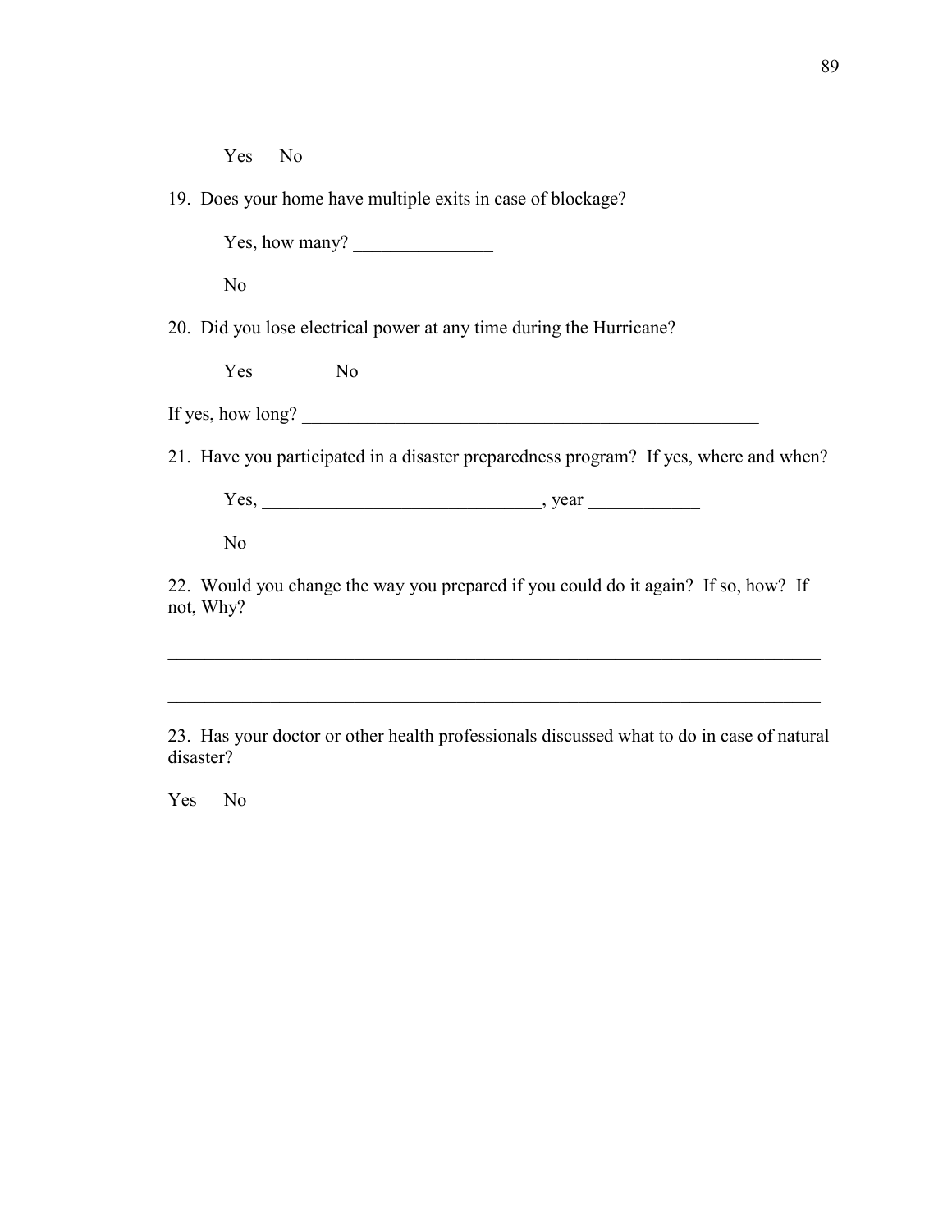Yes No

19. Does your home have multiple exits in case of blockage?

Yes, how many? _______________

No

20. Did you lose electrical power at any time during the Hurricane?

Yes No

If yes, how long? ____________________________________________________

21. Have you participated in a disaster preparedness program? If yes, where and when?

Yes, ______________________________, year ____________

No

22. Would you change the way you prepared if you could do it again? If so, how? If not, Why?

_________________________________________________________________________

_________________________________________________________________________

23. Has your doctor or other health professionals discussed what to do in case of natural disaster?

Yes No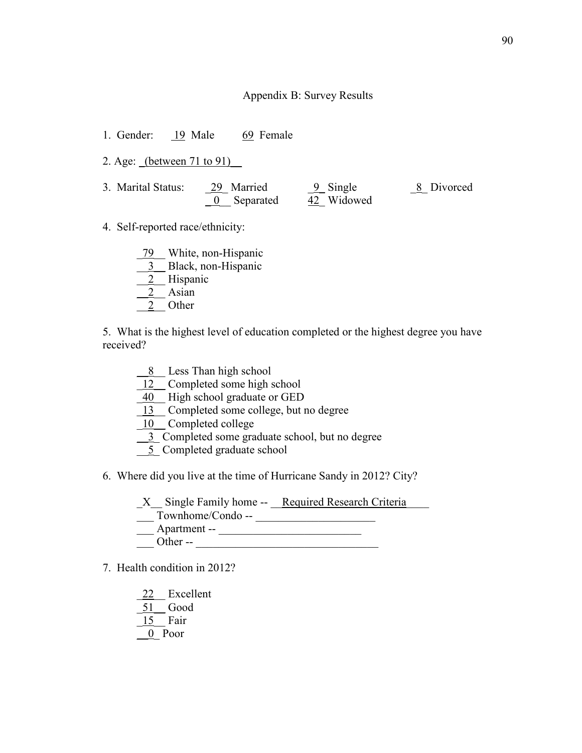# Appendix B: Survey Results

1. Gender: 19 Male 69 Female

2. Age: (between 71 to 91)

3. Marital Status: 29 Married 9 Single 8 Divorced
   0 Separated 42 Widowed

4. Self-reported race/ethnicity:

   79 White, non-Hispanic
   3 Black, non-Hispanic
   2 Hispanic
   2 Asian
   2 Other

5. What is the highest level of education completed or the highest degree you have received?

   8 Less Than high school
   12 Completed some high school
   40 High school graduate or GED
   13 Completed some college, but no degree
   10 Completed college
   3 Completed some graduate school, but no degree
   5 Completed graduate school

6. Where did you live at the time of Hurricane Sandy in 2012? City?

   X Single Family home -- Required Research Criteria
   ___ Townhome/Condo -- ____________________
   ___ Apartment -- ____________________
   ___ Other -- ____________________

7. Health condition in 2012?

   22 Excellent
   51 Good
   15 Fair
   0 Poor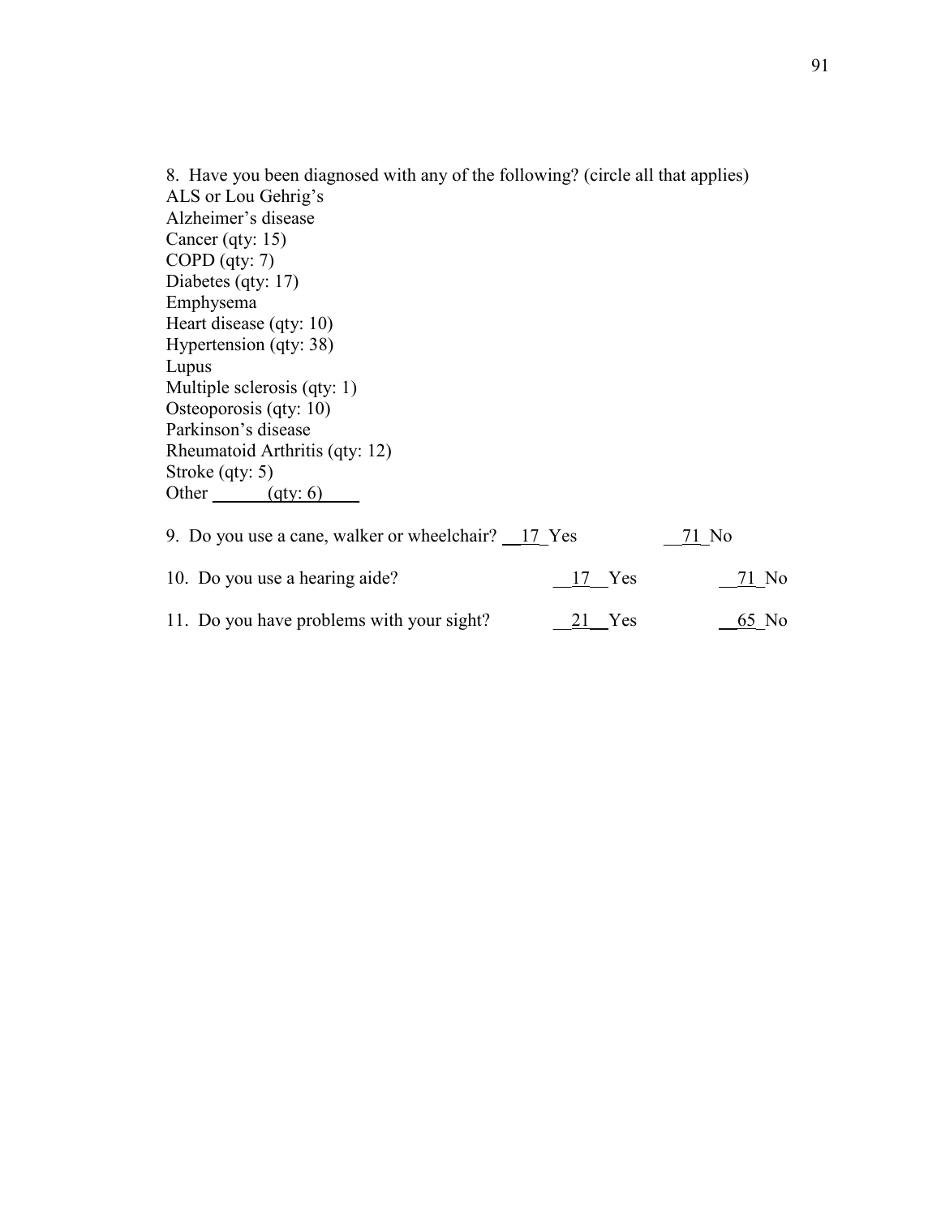8. Have you been diagnosed with any of the following? (circle all that applies)
ALS or Lou Gehrig's
Alzheimer's disease
Cancer (qty: 15)
COPD (qty: 7)
Diabetes (qty: 17)
Emphysema
Heart disease (qty: 10)
Hypertension (qty: 38)
Lupus
Multiple sclerosis (qty: 1)
Osteoporosis (qty: 10)
Parkinson's disease
Rheumatoid Arthritis (qty: 12)
Stroke (qty: 5)
Other ______(qty: 6)____

9. Do you use a cane, walker or wheelchair? __17_Yes __71_No

10. Do you use a hearing aide? __17__Yes __71_No

11. Do you have problems with your sight? __21__Yes __65_No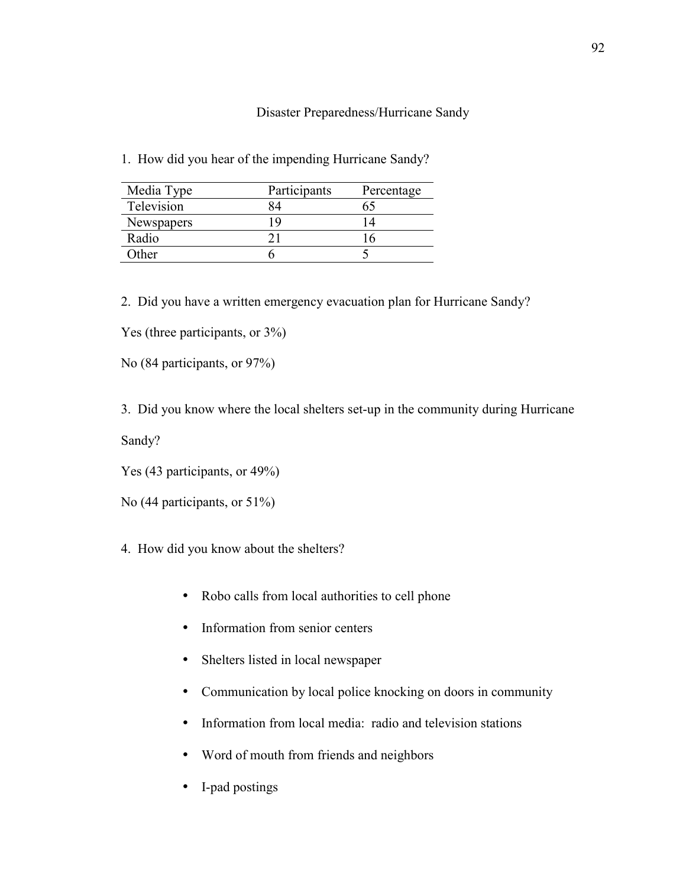## Disaster Preparedness/Hurricane Sandy

1. How did you hear of the impending Hurricane Sandy?

| Media Type | Participants | Percentage |
|---|---|---|
| Television | 84 | 65 |
| Newspapers | 19 | 14 |
| Radio | 21 | 16 |
| Other | 6 | 5 |

2. Did you have a written emergency evacuation plan for Hurricane Sandy?

Yes (three participants, or 3%)

No (84 participants, or 97%)

3. Did you know where the local shelters set-up in the community during Hurricane Sandy?

Yes (43 participants, or 49%)

No (44 participants, or 51%)

4. How did you know about the shelters?

- Robo calls from local authorities to cell phone
- Information from senior centers
- Shelters listed in local newspaper
- Communication by local police knocking on doors in community
- Information from local media: radio and television stations
- Word of mouth from friends and neighbors
- I-pad postings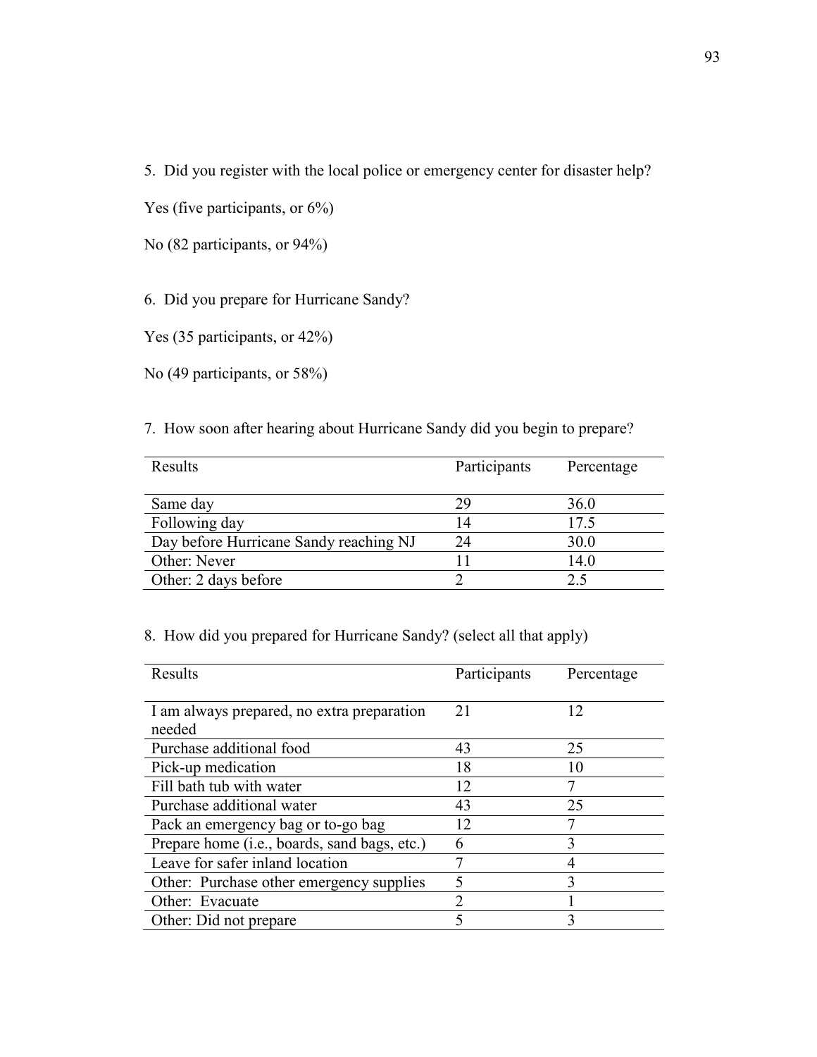5. Did you register with the local police or emergency center for disaster help?

Yes (five participants, or 6%)

No (82 participants, or 94%)

6. Did you prepare for Hurricane Sandy?

Yes (35 participants, or 42%)

No (49 participants, or 58%)

7. How soon after hearing about Hurricane Sandy did you begin to prepare?

| Results | Participants | Percentage |
|---|---|---|
| Same day | 29 | 36.0 |
| Following day | 14 | 17.5 |
| Day before Hurricane Sandy reaching NJ | 24 | 30.0 |
| Other: Never | 11 | 14.0 |
| Other: 2 days before | 2 | 2.5 |

8. How did you prepared for Hurricane Sandy? (select all that apply)

| Results | Participants | Percentage |
|---|---|---|
| I am always prepared, no extra preparation needed | 21 | 12 |
| Purchase additional food | 43 | 25 |
| Pick-up medication | 18 | 10 |
| Fill bath tub with water | 12 | 7 |
| Purchase additional water | 43 | 25 |
| Pack an emergency bag or to-go bag | 12 | 7 |
| Prepare home (i.e., boards, sand bags, etc.) | 6 | 3 |
| Leave for safer inland location | 7 | 4 |
| Other: Purchase other emergency supplies | 5 | 3 |
| Other: Evacuate | 2 | 1 |
| Other: Did not prepare | 5 | 3 |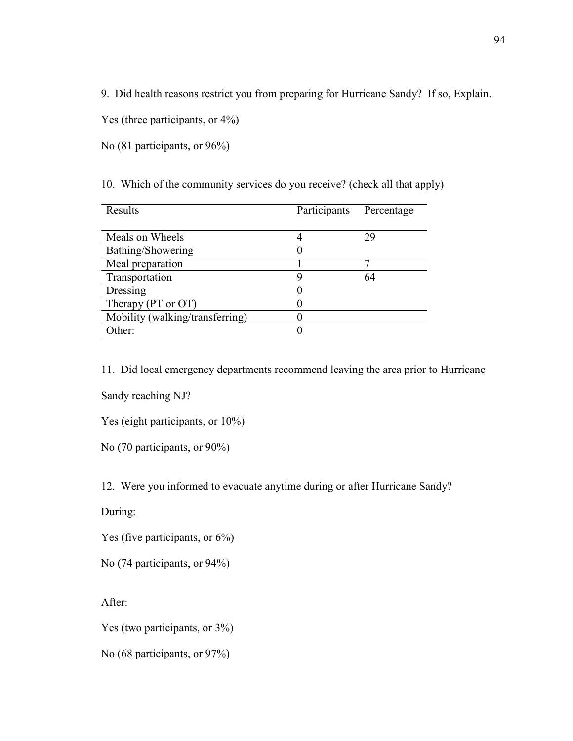9. Did health reasons restrict you from preparing for Hurricane Sandy? If so, Explain.

Yes (three participants, or 4%)

No (81 participants, or 96%)

10. Which of the community services do you receive? (check all that apply)

| Results | Participants | Percentage |
|---|---|---|
| Meals on Wheels | 4 | 29 |
| Bathing/Showering | 0 | |
| Meal preparation | 1 | 7 |
| Transportation | 9 | 64 |
| Dressing | 0 | |
| Therapy (PT or OT) | 0 | |
| Mobility (walking/transferring) | 0 | |
| Other: | 0 | |

11. Did local emergency departments recommend leaving the area prior to Hurricane Sandy reaching NJ?

Yes (eight participants, or 10%)

No (70 participants, or 90%)

12. Were you informed to evacuate anytime during or after Hurricane Sandy?

During:

Yes (five participants, or 6%)

No (74 participants, or 94%)

After:

Yes (two participants, or 3%)

No (68 participants, or 97%)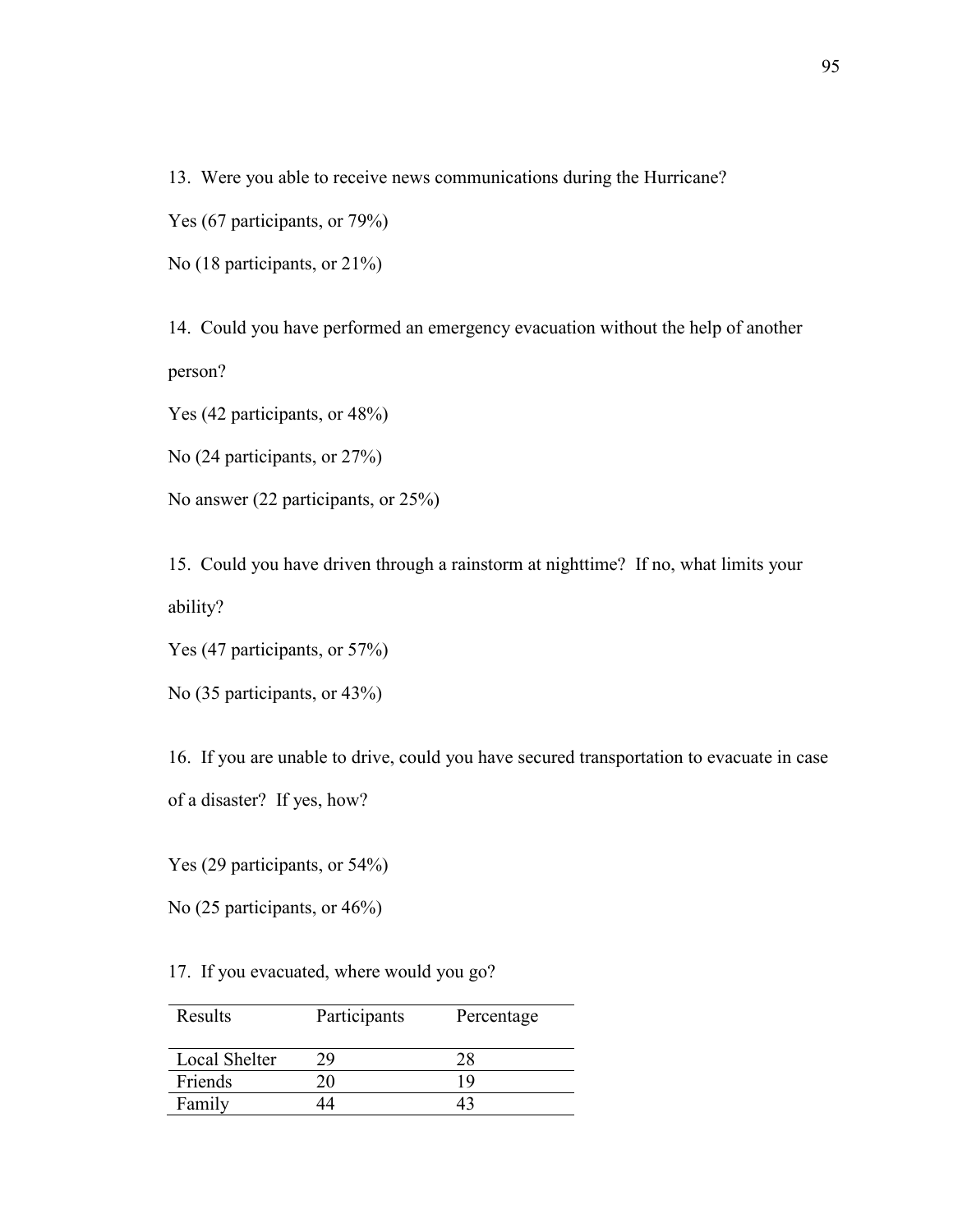13. Were you able to receive news communications during the Hurricane?

Yes (67 participants, or 79%)

No (18 participants, or 21%)

14. Could you have performed an emergency evacuation without the help of another person?

Yes (42 participants, or 48%)

No (24 participants, or 27%)

No answer (22 participants, or 25%)

15. Could you have driven through a rainstorm at nighttime? If no, what limits your ability?

Yes (47 participants, or 57%)

No (35 participants, or 43%)

16. If you are unable to drive, could you have secured transportation to evacuate in case of a disaster? If yes, how?

Yes (29 participants, or 54%)

No (25 participants, or 46%)

17. If you evacuated, where would you go?

| Results | Participants | Percentage |
|---|---|---|
| Local Shelter | 29 | 28 |
| Friends | 20 | 19 |
| Family | 44 | 43 |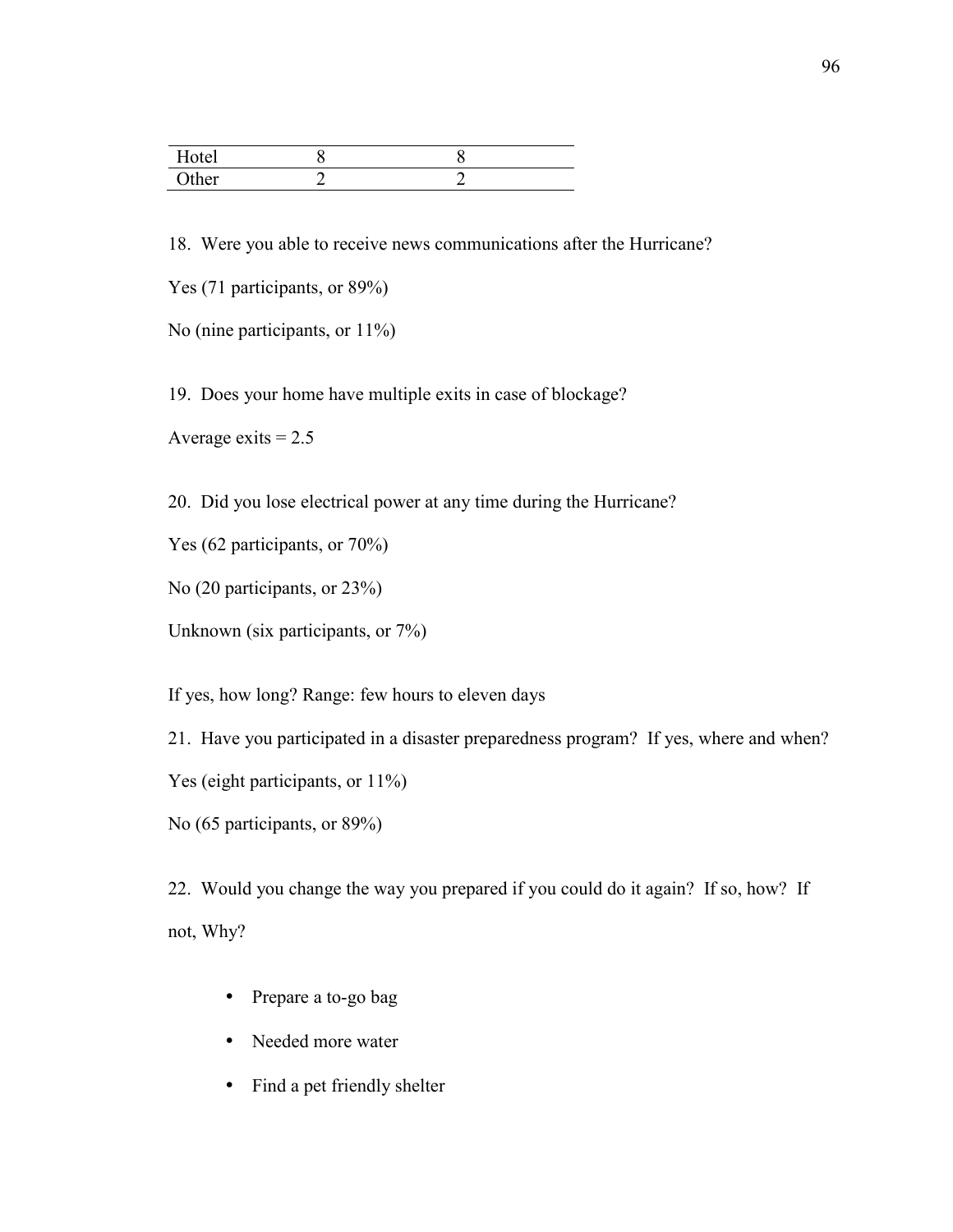| | | |
|---|---|---|
| Hotel | 8 | 8 |
| Other | 2 | 2 |

18. Were you able to receive news communications after the Hurricane?

Yes (71 participants, or 89%)

No (nine participants, or 11%)

19. Does your home have multiple exits in case of blockage?

Average exits = 2.5

20. Did you lose electrical power at any time during the Hurricane?

Yes (62 participants, or 70%)

No (20 participants, or 23%)

Unknown (six participants, or 7%)

If yes, how long? Range: few hours to eleven days

21. Have you participated in a disaster preparedness program? If yes, where and when?

Yes (eight participants, or 11%)

No (65 participants, or 89%)

22. Would you change the way you prepared if you could do it again? If so, how? If not, Why?

- Prepare a to-go bag
- Needed more water
- Find a pet friendly shelter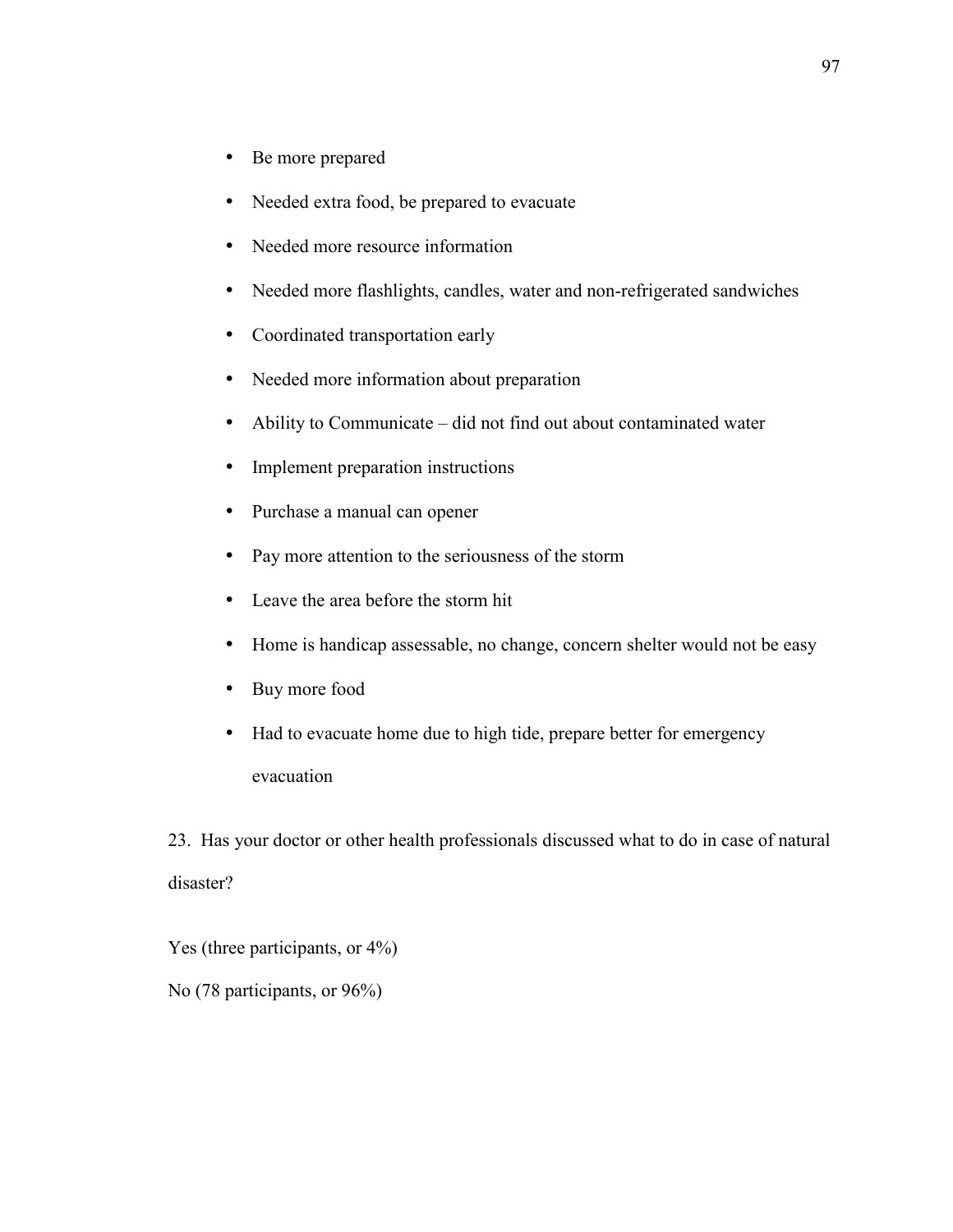- Be more prepared
- Needed extra food, be prepared to evacuate
- Needed more resource information
- Needed more flashlights, candles, water and non-refrigerated sandwiches
- Coordinated transportation early
- Needed more information about preparation
- Ability to Communicate – did not find out about contaminated water
- Implement preparation instructions
- Purchase a manual can opener
- Pay more attention to the seriousness of the storm
- Leave the area before the storm hit
- Home is handicap assessable, no change, concern shelter would not be easy
- Buy more food
- Had to evacuate home due to high tide, prepare better for emergency evacuation

23. Has your doctor or other health professionals discussed what to do in case of natural disaster?

Yes (three participants, or 4%)

No (78 participants, or 96%)